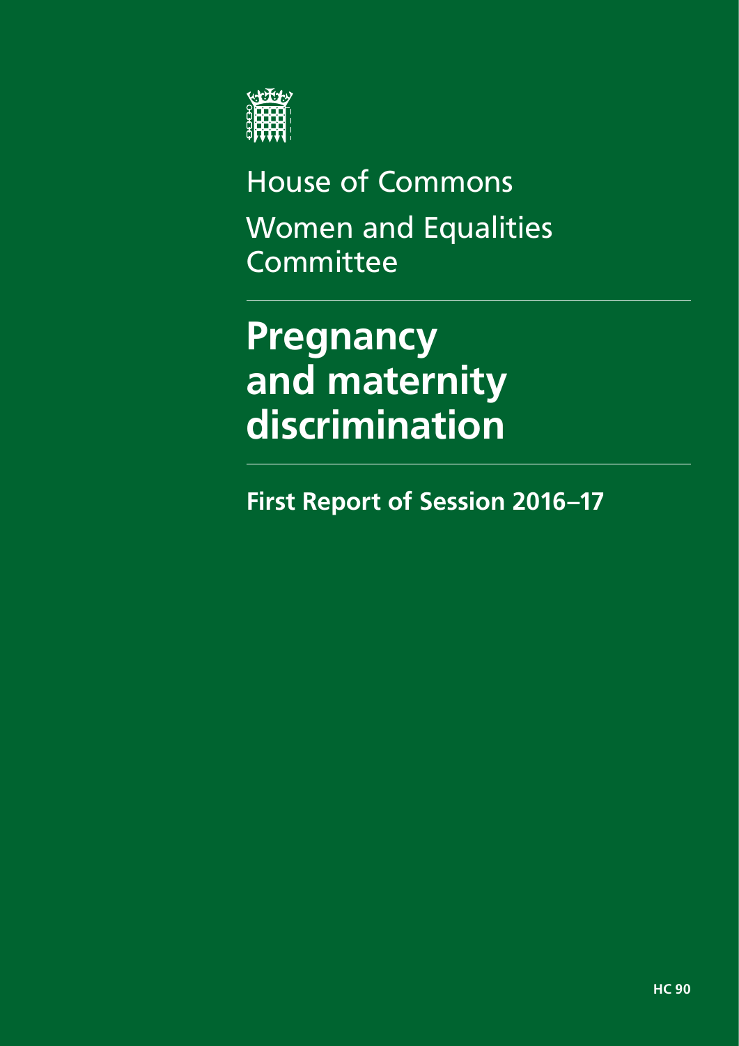House of Commons

Women and Equalities Committee

# Pregnancy and maternity discrimination

## First Report of Session 2016–17

HC 90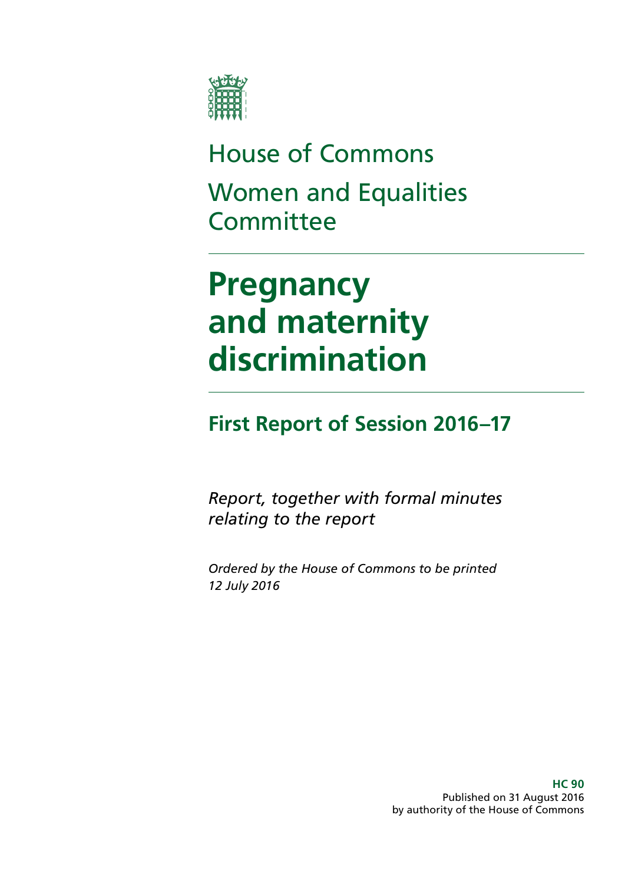# House of Commons

# Women and Equalities Committee

# Pregnancy and maternity discrimination

## First Report of Session 2016–17

*Report, together with formal minutes relating to the report*

*Ordered by the House of Commons to be printed 12 July 2016*

**HC 90**
Published on 31 August 2016
by authority of the House of Commons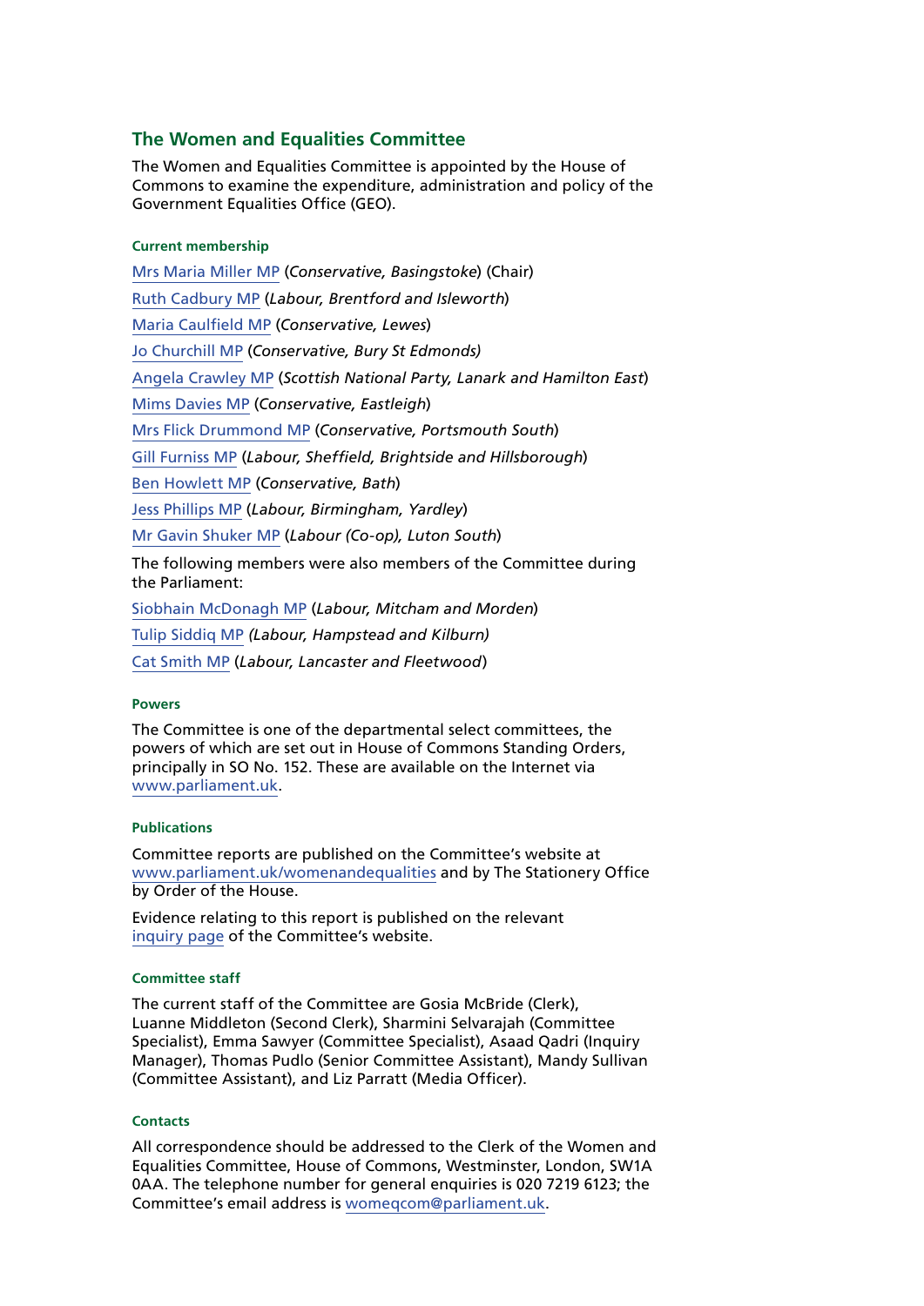## The Women and Equalities Committee

The Women and Equalities Committee is appointed by the House of Commons to examine the expenditure, administration and policy of the Government Equalities Office (GEO).

### Current membership

Mrs Maria Miller MP (*Conservative, Basingstoke*) (Chair)

Ruth Cadbury MP (*Labour, Brentford and Isleworth*)

Maria Caulfield MP (*Conservative, Lewes*)

Jo Churchill MP (*Conservative, Bury St Edmonds)*

Angela Crawley MP (*Scottish National Party, Lanark and Hamilton East*)

Mims Davies MP (*Conservative, Eastleigh*)

Mrs Flick Drummond MP (*Conservative, Portsmouth South*)

Gill Furniss MP (*Labour, Sheffield, Brightside and Hillsborough*)

Ben Howlett MP (*Conservative, Bath*)

Jess Phillips MP (*Labour, Birmingham, Yardley*)

Mr Gavin Shuker MP (*Labour (Co-op), Luton South*)

The following members were also members of the Committee during the Parliament:

Siobhain McDonagh MP (*Labour, Mitcham and Morden*)

Tulip Siddiq MP *(Labour, Hampstead and Kilburn)*

Cat Smith MP (*Labour, Lancaster and Fleetwood*)

### Powers

The Committee is one of the departmental select committees, the powers of which are set out in House of Commons Standing Orders, principally in SO No. 152. These are available on the Internet via www.parliament.uk.

### Publications

Committee reports are published on the Committee's website at www.parliament.uk/womenandequalities and by The Stationery Office by Order of the House.

Evidence relating to this report is published on the relevant inquiry page of the Committee's website.

### Committee staff

The current staff of the Committee are Gosia McBride (Clerk), Luanne Middleton (Second Clerk), Sharmini Selvarajah (Committee Specialist), Emma Sawyer (Committee Specialist), Asaad Qadri (Inquiry Manager), Thomas Pudlo (Senior Committee Assistant), Mandy Sullivan (Committee Assistant), and Liz Parratt (Media Officer).

### Contacts

All correspondence should be addressed to the Clerk of the Women and Equalities Committee, House of Commons, Westminster, London, SW1A 0AA. The telephone number for general enquiries is 020 7219 6123; the Committee's email address is womeqcom@parliament.uk.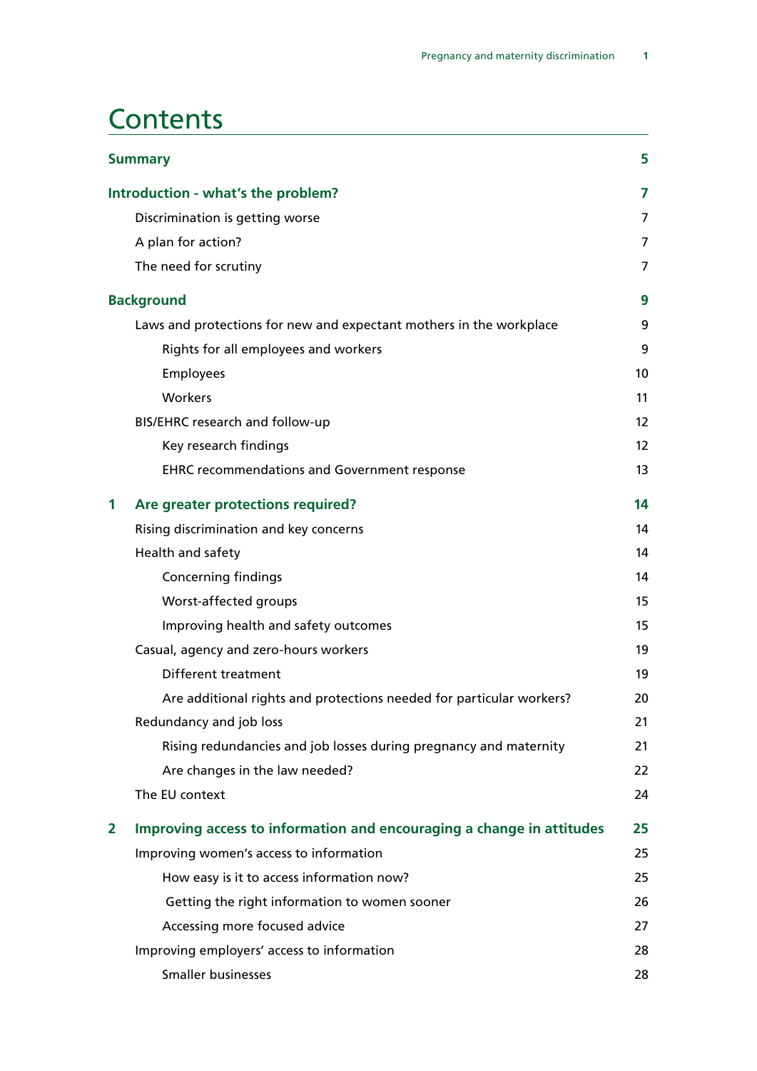# Contents

| | | |
|---|---|---|
| **Summary** | | **5** |
| **Introduction - what's the problem?** | | **7** |
| | Discrimination is getting worse | 7 |
| | A plan for action? | 7 |
| | The need for scrutiny | 7 |
| **Background** | | **9** |
| | Laws and protections for new and expectant mothers in the workplace | 9 |
| | Rights for all employees and workers | 9 |
| | Employees | 10 |
| | Workers | 11 |
| | BIS/EHRC research and follow-up | 12 |
| | Key research findings | 12 |
| | EHRC recommendations and Government response | 13 |
| **1** | **Are greater protections required?** | **14** |
| | Rising discrimination and key concerns | 14 |
| | Health and safety | 14 |
| | Concerning findings | 14 |
| | Worst-affected groups | 15 |
| | Improving health and safety outcomes | 15 |
| | Casual, agency and zero-hours workers | 19 |
| | Different treatment | 19 |
| | Are additional rights and protections needed for particular workers? | 20 |
| | Redundancy and job loss | 21 |
| | Rising redundancies and job losses during pregnancy and maternity | 21 |
| | Are changes in the law needed? | 22 |
| | The EU context | 24 |
| **2** | **Improving access to information and encouraging a change in attitudes** | **25** |
| | Improving women's access to information | 25 |
| | How easy is it to access information now? | 25 |
| | Getting the right information to women sooner | 26 |
| | Accessing more focused advice | 27 |
| | Improving employers' access to information | 28 |
| | Smaller businesses | 28 |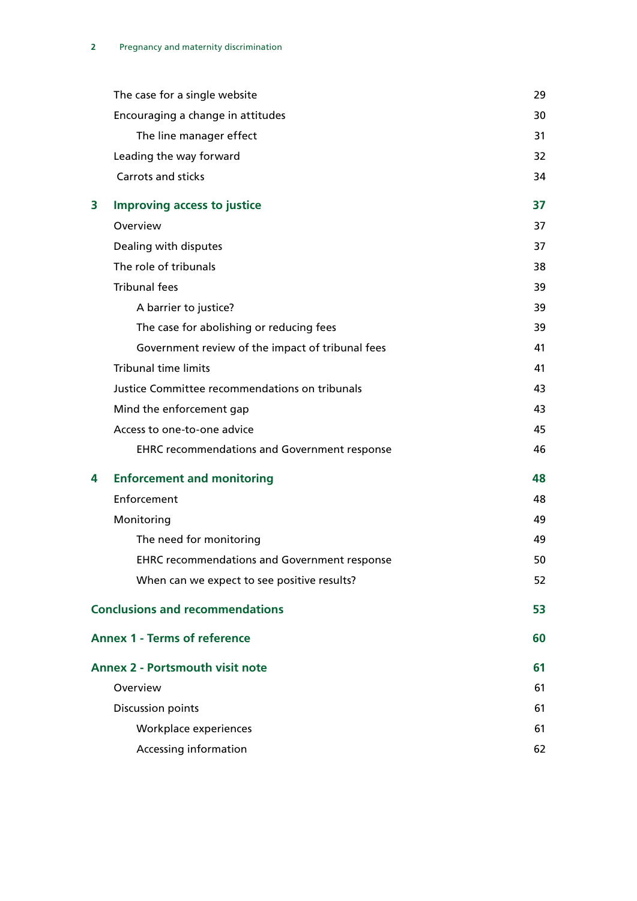| | | |
|---|---|---|
| | The case for a single website | 29 |
| | Encouraging a change in attitudes | 30 |
| | The line manager effect | 31 |
| | Leading the way forward | 32 |
| | Carrots and sticks | 34 |
| **3** | **Improving access to justice** | **37** |
| | Overview | 37 |
| | Dealing with disputes | 37 |
| | The role of tribunals | 38 |
| | Tribunal fees | 39 |
| | A barrier to justice? | 39 |
| | The case for abolishing or reducing fees | 39 |
| | Government review of the impact of tribunal fees | 41 |
| | Tribunal time limits | 41 |
| | Justice Committee recommendations on tribunals | 43 |
| | Mind the enforcement gap | 43 |
| | Access to one-to-one advice | 45 |
| | EHRC recommendations and Government response | 46 |
| **4** | **Enforcement and monitoring** | **48** |
| | Enforcement | 48 |
| | Monitoring | 49 |
| | The need for monitoring | 49 |
| | EHRC recommendations and Government response | 50 |
| | When can we expect to see positive results? | 52 |
| | **Conclusions and recommendations** | **53** |
| | **Annex 1 - Terms of reference** | **60** |
| | **Annex 2 - Portsmouth visit note** | **61** |
| | Overview | 61 |
| | Discussion points | 61 |
| | Workplace experiences | 61 |
| | Accessing information | 62 |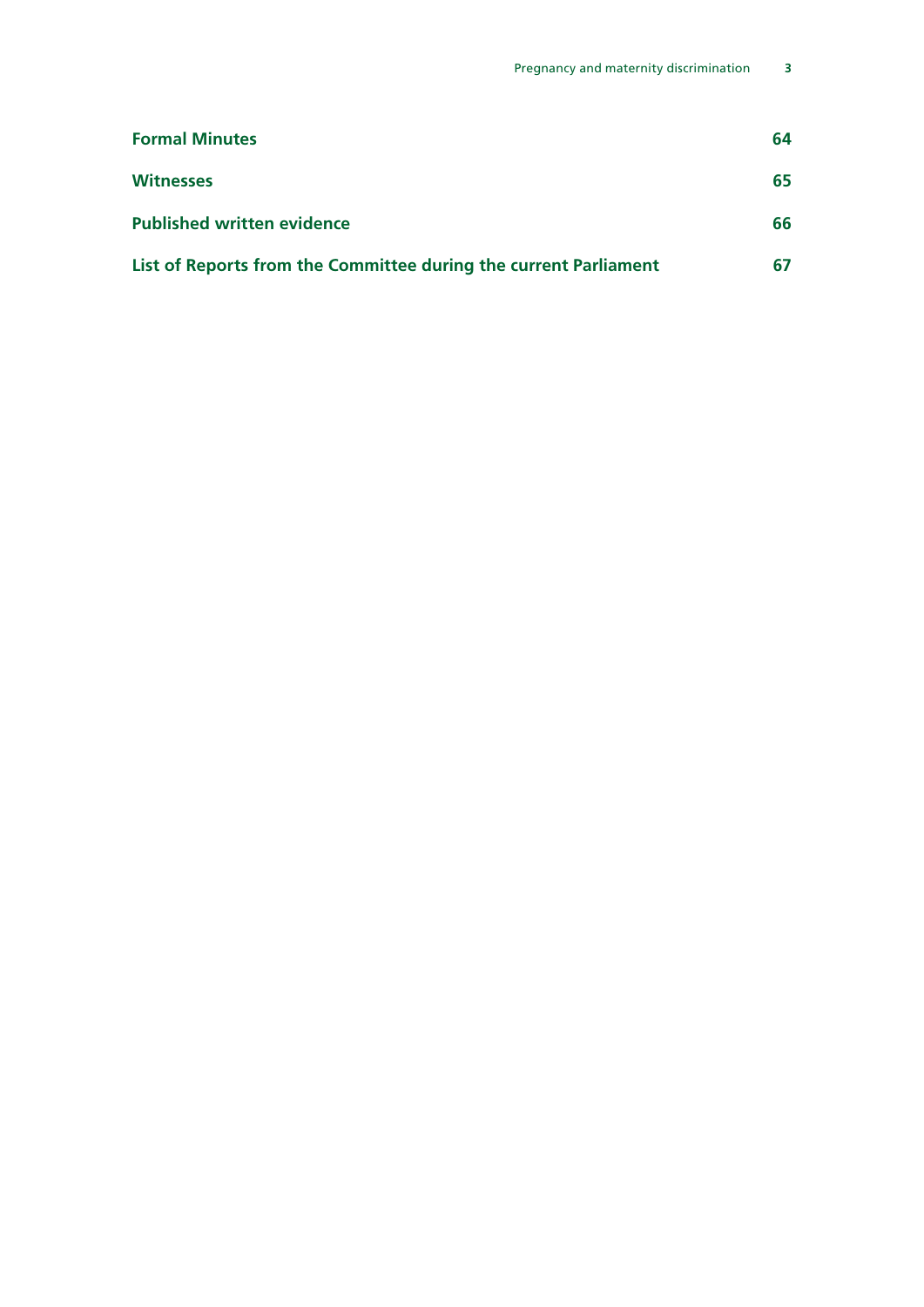**Formal Minutes** 64

**Witnesses** 65

**Published written evidence** 66

**List of Reports from the Committee during the current Parliament** 67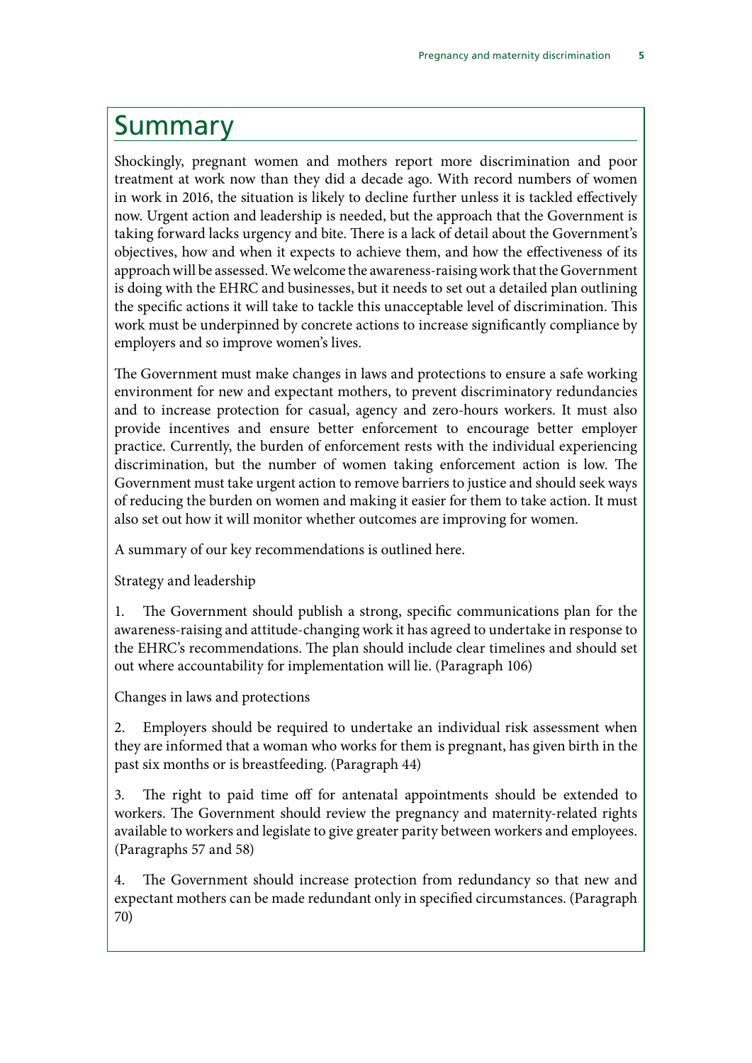# Summary

Shockingly, pregnant women and mothers report more discrimination and poor treatment at work now than they did a decade ago. With record numbers of women in work in 2016, the situation is likely to decline further unless it is tackled effectively now. Urgent action and leadership is needed, but the approach that the Government is taking forward lacks urgency and bite. There is a lack of detail about the Government's objectives, how and when it expects to achieve them, and how the effectiveness of its approach will be assessed. We welcome the awareness-raising work that the Government is doing with the EHRC and businesses, but it needs to set out a detailed plan outlining the specific actions it will take to tackle this unacceptable level of discrimination. This work must be underpinned by concrete actions to increase significantly compliance by employers and so improve women's lives.

The Government must make changes in laws and protections to ensure a safe working environment for new and expectant mothers, to prevent discriminatory redundancies and to increase protection for casual, agency and zero-hours workers. It must also provide incentives and ensure better enforcement to encourage better employer practice. Currently, the burden of enforcement rests with the individual experiencing discrimination, but the number of women taking enforcement action is low. The Government must take urgent action to remove barriers to justice and should seek ways of reducing the burden on women and making it easier for them to take action. It must also set out how it will monitor whether outcomes are improving for women.

A summary of our key recommendations is outlined here.

Strategy and leadership

1. The Government should publish a strong, specific communications plan for the awareness-raising and attitude-changing work it has agreed to undertake in response to the EHRC's recommendations. The plan should include clear timelines and should set out where accountability for implementation will lie. (Paragraph 106)

Changes in laws and protections

2. Employers should be required to undertake an individual risk assessment when they are informed that a woman who works for them is pregnant, has given birth in the past six months or is breastfeeding. (Paragraph 44)

3. The right to paid time off for antenatal appointments should be extended to workers. The Government should review the pregnancy and maternity-related rights available to workers and legislate to give greater parity between workers and employees. (Paragraphs 57 and 58)

4. The Government should increase protection from redundancy so that new and expectant mothers can be made redundant only in specified circumstances. (Paragraph 70)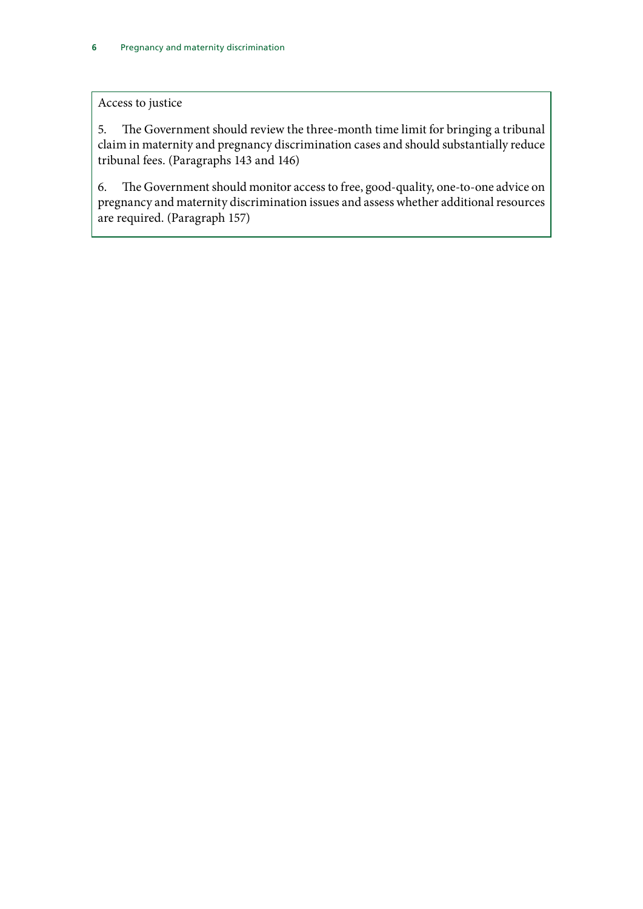### Access to justice

5. The Government should review the three-month time limit for bringing a tribunal claim in maternity and pregnancy discrimination cases and should substantially reduce tribunal fees. (Paragraphs 143 and 146)

6. The Government should monitor access to free, good-quality, one-to-one advice on pregnancy and maternity discrimination issues and assess whether additional resources are required. (Paragraph 157)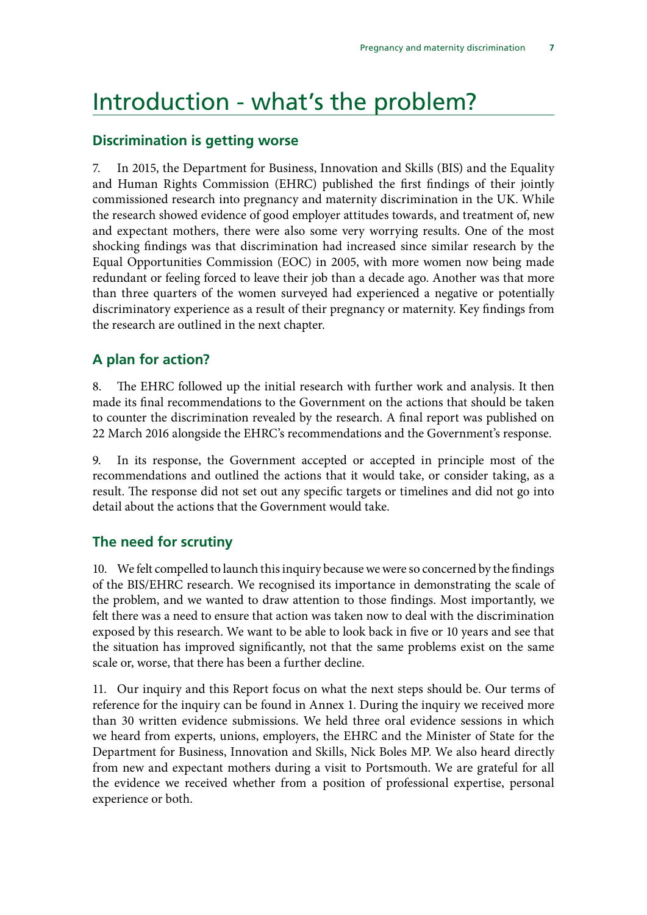# Introduction - what's the problem?

## Discrimination is getting worse

7. In 2015, the Department for Business, Innovation and Skills (BIS) and the Equality and Human Rights Commission (EHRC) published the first findings of their jointly commissioned research into pregnancy and maternity discrimination in the UK. While the research showed evidence of good employer attitudes towards, and treatment of, new and expectant mothers, there were also some very worrying results. One of the most shocking findings was that discrimination had increased since similar research by the Equal Opportunities Commission (EOC) in 2005, with more women now being made redundant or feeling forced to leave their job than a decade ago. Another was that more than three quarters of the women surveyed had experienced a negative or potentially discriminatory experience as a result of their pregnancy or maternity. Key findings from the research are outlined in the next chapter.

## A plan for action?

8. The EHRC followed up the initial research with further work and analysis. It then made its final recommendations to the Government on the actions that should be taken to counter the discrimination revealed by the research. A final report was published on 22 March 2016 alongside the EHRC's recommendations and the Government's response.

9. In its response, the Government accepted or accepted in principle most of the recommendations and outlined the actions that it would take, or consider taking, as a result. The response did not set out any specific targets or timelines and did not go into detail about the actions that the Government would take.

## The need for scrutiny

10. We felt compelled to launch this inquiry because we were so concerned by the findings of the BIS/EHRC research. We recognised its importance in demonstrating the scale of the problem, and we wanted to draw attention to those findings. Most importantly, we felt there was a need to ensure that action was taken now to deal with the discrimination exposed by this research. We want to be able to look back in five or 10 years and see that the situation has improved significantly, not that the same problems exist on the same scale or, worse, that there has been a further decline.

11. Our inquiry and this Report focus on what the next steps should be. Our terms of reference for the inquiry can be found in Annex 1. During the inquiry we received more than 30 written evidence submissions. We held three oral evidence sessions in which we heard from experts, unions, employers, the EHRC and the Minister of State for the Department for Business, Innovation and Skills, Nick Boles MP. We also heard directly from new and expectant mothers during a visit to Portsmouth. We are grateful for all the evidence we received whether from a position of professional expertise, personal experience or both.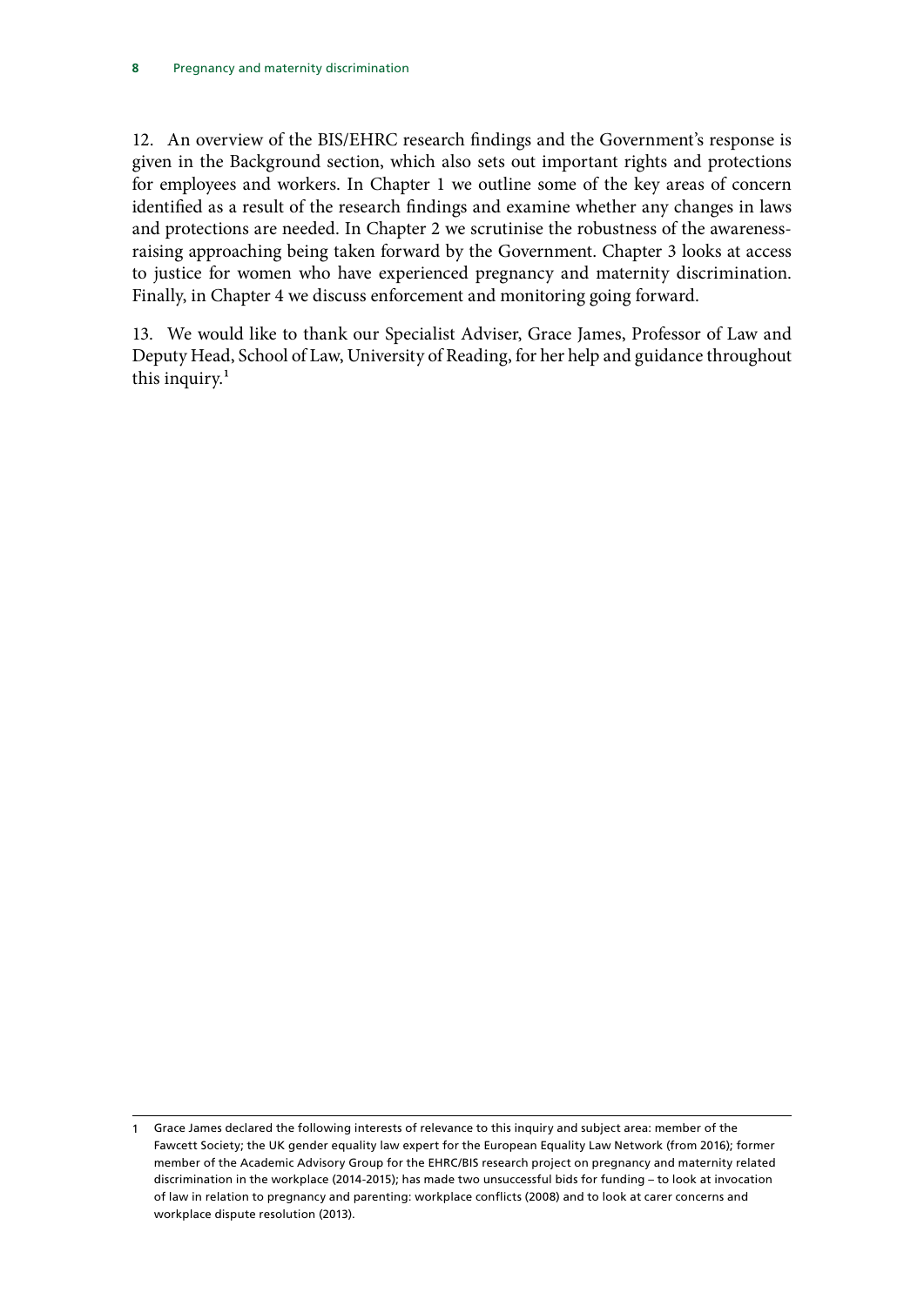12. An overview of the BIS/EHRC research findings and the Government's response is given in the Background section, which also sets out important rights and protections for employees and workers. In Chapter 1 we outline some of the key areas of concern identified as a result of the research findings and examine whether any changes in laws and protections are needed. In Chapter 2 we scrutinise the robustness of the awareness-raising approaching being taken forward by the Government. Chapter 3 looks at access to justice for women who have experienced pregnancy and maternity discrimination. Finally, in Chapter 4 we discuss enforcement and monitoring going forward.

13. We would like to thank our Specialist Adviser, Grace James, Professor of Law and Deputy Head, School of Law, University of Reading, for her help and guidance throughout this inquiry.[1]

---

1 Grace James declared the following interests of relevance to this inquiry and subject area: member of the Fawcett Society; the UK gender equality law expert for the European Equality Law Network (from 2016); former member of the Academic Advisory Group for the EHRC/BIS research project on pregnancy and maternity related discrimination in the workplace (2014-2015); has made two unsuccessful bids for funding – to look at invocation of law in relation to pregnancy and parenting: workplace conflicts (2008) and to look at carer concerns and workplace dispute resolution (2013).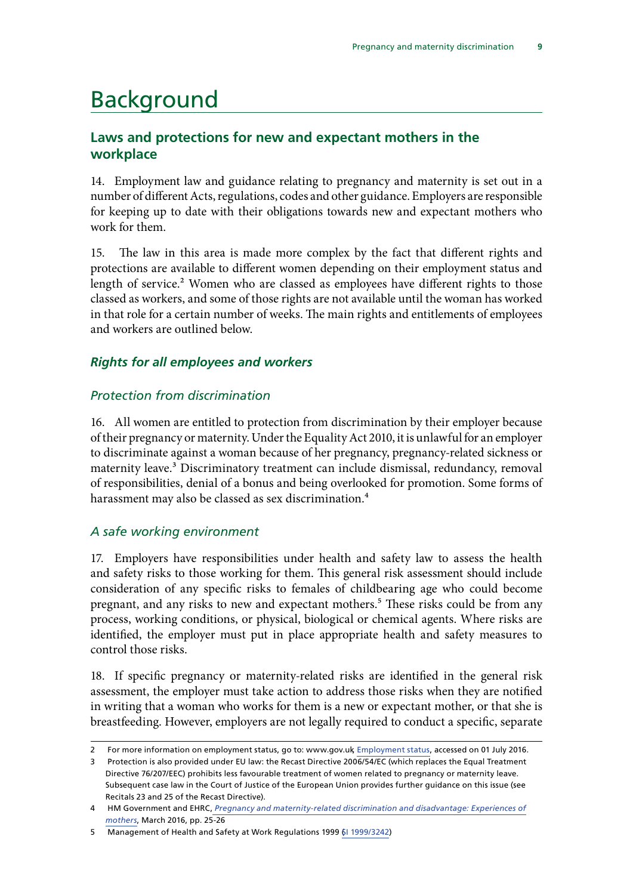# Background

## Laws and protections for new and expectant mothers in the workplace

14. Employment law and guidance relating to pregnancy and maternity is set out in a number of different Acts, regulations, codes and other guidance. Employers are responsible for keeping up to date with their obligations towards new and expectant mothers who work for them.

15. The law in this area is made more complex by the fact that different rights and protections are available to different women depending on their employment status and length of service.[2] Women who are classed as employees have different rights to those classed as workers, and some of those rights are not available until the woman has worked in that role for a certain number of weeks. The main rights and entitlements of employees and workers are outlined below.

### *Rights for all employees and workers*

#### *Protection from discrimination*

16. All women are entitled to protection from discrimination by their employer because of their pregnancy or maternity. Under the Equality Act 2010, it is unlawful for an employer to discriminate against a woman because of her pregnancy, pregnancy-related sickness or maternity leave.[3] Discriminatory treatment can include dismissal, redundancy, removal of responsibilities, denial of a bonus and being overlooked for promotion. Some forms of harassment may also be classed as sex discrimination.[4]

#### *A safe working environment*

17. Employers have responsibilities under health and safety law to assess the health and safety risks to those working for them. This general risk assessment should include consideration of any specific risks to females of childbearing age who could become pregnant, and any risks to new and expectant mothers.[5] These risks could be from any process, working conditions, or physical, biological or chemical agents. Where risks are identified, the employer must put in place appropriate health and safety measures to control those risks.

18. If specific pregnancy or maternity-related risks are identified in the general risk assessment, the employer must take action to address those risks when they are notified in writing that a woman who works for them is a new or expectant mother, or that she is breastfeeding. However, employers are not legally required to conduct a specific, separate

---

2 For more information on employment status, go to: www.gov.uk, Employment status, accessed on 01 July 2016.

3 Protection is also provided under EU law: the Recast Directive 2006/54/EC (which replaces the Equal Treatment Directive 76/207/EEC) prohibits less favourable treatment of women related to pregnancy or maternity leave. Subsequent case law in the Court of Justice of the European Union provides further guidance on this issue (see Recitals 23 and 25 of the Recast Directive).

4 HM Government and EHRC, *Pregnancy and maternity-related discrimination and disadvantage: Experiences of mothers*, March 2016, pp. 25-26

5 Management of Health and Safety at Work Regulations 1999 (SI 1999/3242)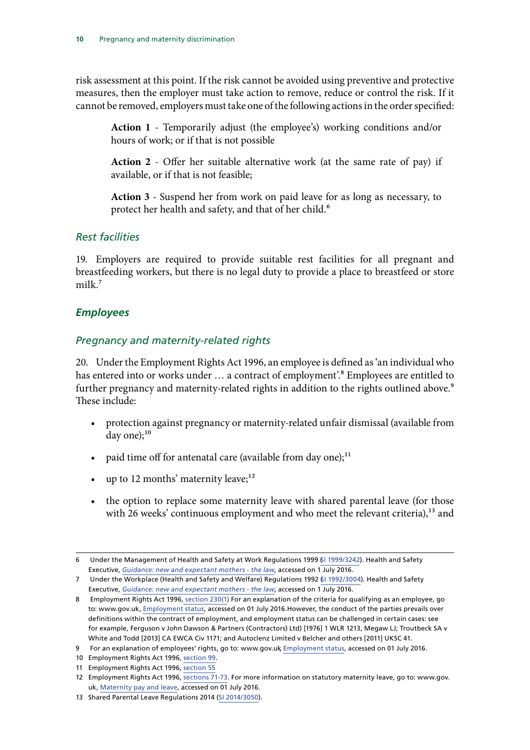risk assessment at this point. If the risk cannot be avoided using preventive and protective measures, then the employer must take action to remove, reduce or control the risk. If it cannot be removed, employers must take one of the following actions in the order specified:

> **Action 1** - Temporarily adjust (the employee's) working conditions and/or hours of work; or if that is not possible
>
> **Action 2** - Offer her suitable alternative work (at the same rate of pay) if available, or if that is not feasible;
>
> **Action 3** - Suspend her from work on paid leave for as long as necessary, to protect her health and safety, and that of her child.[6]

### *Rest facilities*

19. Employers are required to provide suitable rest facilities for all pregnant and breastfeeding workers, but there is no legal duty to provide a place to breastfeed or store milk.[7]

## ***Employees***

### *Pregnancy and maternity-related rights*

20. Under the Employment Rights Act 1996, an employee is defined as 'an individual who has entered into or works under … a contract of employment'.[8] Employees are entitled to further pregnancy and maternity-related rights in addition to the rights outlined above.[9] These include:

- protection against pregnancy or maternity-related unfair dismissal (available from day one);[10]
- paid time off for antenatal care (available from day one);[11]
- up to 12 months' maternity leave;[12]
- the option to replace some maternity leave with shared parental leave (for those with 26 weeks' continuous employment and who meet the relevant criteria),[13] and

---

6 Under the Management of Health and Safety at Work Regulations 1999 (SI 1999/3242). Health and Safety Executive, *Guidance: new and expectant mothers - the law*, accessed on 1 July 2016.

7 Under the Workplace (Health and Safety and Welfare) Regulations 1992 (SI 1992/3004). Health and Safety Executive, *Guidance: new and expectant mothers - the law*, accessed on 1 July 2016.

8 Employment Rights Act 1996, section 230(1) For an explanation of the criteria for qualifying as an employee, go to: www.gov.uk, Employment status, accessed on 01 July 2016.However, the conduct of the parties prevails over definitions within the contract of employment, and employment status can be challenged in certain cases: see for example, Ferguson v John Dawson & Partners (Contractors) Ltd) [1976] 1 WLR 1213, Megaw LJ; Troutbeck SA v White and Todd [2013] CA EWCA Civ 1171; and Autoclenz Limited v Belcher and others [2011] UKSC 41.

9 For an explanation of employees' rights, go to: www.gov.uk Employment status, accessed on 01 July 2016.

10 Employment Rights Act 1996, section 99.

11 Employment Rights Act 1996, section 55

12 Employment Rights Act 1996, sections 71-73. For more information on statutory maternity leave, go to: www.gov.uk, Maternity pay and leave, accessed on 01 July 2016.

13 Shared Parental Leave Regulations 2014 (SI 2014/3050).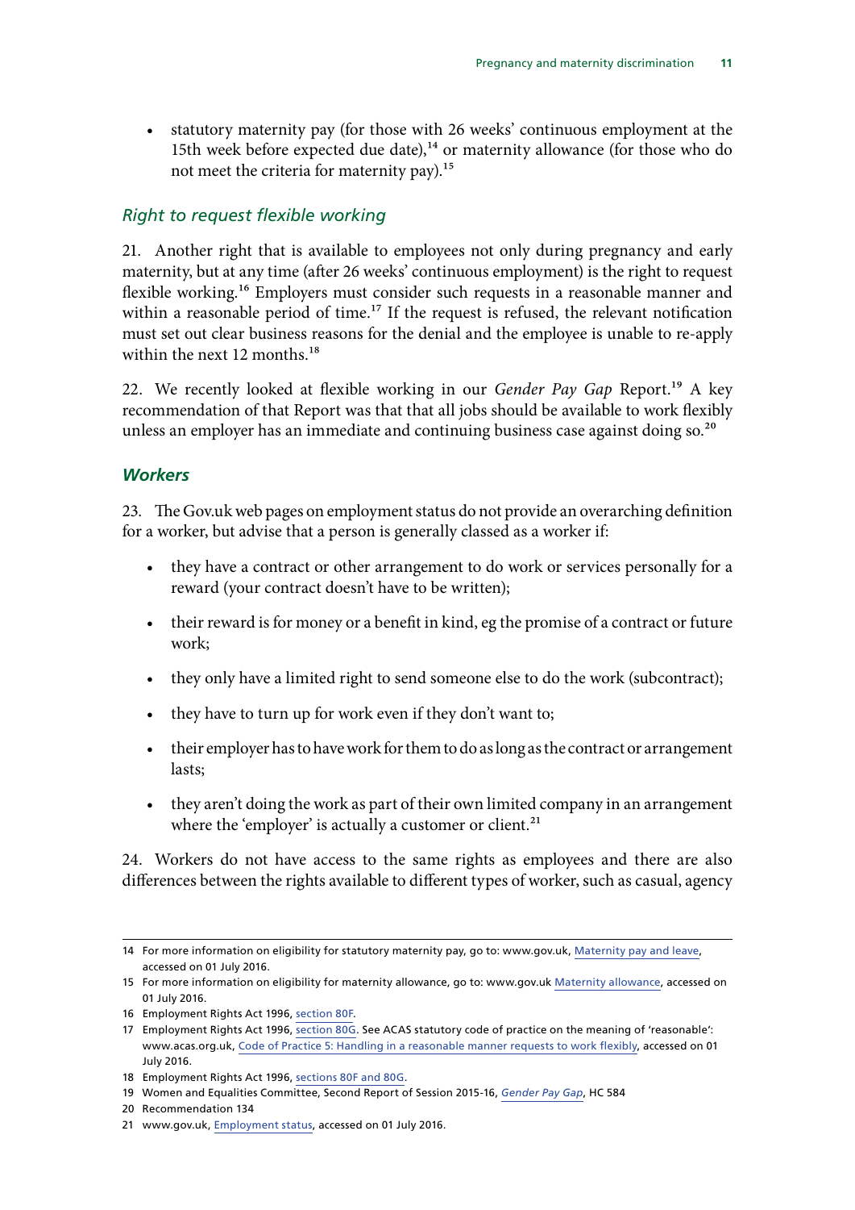- statutory maternity pay (for those with 26 weeks' continuous employment at the 15th week before expected due date),[14] or maternity allowance (for those who do not meet the criteria for maternity pay).[15]

### *Right to request flexible working*

21. Another right that is available to employees not only during pregnancy and early maternity, but at any time (after 26 weeks' continuous employment) is the right to request flexible working.[16] Employers must consider such requests in a reasonable manner and within a reasonable period of time.[17] If the request is refused, the relevant notification must set out clear business reasons for the denial and the employee is unable to re-apply within the next 12 months.[18]

22. We recently looked at flexible working in our *Gender Pay Gap* Report.[19] A key recommendation of that Report was that that all jobs should be available to work flexibly unless an employer has an immediate and continuing business case against doing so.[20]

### ***Workers***

23. The Gov.uk web pages on employment status do not provide an overarching definition for a worker, but advise that a person is generally classed as a worker if:

- they have a contract or other arrangement to do work or services personally for a reward (your contract doesn't have to be written);
- their reward is for money or a benefit in kind, eg the promise of a contract or future work;
- they only have a limited right to send someone else to do the work (subcontract);
- they have to turn up for work even if they don't want to;
- their employer has to have work for them to do as long as the contract or arrangement lasts;
- they aren't doing the work as part of their own limited company in an arrangement where the 'employer' is actually a customer or client.[21]

24. Workers do not have access to the same rights as employees and there are also differences between the rights available to different types of worker, such as casual, agency

---

14 For more information on eligibility for statutory maternity pay, go to: www.gov.uk, Maternity pay and leave, accessed on 01 July 2016.

15 For more information on eligibility for maternity allowance, go to: www.gov.uk Maternity allowance, accessed on 01 July 2016.

16 Employment Rights Act 1996, section 80F.

17 Employment Rights Act 1996, section 80G. See ACAS statutory code of practice on the meaning of 'reasonable': www.acas.org.uk, Code of Practice 5: Handling in a reasonable manner requests to work flexibly, accessed on 01 July 2016.

18 Employment Rights Act 1996, sections 80F and 80G.

19 Women and Equalities Committee, Second Report of Session 2015-16, *Gender Pay Gap*, HC 584

20 Recommendation 134

21 www.gov.uk, Employment status, accessed on 01 July 2016.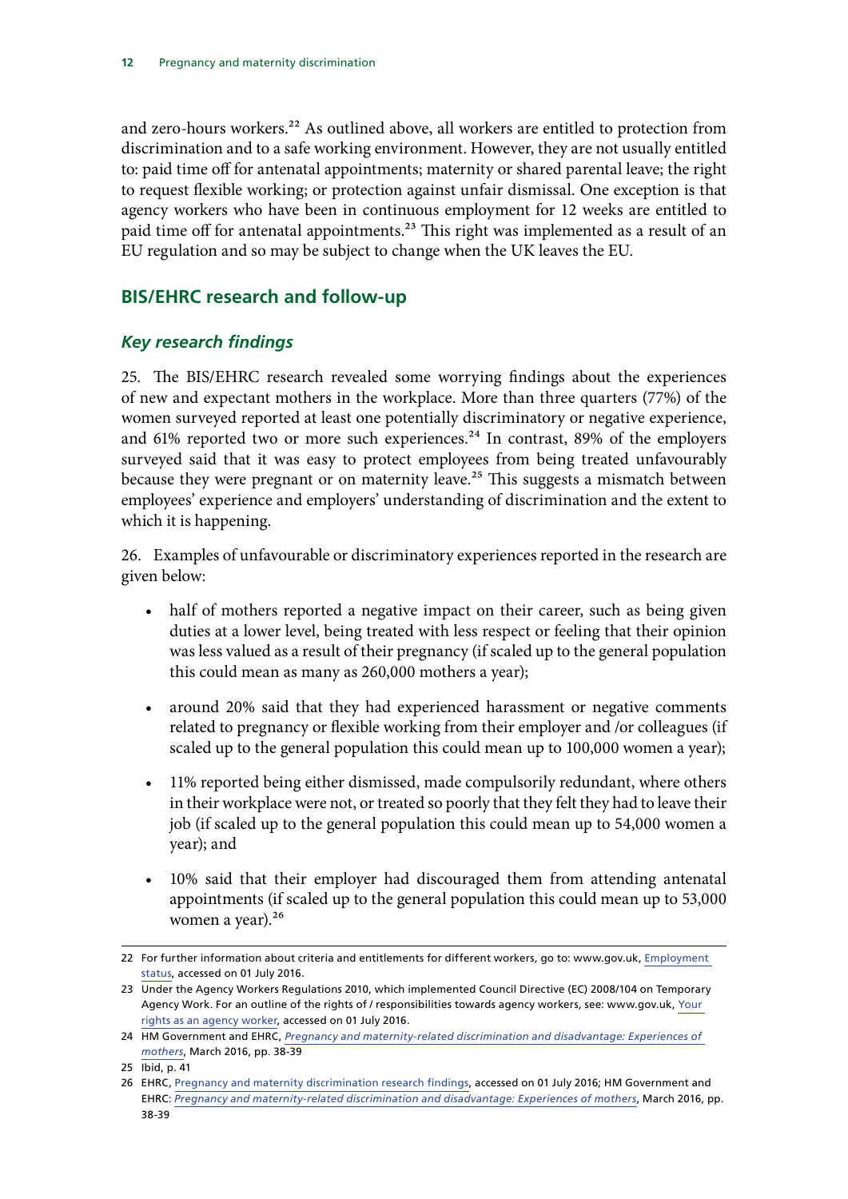and zero-hours workers.[22] As outlined above, all workers are entitled to protection from discrimination and to a safe working environment. However, they are not usually entitled to: paid time off for antenatal appointments; maternity or shared parental leave; the right to request flexible working; or protection against unfair dismissal. One exception is that agency workers who have been in continuous employment for 12 weeks are entitled to paid time off for antenatal appointments.[23] This right was implemented as a result of an EU regulation and so may be subject to change when the UK leaves the EU.

## BIS/EHRC research and follow-up

### *Key research findings*

25. The BIS/EHRC research revealed some worrying findings about the experiences of new and expectant mothers in the workplace. More than three quarters (77%) of the women surveyed reported at least one potentially discriminatory or negative experience, and 61% reported two or more such experiences.[24] In contrast, 89% of the employers surveyed said that it was easy to protect employees from being treated unfavourably because they were pregnant or on maternity leave.[25] This suggests a mismatch between employees' experience and employers' understanding of discrimination and the extent to which it is happening.

26. Examples of unfavourable or discriminatory experiences reported in the research are given below:

- half of mothers reported a negative impact on their career, such as being given duties at a lower level, being treated with less respect or feeling that their opinion was less valued as a result of their pregnancy (if scaled up to the general population this could mean as many as 260,000 mothers a year);
- around 20% said that they had experienced harassment or negative comments related to pregnancy or flexible working from their employer and /or colleagues (if scaled up to the general population this could mean up to 100,000 women a year);
- 11% reported being either dismissed, made compulsorily redundant, where others in their workplace were not, or treated so poorly that they felt they had to leave their job (if scaled up to the general population this could mean up to 54,000 women a year); and
- 10% said that their employer had discouraged them from attending antenatal appointments (if scaled up to the general population this could mean up to 53,000 women a year).[26]

---

22 For further information about criteria and entitlements for different workers, go to: www.gov.uk, Employment status, accessed on 01 July 2016.

23 Under the Agency Workers Regulations 2010, which implemented Council Directive (EC) 2008/104 on Temporary Agency Work. For an outline of the rights of / responsibilities towards agency workers, see: www.gov.uk, Your rights as an agency worker, accessed on 01 July 2016.

24 HM Government and EHRC, *Pregnancy and maternity-related discrimination and disadvantage: Experiences of mothers*, March 2016, pp. 38-39

25 Ibid, p. 41

26 EHRC, Pregnancy and maternity discrimination research findings, accessed on 01 July 2016; HM Government and EHRC: *Pregnancy and maternity-related discrimination and disadvantage: Experiences of mothers*, March 2016, pp. 38-39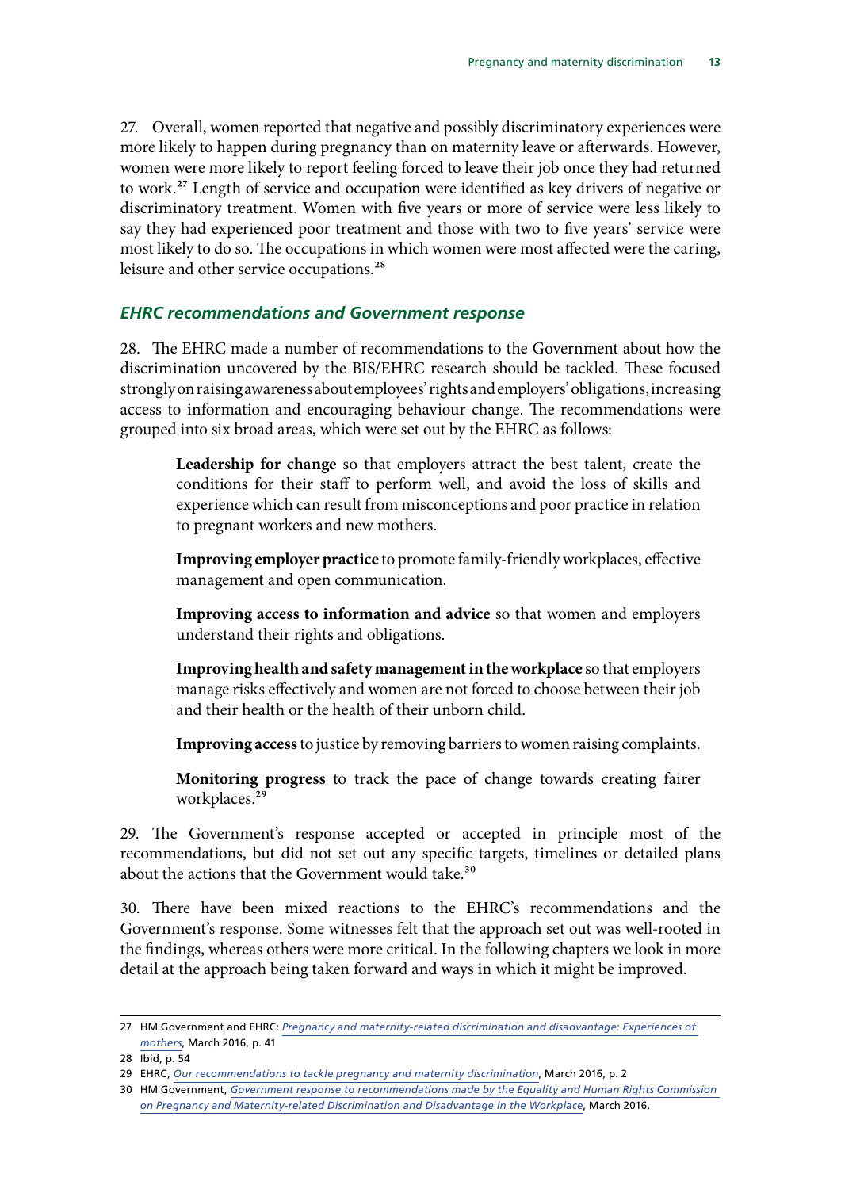27. Overall, women reported that negative and possibly discriminatory experiences were more likely to happen during pregnancy than on maternity leave or afterwards. However, women were more likely to report feeling forced to leave their job once they had returned to work.[27] Length of service and occupation were identified as key drivers of negative or discriminatory treatment. Women with five years or more of service were less likely to say they had experienced poor treatment and those with two to five years' service were most likely to do so. The occupations in which women were most affected were the caring, leisure and other service occupations.[28]

### *EHRC recommendations and Government response*

28. The EHRC made a number of recommendations to the Government about how the discrimination uncovered by the BIS/EHRC research should be tackled. These focused strongly on raising awareness about employees' rights and employers' obligations, increasing access to information and encouraging behaviour change. The recommendations were grouped into six broad areas, which were set out by the EHRC as follows:

> **Leadership for change** so that employers attract the best talent, create the conditions for their staff to perform well, and avoid the loss of skills and experience which can result from misconceptions and poor practice in relation to pregnant workers and new mothers.
>
> **Improving employer practice** to promote family-friendly workplaces, effective management and open communication.
>
> **Improving access to information and advice** so that women and employers understand their rights and obligations.
>
> **Improving health and safety management in the workplace** so that employers manage risks effectively and women are not forced to choose between their job and their health or the health of their unborn child.
>
> **Improving access** to justice by removing barriers to women raising complaints.
>
> **Monitoring progress** to track the pace of change towards creating fairer workplaces.[29]

29. The Government's response accepted or accepted in principle most of the recommendations, but did not set out any specific targets, timelines or detailed plans about the actions that the Government would take.[30]

30. There have been mixed reactions to the EHRC's recommendations and the Government's response. Some witnesses felt that the approach set out was well-rooted in the findings, whereas others were more critical. In the following chapters we look in more detail at the approach being taken forward and ways in which it might be improved.

---

27 HM Government and EHRC: *Pregnancy and maternity-related discrimination and disadvantage: Experiences of mothers*, March 2016, p. 41

28 Ibid, p. 54

29 EHRC, *Our recommendations to tackle pregnancy and maternity discrimination*, March 2016, p. 2

30 HM Government, *Government response to recommendations made by the Equality and Human Rights Commission on Pregnancy and Maternity-related Discrimination and Disadvantage in the Workplace*, March 2016.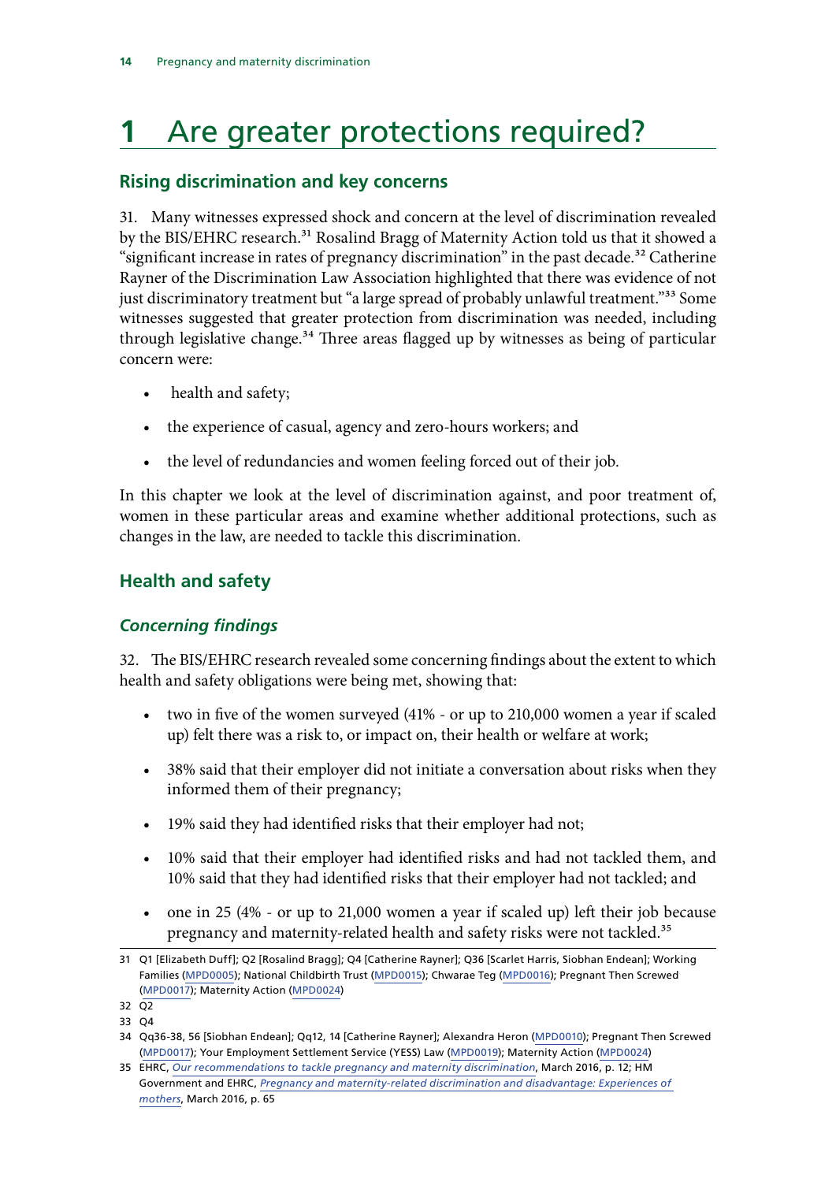# 1 Are greater protections required?

## Rising discrimination and key concerns

31. Many witnesses expressed shock and concern at the level of discrimination revealed by the BIS/EHRC research.[31] Rosalind Bragg of Maternity Action told us that it showed a "significant increase in rates of pregnancy discrimination" in the past decade.[32] Catherine Rayner of the Discrimination Law Association highlighted that there was evidence of not just discriminatory treatment but "a large spread of probably unlawful treatment."[33] Some witnesses suggested that greater protection from discrimination was needed, including through legislative change.[34] Three areas flagged up by witnesses as being of particular concern were:

- health and safety;
- the experience of casual, agency and zero-hours workers; and
- the level of redundancies and women feeling forced out of their job.

In this chapter we look at the level of discrimination against, and poor treatment of, women in these particular areas and examine whether additional protections, such as changes in the law, are needed to tackle this discrimination.

## Health and safety

### *Concerning findings*

32. The BIS/EHRC research revealed some concerning findings about the extent to which health and safety obligations were being met, showing that:

- two in five of the women surveyed (41% - or up to 210,000 women a year if scaled up) felt there was a risk to, or impact on, their health or welfare at work;
- 38% said that their employer did not initiate a conversation about risks when they informed them of their pregnancy;
- 19% said they had identified risks that their employer had not;
- 10% said that their employer had identified risks and had not tackled them, and 10% said that they had identified risks that their employer had not tackled; and
- one in 25 (4% - or up to 21,000 women a year if scaled up) left their job because pregnancy and maternity-related health and safety risks were not tackled.[35]

---

31 Q1 [Elizabeth Duff]; Q2 [Rosalind Bragg]; Q4 [Catherine Rayner]; Q36 [Scarlet Harris, Siobhan Endean]; Working Families (MPD0005); National Childbirth Trust (MPD0015); Chwarae Teg (MPD0016); Pregnant Then Screwed (MPD0017); Maternity Action (MPD0024)

32 Q2

33 Q4

34 Qq36-38, 56 [Siobhan Endean]; Qq12, 14 [Catherine Rayner]; Alexandra Heron (MPD0010); Pregnant Then Screwed (MPD0017); Your Employment Settlement Service (YESS) Law (MPD0019); Maternity Action (MPD0024)

35 EHRC, *Our recommendations to tackle pregnancy and maternity discrimination*, March 2016, p. 12; HM Government and EHRC, *Pregnancy and maternity-related discrimination and disadvantage: Experiences of mothers*, March 2016, p. 65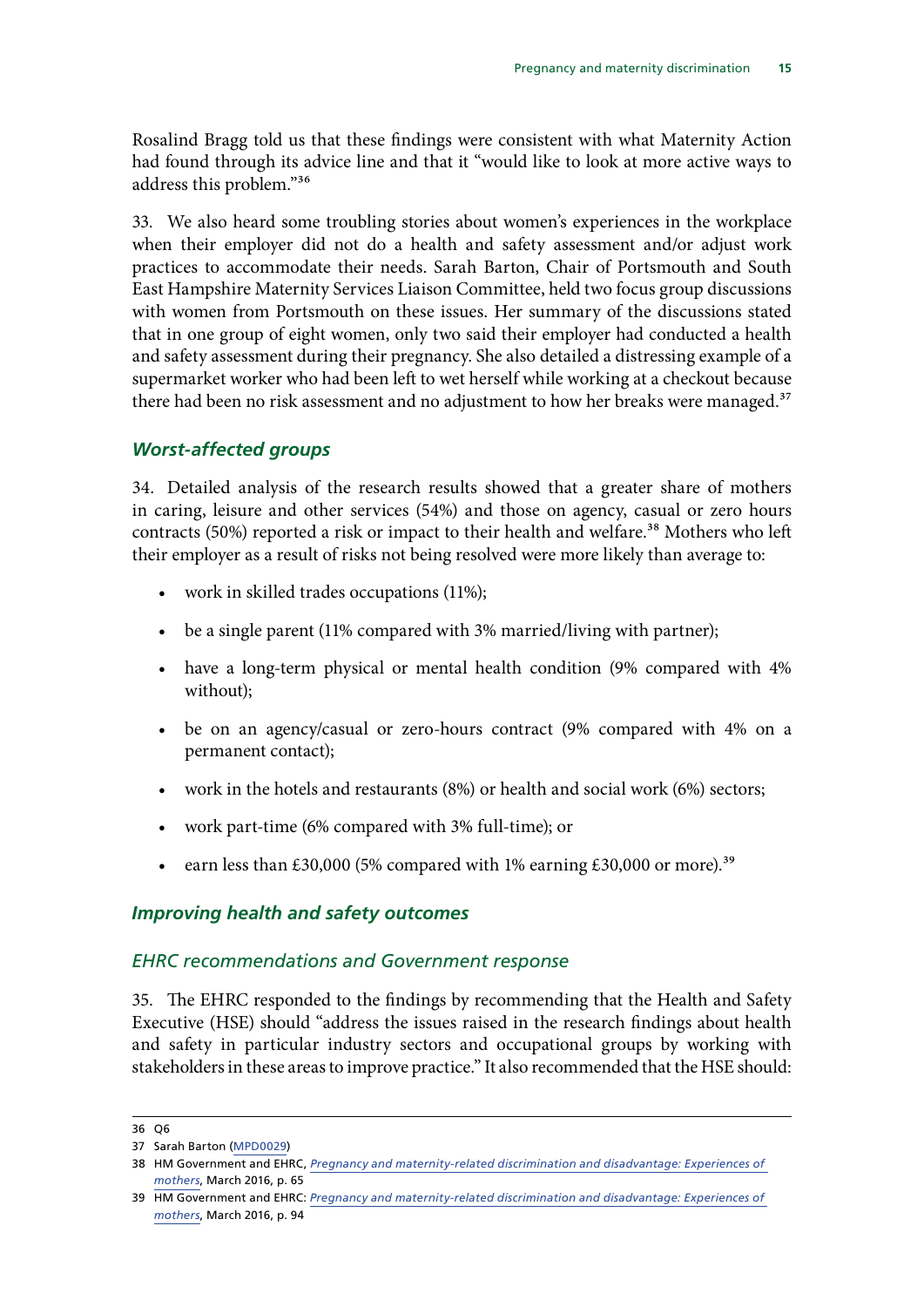Rosalind Bragg told us that these findings were consistent with what Maternity Action had found through its advice line and that it "would like to look at more active ways to address this problem."[36]

33. We also heard some troubling stories about women's experiences in the workplace when their employer did not do a health and safety assessment and/or adjust work practices to accommodate their needs. Sarah Barton, Chair of Portsmouth and South East Hampshire Maternity Services Liaison Committee, held two focus group discussions with women from Portsmouth on these issues. Her summary of the discussions stated that in one group of eight women, only two said their employer had conducted a health and safety assessment during their pregnancy. She also detailed a distressing example of a supermarket worker who had been left to wet herself while working at a checkout because there had been no risk assessment and no adjustment to how her breaks were managed.[37]

### *Worst-affected groups*

34. Detailed analysis of the research results showed that a greater share of mothers in caring, leisure and other services (54%) and those on agency, casual or zero hours contracts (50%) reported a risk or impact to their health and welfare.[38] Mothers who left their employer as a result of risks not being resolved were more likely than average to:

- work in skilled trades occupations (11%);
- be a single parent (11% compared with 3% married/living with partner);
- have a long-term physical or mental health condition (9% compared with 4% without);
- be on an agency/casual or zero-hours contract (9% compared with 4% on a permanent contact);
- work in the hotels and restaurants (8%) or health and social work (6%) sectors;
- work part-time (6% compared with 3% full-time); or
- earn less than £30,000 (5% compared with 1% earning £30,000 or more).[39]

### *Improving health and safety outcomes*

#### *EHRC recommendations and Government response*

35. The EHRC responded to the findings by recommending that the Health and Safety Executive (HSE) should "address the issues raised in the research findings about health and safety in particular industry sectors and occupational groups by working with stakeholders in these areas to improve practice." It also recommended that the HSE should:

---

36 Q6

37 Sarah Barton (MPD0029)

38 HM Government and EHRC, *Pregnancy and maternity-related discrimination and disadvantage: Experiences of mothers*, March 2016, p. 65

39 HM Government and EHRC: *Pregnancy and maternity-related discrimination and disadvantage: Experiences of mothers*, March 2016, p. 94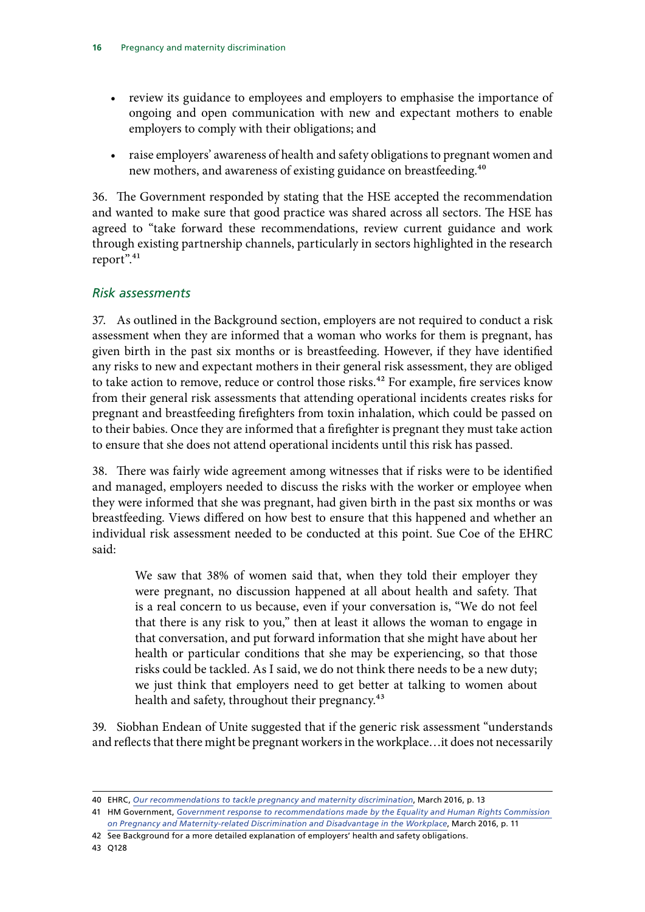- review its guidance to employees and employers to emphasise the importance of ongoing and open communication with new and expectant mothers to enable employers to comply with their obligations; and
- raise employers' awareness of health and safety obligations to pregnant women and new mothers, and awareness of existing guidance on breastfeeding.[40]

36. The Government responded by stating that the HSE accepted the recommendation and wanted to make sure that good practice was shared across all sectors. The HSE has agreed to "take forward these recommendations, review current guidance and work through existing partnership channels, particularly in sectors highlighted in the research report".[41]

### *Risk assessments*

37. As outlined in the Background section, employers are not required to conduct a risk assessment when they are informed that a woman who works for them is pregnant, has given birth in the past six months or is breastfeeding. However, if they have identified any risks to new and expectant mothers in their general risk assessment, they are obliged to take action to remove, reduce or control those risks.[42] For example, fire services know from their general risk assessments that attending operational incidents creates risks for pregnant and breastfeeding firefighters from toxin inhalation, which could be passed on to their babies. Once they are informed that a firefighter is pregnant they must take action to ensure that she does not attend operational incidents until this risk has passed.

38. There was fairly wide agreement among witnesses that if risks were to be identified and managed, employers needed to discuss the risks with the worker or employee when they were informed that she was pregnant, had given birth in the past six months or was breastfeeding. Views differed on how best to ensure that this happened and whether an individual risk assessment needed to be conducted at this point. Sue Coe of the EHRC said:

> We saw that 38% of women said that, when they told their employer they were pregnant, no discussion happened at all about health and safety. That is a real concern to us because, even if your conversation is, "We do not feel that there is any risk to you," then at least it allows the woman to engage in that conversation, and put forward information that she might have about her health or particular conditions that she may be experiencing, so that those risks could be tackled. As I said, we do not think there needs to be a new duty; we just think that employers need to get better at talking to women about health and safety, throughout their pregnancy.[43]

39. Siobhan Endean of Unite suggested that if the generic risk assessment "understands and reflects that there might be pregnant workers in the workplace…it does not necessarily

---

40 EHRC, *Our recommendations to tackle pregnancy and maternity discrimination*, March 2016, p. 13

41 HM Government, *Government response to recommendations made by the Equality and Human Rights Commission on Pregnancy and Maternity-related Discrimination and Disadvantage in the Workplace*, March 2016, p. 11

42 See Background for a more detailed explanation of employers' health and safety obligations.

43 Q128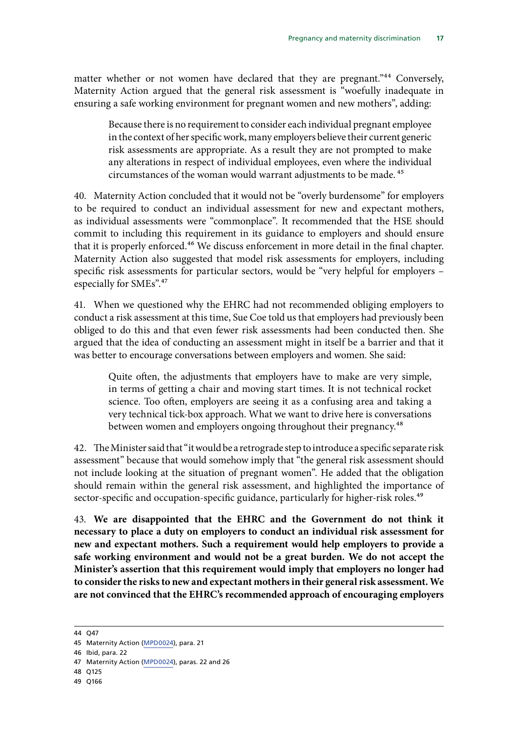matter whether or not women have declared that they are pregnant."[44] Conversely, Maternity Action argued that the general risk assessment is "woefully inadequate in ensuring a safe working environment for pregnant women and new mothers", adding:

> Because there is no requirement to consider each individual pregnant employee in the context of her specific work, many employers believe their current generic risk assessments are appropriate. As a result they are not prompted to make any alterations in respect of individual employees, even where the individual circumstances of the woman would warrant adjustments to be made.[45]

40. Maternity Action concluded that it would not be "overly burdensome" for employers to be required to conduct an individual assessment for new and expectant mothers, as individual assessments were "commonplace". It recommended that the HSE should commit to including this requirement in its guidance to employers and should ensure that it is properly enforced.[46] We discuss enforcement in more detail in the final chapter. Maternity Action also suggested that model risk assessments for employers, including specific risk assessments for particular sectors, would be "very helpful for employers – especially for SMEs".[47]

41. When we questioned why the EHRC had not recommended obliging employers to conduct a risk assessment at this time, Sue Coe told us that employers had previously been obliged to do this and that even fewer risk assessments had been conducted then. She argued that the idea of conducting an assessment might in itself be a barrier and that it was better to encourage conversations between employers and women. She said:

> Quite often, the adjustments that employers have to make are very simple, in terms of getting a chair and moving start times. It is not technical rocket science. Too often, employers are seeing it as a confusing area and taking a very technical tick-box approach. What we want to drive here is conversations between women and employers ongoing throughout their pregnancy.[48]

42. The Minister said that "it would be a retrograde step to introduce a specific separate risk assessment" because that would somehow imply that "the general risk assessment should not include looking at the situation of pregnant women". He added that the obligation should remain within the general risk assessment, and highlighted the importance of sector-specific and occupation-specific guidance, particularly for higher-risk roles.[49]

43. **We are disappointed that the EHRC and the Government do not think it necessary to place a duty on employers to conduct an individual risk assessment for new and expectant mothers. Such a requirement would help employers to provide a safe working environment and would not be a great burden. We do not accept the Minister's assertion that this requirement would imply that employers no longer had to consider the risks to new and expectant mothers in their general risk assessment. We are not convinced that the EHRC's recommended approach of encouraging employers**

44 Q47

45 Maternity Action (MPD0024), para. 21

46 Ibid, para. 22

47 Maternity Action (MPD0024), paras. 22 and 26

48 Q125

49 Q166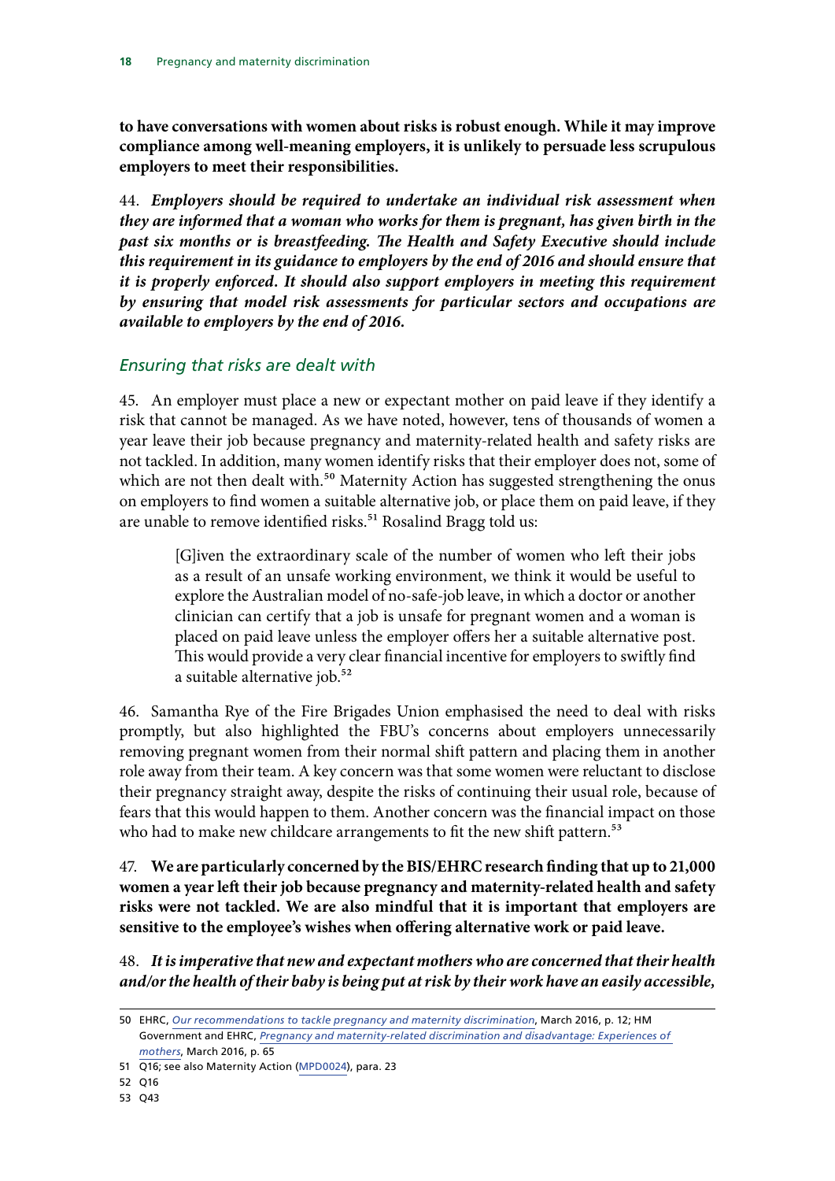**to have conversations with women about risks is robust enough. While it may improve compliance among well-meaning employers, it is unlikely to persuade less scrupulous employers to meet their responsibilities.**

44. ***Employers should be required to undertake an individual risk assessment when they are informed that a woman who works for them is pregnant, has given birth in the past six months or is breastfeeding. The Health and Safety Executive should include this requirement in its guidance to employers by the end of 2016 and should ensure that it is properly enforced. It should also support employers in meeting this requirement by ensuring that model risk assessments for particular sectors and occupations are available to employers by the end of 2016.***

### *Ensuring that risks are dealt with*

45. An employer must place a new or expectant mother on paid leave if they identify a risk that cannot be managed. As we have noted, however, tens of thousands of women a year leave their job because pregnancy and maternity-related health and safety risks are not tackled. In addition, many women identify risks that their employer does not, some of which are not then dealt with.[50] Maternity Action has suggested strengthening the onus on employers to find women a suitable alternative job, or place them on paid leave, if they are unable to remove identified risks.[51] Rosalind Bragg told us:

> [G]iven the extraordinary scale of the number of women who left their jobs as a result of an unsafe working environment, we think it would be useful to explore the Australian model of no-safe-job leave, in which a doctor or another clinician can certify that a job is unsafe for pregnant women and a woman is placed on paid leave unless the employer offers her a suitable alternative post. This would provide a very clear financial incentive for employers to swiftly find a suitable alternative job.[52]

46. Samantha Rye of the Fire Brigades Union emphasised the need to deal with risks promptly, but also highlighted the FBU's concerns about employers unnecessarily removing pregnant women from their normal shift pattern and placing them in another role away from their team. A key concern was that some women were reluctant to disclose their pregnancy straight away, despite the risks of continuing their usual role, because of fears that this would happen to them. Another concern was the financial impact on those who had to make new childcare arrangements to fit the new shift pattern.[53]

47. **We are particularly concerned by the BIS/EHRC research finding that up to 21,000 women a year left their job because pregnancy and maternity-related health and safety risks were not tackled. We are also mindful that it is important that employers are sensitive to the employee's wishes when offering alternative work or paid leave.**

48. ***It is imperative that new and expectant mothers who are concerned that their health and/or the health of their baby is being put at risk by their work have an easily accessible,***

---

50 EHRC, *Our recommendations to tackle pregnancy and maternity discrimination*, March 2016, p. 12; HM Government and EHRC, *Pregnancy and maternity-related discrimination and disadvantage: Experiences of mothers*, March 2016, p. 65

51 Q16; see also Maternity Action (MPD0024), para. 23

52 Q16

53 Q43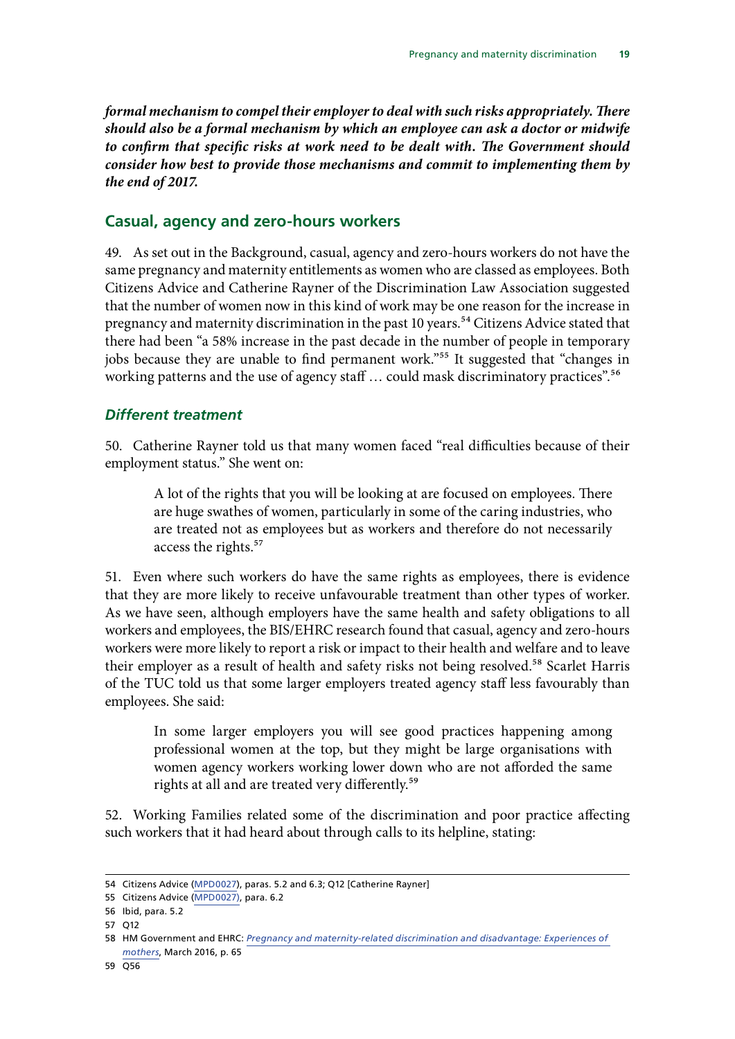***formal mechanism to compel their employer to deal with such risks appropriately. There should also be a formal mechanism by which an employee can ask a doctor or midwife to confirm that specific risks at work need to be dealt with. The Government should consider how best to provide those mechanisms and commit to implementing them by the end of 2017.***

## Casual, agency and zero-hours workers

49. As set out in the Background, casual, agency and zero-hours workers do not have the same pregnancy and maternity entitlements as women who are classed as employees. Both Citizens Advice and Catherine Rayner of the Discrimination Law Association suggested that the number of women now in this kind of work may be one reason for the increase in pregnancy and maternity discrimination in the past 10 years.[54] Citizens Advice stated that there had been "a 58% increase in the past decade in the number of people in temporary jobs because they are unable to find permanent work."[55] It suggested that "changes in working patterns and the use of agency staff … could mask discriminatory practices".[56]

### *Different treatment*

50. Catherine Rayner told us that many women faced "real difficulties because of their employment status." She went on:

> A lot of the rights that you will be looking at are focused on employees. There are huge swathes of women, particularly in some of the caring industries, who are treated not as employees but as workers and therefore do not necessarily access the rights.[57]

51. Even where such workers do have the same rights as employees, there is evidence that they are more likely to receive unfavourable treatment than other types of worker. As we have seen, although employers have the same health and safety obligations to all workers and employees, the BIS/EHRC research found that casual, agency and zero-hours workers were more likely to report a risk or impact to their health and welfare and to leave their employer as a result of health and safety risks not being resolved.[58] Scarlet Harris of the TUC told us that some larger employers treated agency staff less favourably than employees. She said:

> In some larger employers you will see good practices happening among professional women at the top, but they might be large organisations with women agency workers working lower down who are not afforded the same rights at all and are treated very differently.[59]

52. Working Families related some of the discrimination and poor practice affecting such workers that it had heard about through calls to its helpline, stating:

---

54 Citizens Advice (MPD0027), paras. 5.2 and 6.3; Q12 [Catherine Rayner]

55 Citizens Advice (MPD0027), para. 6.2

56 Ibid, para. 5.2

57 Q12

58 HM Government and EHRC: *Pregnancy and maternity-related discrimination and disadvantage: Experiences of mothers*, March 2016, p. 65

59 Q56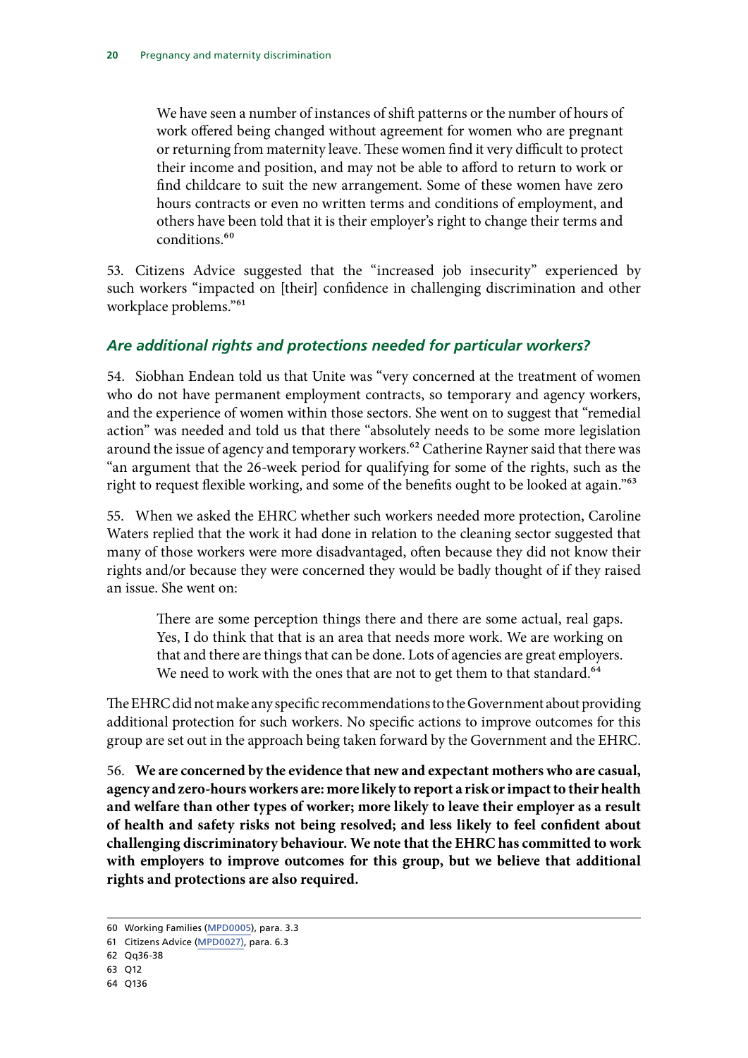> We have seen a number of instances of shift patterns or the number of hours of work offered being changed without agreement for women who are pregnant or returning from maternity leave. These women find it very difficult to protect their income and position, and may not be able to afford to return to work or find childcare to suit the new arrangement. Some of these women have zero hours contracts or even no written terms and conditions of employment, and others have been told that it is their employer's right to change their terms and conditions.[60]

53. Citizens Advice suggested that the "increased job insecurity" experienced by such workers "impacted on [their] confidence in challenging discrimination and other workplace problems."[61]

### *Are additional rights and protections needed for particular workers?*

54. Siobhan Endean told us that Unite was "very concerned at the treatment of women who do not have permanent employment contracts, so temporary and agency workers, and the experience of women within those sectors. She went on to suggest that "remedial action" was needed and told us that there "absolutely needs to be some more legislation around the issue of agency and temporary workers.[62] Catherine Rayner said that there was "an argument that the 26-week period for qualifying for some of the rights, such as the right to request flexible working, and some of the benefits ought to be looked at again."[63]

55. When we asked the EHRC whether such workers needed more protection, Caroline Waters replied that the work it had done in relation to the cleaning sector suggested that many of those workers were more disadvantaged, often because they did not know their rights and/or because they were concerned they would be badly thought of if they raised an issue. She went on:

> There are some perception things there and there are some actual, real gaps. Yes, I do think that that is an area that needs more work. We are working on that and there are things that can be done. Lots of agencies are great employers. We need to work with the ones that are not to get them to that standard.[64]

The EHRC did not make any specific recommendations to the Government about providing additional protection for such workers. No specific actions to improve outcomes for this group are set out in the approach being taken forward by the Government and the EHRC.

56. **We are concerned by the evidence that new and expectant mothers who are casual, agency and zero-hours workers are: more likely to report a risk or impact to their health and welfare than other types of worker; more likely to leave their employer as a result of health and safety risks not being resolved; and less likely to feel confident about challenging discriminatory behaviour. We note that the EHRC has committed to work with employers to improve outcomes for this group, but we believe that additional rights and protections are also required.**

---

60 Working Families (MPD0005), para. 3.3

61 Citizens Advice (MPD0027), para. 6.3

62 Qq36-38

63 Q12

64 Q136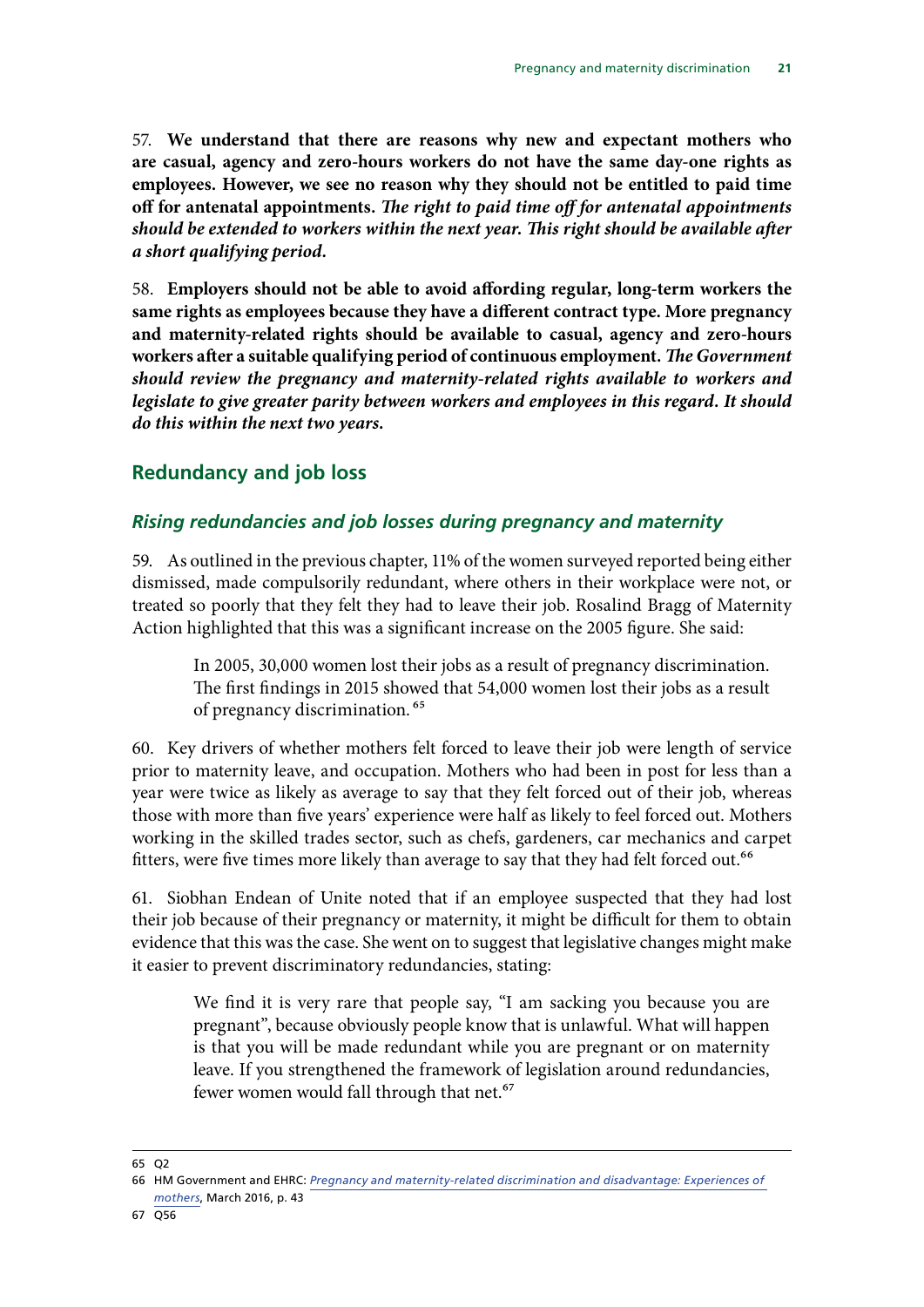57. **We understand that there are reasons why new and expectant mothers who are casual, agency and zero-hours workers do not have the same day-one rights as employees. However, we see no reason why they should not be entitled to paid time off for antenatal appointments.** ***The right to paid time off for antenatal appointments should be extended to workers within the next year. This right should be available after a short qualifying period.***

58. **Employers should not be able to avoid affording regular, long-term workers the same rights as employees because they have a different contract type. More pregnancy and maternity-related rights should be available to casual, agency and zero-hours workers after a suitable qualifying period of continuous employment.** ***The Government should review the pregnancy and maternity-related rights available to workers and legislate to give greater parity between workers and employees in this regard. It should do this within the next two years.***

## Redundancy and job loss

### *Rising redundancies and job losses during pregnancy and maternity*

59. As outlined in the previous chapter, 11% of the women surveyed reported being either dismissed, made compulsorily redundant, where others in their workplace were not, or treated so poorly that they felt they had to leave their job. Rosalind Bragg of Maternity Action highlighted that this was a significant increase on the 2005 figure. She said:

> In 2005, 30,000 women lost their jobs as a result of pregnancy discrimination. The first findings in 2015 showed that 54,000 women lost their jobs as a result of pregnancy discrimination. [65]

60. Key drivers of whether mothers felt forced to leave their job were length of service prior to maternity leave, and occupation. Mothers who had been in post for less than a year were twice as likely as average to say that they felt forced out of their job, whereas those with more than five years' experience were half as likely to feel forced out. Mothers working in the skilled trades sector, such as chefs, gardeners, car mechanics and carpet fitters, were five times more likely than average to say that they had felt forced out.[66]

61. Siobhan Endean of Unite noted that if an employee suspected that they had lost their job because of their pregnancy or maternity, it might be difficult for them to obtain evidence that this was the case. She went on to suggest that legislative changes might make it easier to prevent discriminatory redundancies, stating:

> We find it is very rare that people say, "I am sacking you because you are pregnant", because obviously people know that is unlawful. What will happen is that you will be made redundant while you are pregnant or on maternity leave. If you strengthened the framework of legislation around redundancies, fewer women would fall through that net.[67]

---

65 Q2

66 HM Government and EHRC: *Pregnancy and maternity-related discrimination and disadvantage: Experiences of mothers*, March 2016, p. 43

67 Q56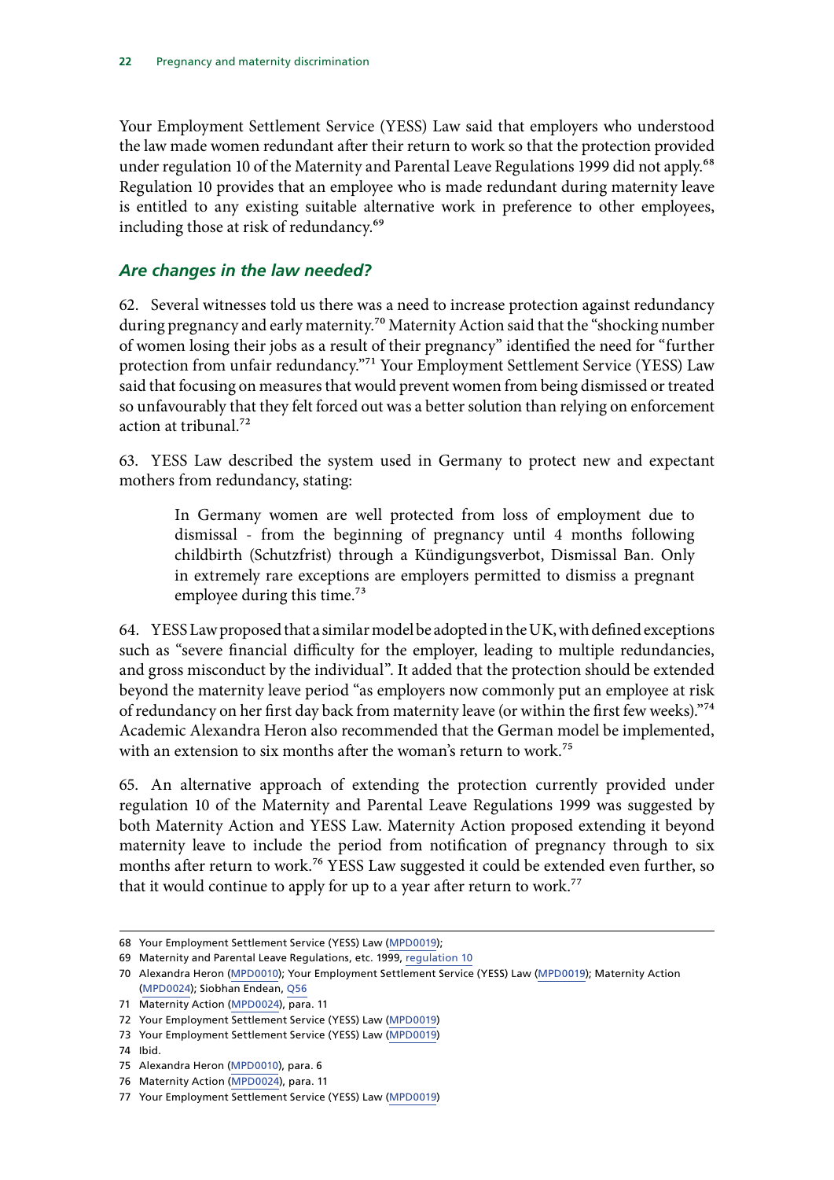Your Employment Settlement Service (YESS) Law said that employers who understood the law made women redundant after their return to work so that the protection provided under regulation 10 of the Maternity and Parental Leave Regulations 1999 did not apply.[68] Regulation 10 provides that an employee who is made redundant during maternity leave is entitled to any existing suitable alternative work in preference to other employees, including those at risk of redundancy.[69]

### *Are changes in the law needed?*

62. Several witnesses told us there was a need to increase protection against redundancy during pregnancy and early maternity.[70] Maternity Action said that the "shocking number of women losing their jobs as a result of their pregnancy" identified the need for "further protection from unfair redundancy."[71] Your Employment Settlement Service (YESS) Law said that focusing on measures that would prevent women from being dismissed or treated so unfavourably that they felt forced out was a better solution than relying on enforcement action at tribunal.[72]

63. YESS Law described the system used in Germany to protect new and expectant mothers from redundancy, stating:

> In Germany women are well protected from loss of employment due to dismissal - from the beginning of pregnancy until 4 months following childbirth (Schutzfrist) through a Kündigungsverbot, Dismissal Ban. Only in extremely rare exceptions are employers permitted to dismiss a pregnant employee during this time.[73]

64. YESS Law proposed that a similar model be adopted in the UK, with defined exceptions such as "severe financial difficulty for the employer, leading to multiple redundancies, and gross misconduct by the individual". It added that the protection should be extended beyond the maternity leave period "as employers now commonly put an employee at risk of redundancy on her first day back from maternity leave (or within the first few weeks)."[74] Academic Alexandra Heron also recommended that the German model be implemented, with an extension to six months after the woman's return to work.[75]

65. An alternative approach of extending the protection currently provided under regulation 10 of the Maternity and Parental Leave Regulations 1999 was suggested by both Maternity Action and YESS Law. Maternity Action proposed extending it beyond maternity leave to include the period from notification of pregnancy through to six months after return to work.[76] YESS Law suggested it could be extended even further, so that it would continue to apply for up to a year after return to work.[77]

---

68 Your Employment Settlement Service (YESS) Law (MPD0019);

69 Maternity and Parental Leave Regulations, etc. 1999, regulation 10

70 Alexandra Heron (MPD0010); Your Employment Settlement Service (YESS) Law (MPD0019); Maternity Action (MPD0024); Siobhan Endean, Q56

71 Maternity Action (MPD0024), para. 11

72 Your Employment Settlement Service (YESS) Law (MPD0019)

73 Your Employment Settlement Service (YESS) Law (MPD0019)

74 Ibid.

75 Alexandra Heron (MPD0010), para. 6

76 Maternity Action (MPD0024), para. 11

77 Your Employment Settlement Service (YESS) Law (MPD0019)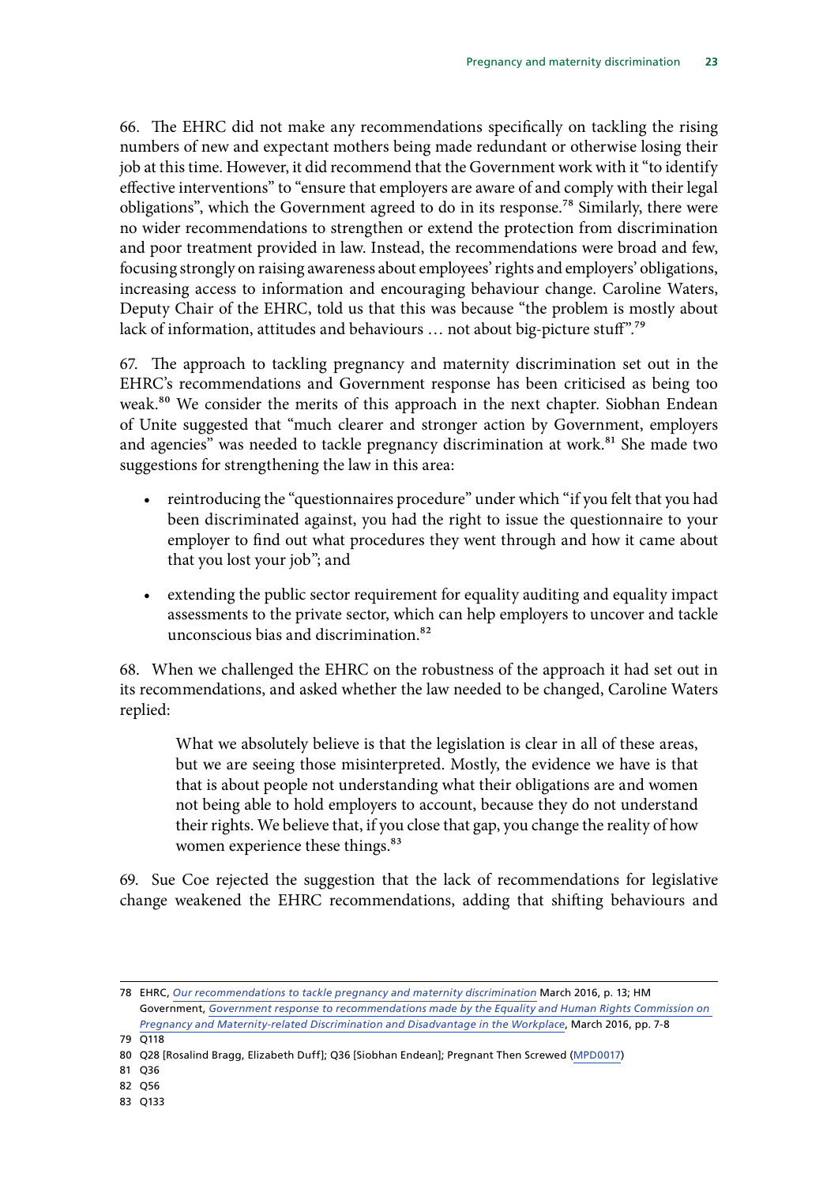66. The EHRC did not make any recommendations specifically on tackling the rising numbers of new and expectant mothers being made redundant or otherwise losing their job at this time. However, it did recommend that the Government work with it "to identify effective interventions" to "ensure that employers are aware of and comply with their legal obligations", which the Government agreed to do in its response.[78] Similarly, there were no wider recommendations to strengthen or extend the protection from discrimination and poor treatment provided in law. Instead, the recommendations were broad and few, focusing strongly on raising awareness about employees' rights and employers' obligations, increasing access to information and encouraging behaviour change. Caroline Waters, Deputy Chair of the EHRC, told us that this was because "the problem is mostly about lack of information, attitudes and behaviours … not about big-picture stuff".[79]

67. The approach to tackling pregnancy and maternity discrimination set out in the EHRC's recommendations and Government response has been criticised as being too weak.[80] We consider the merits of this approach in the next chapter. Siobhan Endean of Unite suggested that "much clearer and stronger action by Government, employers and agencies" was needed to tackle pregnancy discrimination at work.[81] She made two suggestions for strengthening the law in this area:

- reintroducing the "questionnaires procedure" under which "if you felt that you had been discriminated against, you had the right to issue the questionnaire to your employer to find out what procedures they went through and how it came about that you lost your job"; and
- extending the public sector requirement for equality auditing and equality impact assessments to the private sector, which can help employers to uncover and tackle unconscious bias and discrimination.[82]

68. When we challenged the EHRC on the robustness of the approach it had set out in its recommendations, and asked whether the law needed to be changed, Caroline Waters replied:

> What we absolutely believe is that the legislation is clear in all of these areas, but we are seeing those misinterpreted. Mostly, the evidence we have is that that is about people not understanding what their obligations are and women not being able to hold employers to account, because they do not understand their rights. We believe that, if you close that gap, you change the reality of how women experience these things.[83]

69. Sue Coe rejected the suggestion that the lack of recommendations for legislative change weakened the EHRC recommendations, adding that shifting behaviours and

---

78 EHRC, *Our recommendations to tackle pregnancy and maternity discrimination* March 2016, p. 13; HM Government, *Government response to recommendations made by the Equality and Human Rights Commission on Pregnancy and Maternity-related Discrimination and Disadvantage in the Workplace*, March 2016, pp. 7-8

79 Q118

80 Q28 [Rosalind Bragg, Elizabeth Duff]; Q36 [Siobhan Endean]; Pregnant Then Screwed (MPD0017)

81 Q36

82 Q56

83 Q133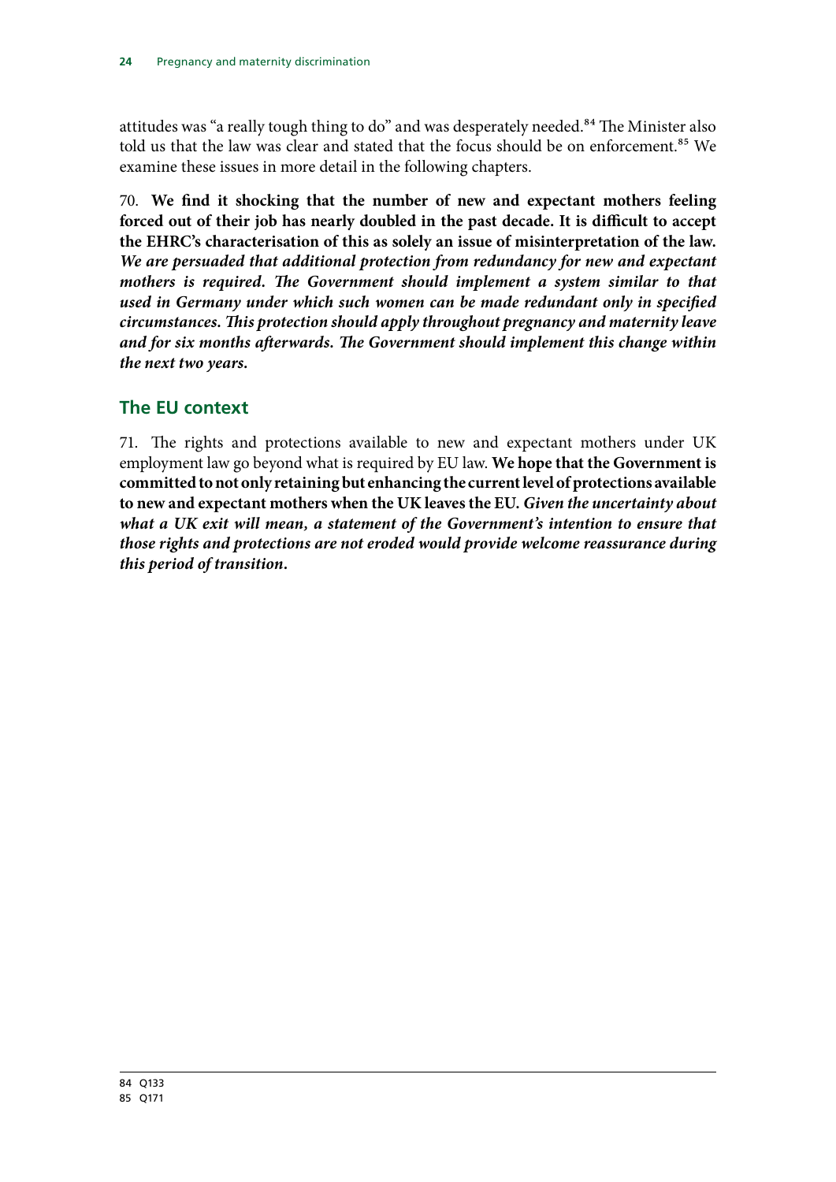attitudes was "a really tough thing to do" and was desperately needed.[84] The Minister also told us that the law was clear and stated that the focus should be on enforcement.[85] We examine these issues in more detail in the following chapters.

70. **We find it shocking that the number of new and expectant mothers feeling forced out of their job has nearly doubled in the past decade. It is difficult to accept the EHRC's characterisation of this as solely an issue of misinterpretation of the law.** ***We are persuaded that additional protection from redundancy for new and expectant mothers is required. The Government should implement a system similar to that used in Germany under which such women can be made redundant only in specified circumstances. This protection should apply throughout pregnancy and maternity leave and for six months afterwards. The Government should implement this change within the next two years.***

## The EU context

71. The rights and protections available to new and expectant mothers under UK employment law go beyond what is required by EU law. **We hope that the Government is committed to not only retaining but enhancing the current level of protections available to new and expectant mothers when the UK leaves the EU.** ***Given the uncertainty about what a UK exit will mean, a statement of the Government's intention to ensure that those rights and protections are not eroded would provide welcome reassurance during this period of transition.***

84 Q133
85 Q171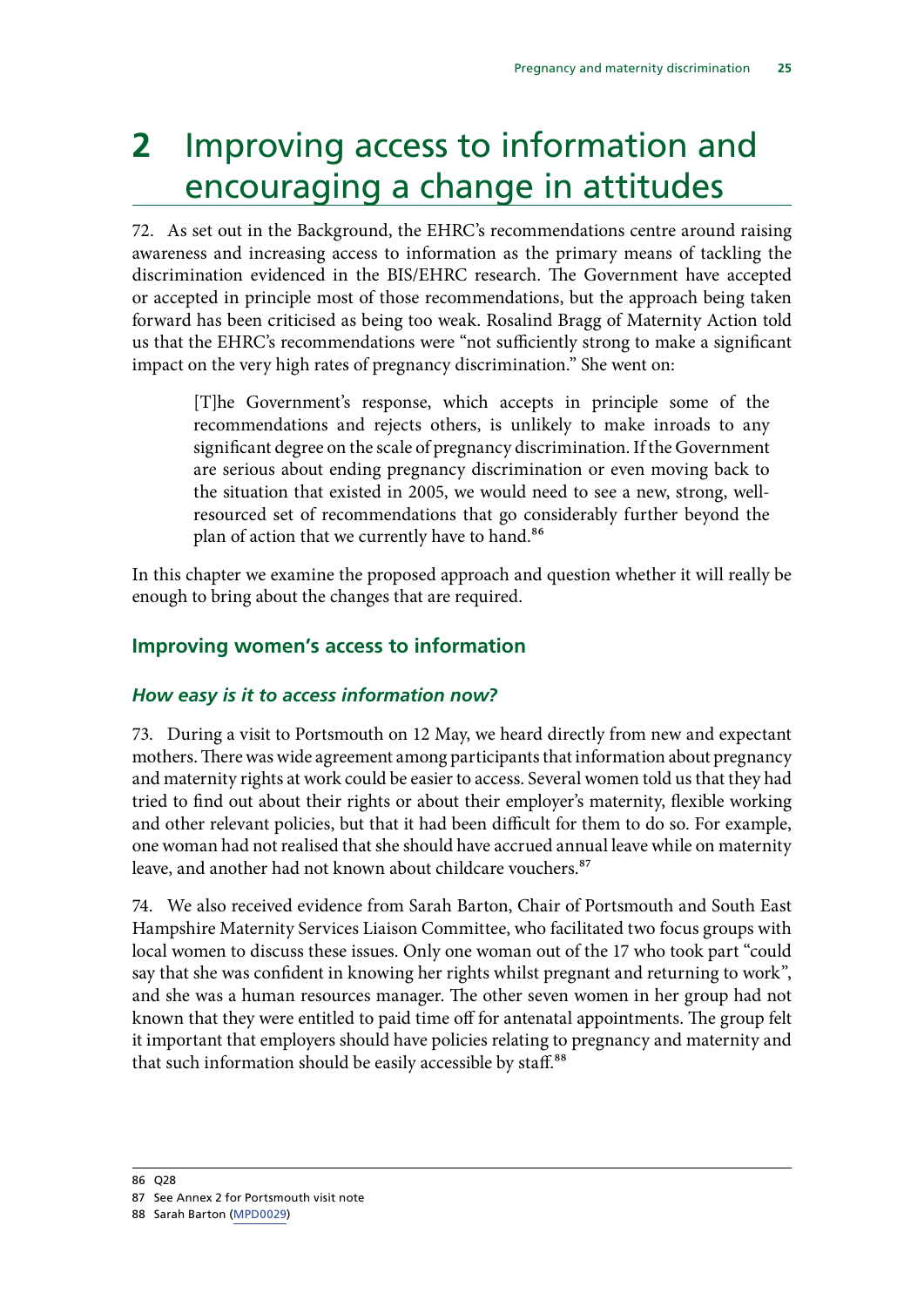# 2 Improving access to information and encouraging a change in attitudes

72. As set out in the Background, the EHRC's recommendations centre around raising awareness and increasing access to information as the primary means of tackling the discrimination evidenced in the BIS/EHRC research. The Government have accepted or accepted in principle most of those recommendations, but the approach being taken forward has been criticised as being too weak. Rosalind Bragg of Maternity Action told us that the EHRC's recommendations were "not sufficiently strong to make a significant impact on the very high rates of pregnancy discrimination." She went on:

> [T]he Government's response, which accepts in principle some of the recommendations and rejects others, is unlikely to make inroads to any significant degree on the scale of pregnancy discrimination. If the Government are serious about ending pregnancy discrimination or even moving back to the situation that existed in 2005, we would need to see a new, strong, well-resourced set of recommendations that go considerably further beyond the plan of action that we currently have to hand.[86]

In this chapter we examine the proposed approach and question whether it will really be enough to bring about the changes that are required.

## Improving women's access to information

### *How easy is it to access information now?*

73. During a visit to Portsmouth on 12 May, we heard directly from new and expectant mothers. There was wide agreement among participants that information about pregnancy and maternity rights at work could be easier to access. Several women told us that they had tried to find out about their rights or about their employer's maternity, flexible working and other relevant policies, but that it had been difficult for them to do so. For example, one woman had not realised that she should have accrued annual leave while on maternity leave, and another had not known about childcare vouchers.[87]

74. We also received evidence from Sarah Barton, Chair of Portsmouth and South East Hampshire Maternity Services Liaison Committee, who facilitated two focus groups with local women to discuss these issues. Only one woman out of the 17 who took part "could say that she was confident in knowing her rights whilst pregnant and returning to work", and she was a human resources manager. The other seven women in her group had not known that they were entitled to paid time off for antenatal appointments. The group felt it important that employers should have policies relating to pregnancy and maternity and that such information should be easily accessible by staff.[88]

86 Q28

87 See Annex 2 for Portsmouth visit note

88 Sarah Barton (MPD0029)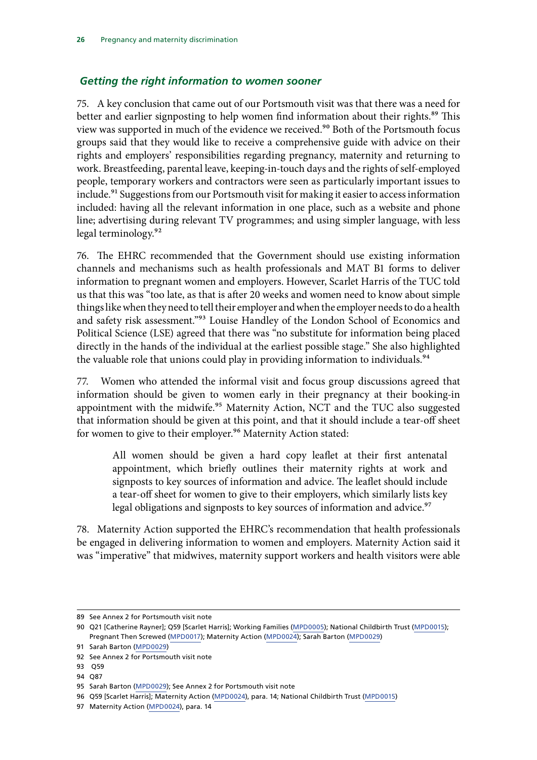### *Getting the right information to women sooner*

75. A key conclusion that came out of our Portsmouth visit was that there was a need for better and earlier signposting to help women find information about their rights.[89] This view was supported in much of the evidence we received.[90] Both of the Portsmouth focus groups said that they would like to receive a comprehensive guide with advice on their rights and employers' responsibilities regarding pregnancy, maternity and returning to work. Breastfeeding, parental leave, keeping-in-touch days and the rights of self-employed people, temporary workers and contractors were seen as particularly important issues to include.[91] Suggestions from our Portsmouth visit for making it easier to access information included: having all the relevant information in one place, such as a website and phone line; advertising during relevant TV programmes; and using simpler language, with less legal terminology.[92]

76. The EHRC recommended that the Government should use existing information channels and mechanisms such as health professionals and MAT B1 forms to deliver information to pregnant women and employers. However, Scarlet Harris of the TUC told us that this was "too late, as that is after 20 weeks and women need to know about simple things like when they need to tell their employer and when the employer needs to do a health and safety risk assessment."[93] Louise Handley of the London School of Economics and Political Science (LSE) agreed that there was "no substitute for information being placed directly in the hands of the individual at the earliest possible stage." She also highlighted the valuable role that unions could play in providing information to individuals.[94]

77. Women who attended the informal visit and focus group discussions agreed that information should be given to women early in their pregnancy at their booking-in appointment with the midwife.[95] Maternity Action, NCT and the TUC also suggested that information should be given at this point, and that it should include a tear-off sheet for women to give to their employer.[96] Maternity Action stated:

> All women should be given a hard copy leaflet at their first antenatal appointment, which briefly outlines their maternity rights at work and signposts to key sources of information and advice. The leaflet should include a tear-off sheet for women to give to their employers, which similarly lists key legal obligations and signposts to key sources of information and advice.[97]

78. Maternity Action supported the EHRC's recommendation that health professionals be engaged in delivering information to women and employers. Maternity Action said it was "imperative" that midwives, maternity support workers and health visitors were able

---

89 See Annex 2 for Portsmouth visit note

90 Q21 [Catherine Rayner]; Q59 [Scarlet Harris]; Working Families (MPD0005); National Childbirth Trust (MPD0015); Pregnant Then Screwed (MPD0017); Maternity Action (MPD0024); Sarah Barton (MPD0029)

91 Sarah Barton (MPD0029)

92 See Annex 2 for Portsmouth visit note

93 Q59

94 Q87

95 Sarah Barton (MPD0029); See Annex 2 for Portsmouth visit note

96 Q59 [Scarlet Harris]; Maternity Action (MPD0024), para. 14; National Childbirth Trust (MPD0015)

97 Maternity Action (MPD0024), para. 14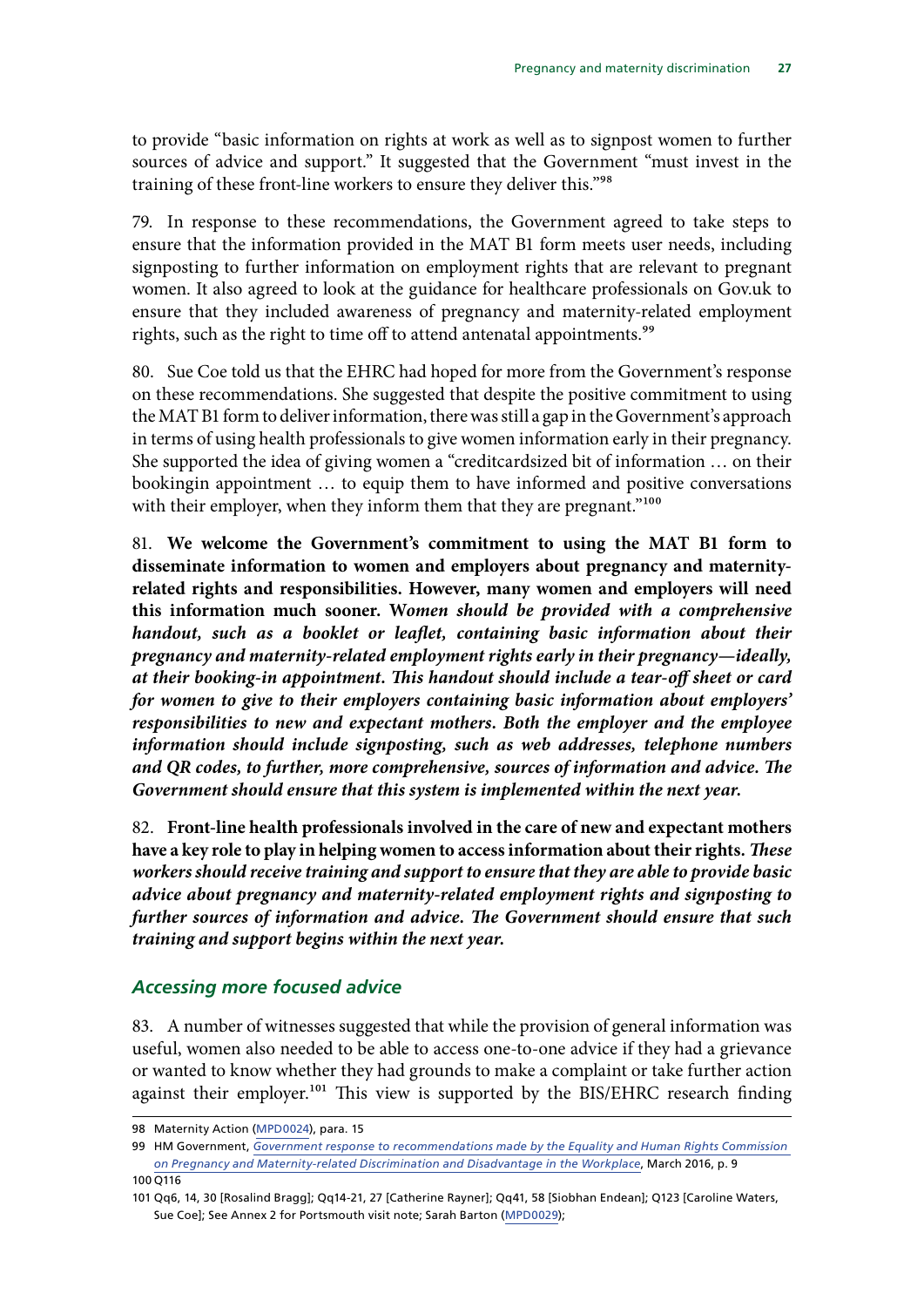to provide "basic information on rights at work as well as to signpost women to further sources of advice and support." It suggested that the Government "must invest in the training of these front-line workers to ensure they deliver this."[98]

79. In response to these recommendations, the Government agreed to take steps to ensure that the information provided in the MAT B1 form meets user needs, including signposting to further information on employment rights that are relevant to pregnant women. It also agreed to look at the guidance for healthcare professionals on Gov.uk to ensure that they included awareness of pregnancy and maternity-related employment rights, such as the right to time off to attend antenatal appointments.[99]

80. Sue Coe told us that the EHRC had hoped for more from the Government's response on these recommendations. She suggested that despite the positive commitment to using the MAT B1 form to deliver information, there was still a gap in the Government's approach in terms of using health professionals to give women information early in their pregnancy. She supported the idea of giving women a "creditcardsized bit of information … on their bookingin appointment … to equip them to have informed and positive conversations with their employer, when they inform them that they are pregnant."[100]

81. **We welcome the Government's commitment to using the MAT B1 form to disseminate information to women and employers about pregnancy and maternity-related rights and responsibilities. However, many women and employers will need this information much sooner.** ***Women should be provided with a comprehensive handout, such as a booklet or leaflet, containing basic information about their pregnancy and maternity-related employment rights early in their pregnancy—ideally, at their booking-in appointment. This handout should include a tear-off sheet or card for women to give to their employers containing basic information about employers' responsibilities to new and expectant mothers. Both the employer and the employee information should include signposting, such as web addresses, telephone numbers and QR codes, to further, more comprehensive, sources of information and advice. The Government should ensure that this system is implemented within the next year.***

82. **Front-line health professionals involved in the care of new and expectant mothers have a key role to play in helping women to access information about their rights.** ***These workers should receive training and support to ensure that they are able to provide basic advice about pregnancy and maternity-related employment rights and signposting to further sources of information and advice. The Government should ensure that such training and support begins within the next year.***

### *Accessing more focused advice*

83. A number of witnesses suggested that while the provision of general information was useful, women also needed to be able to access one-to-one advice if they had a grievance or wanted to know whether they had grounds to make a complaint or take further action against their employer.[101] This view is supported by the BIS/EHRC research finding

---

98 Maternity Action (MPD0024), para. 15

99 HM Government, *Government response to recommendations made by the Equality and Human Rights Commission on Pregnancy and Maternity-related Discrimination and Disadvantage in the Workplace*, March 2016, p. 9

100 Q116

101 Qq6, 14, 30 [Rosalind Bragg]; Qq14-21, 27 [Catherine Rayner]; Qq41, 58 [Siobhan Endean]; Q123 [Caroline Waters, Sue Coe]; See Annex 2 for Portsmouth visit note; Sarah Barton (MPD0029);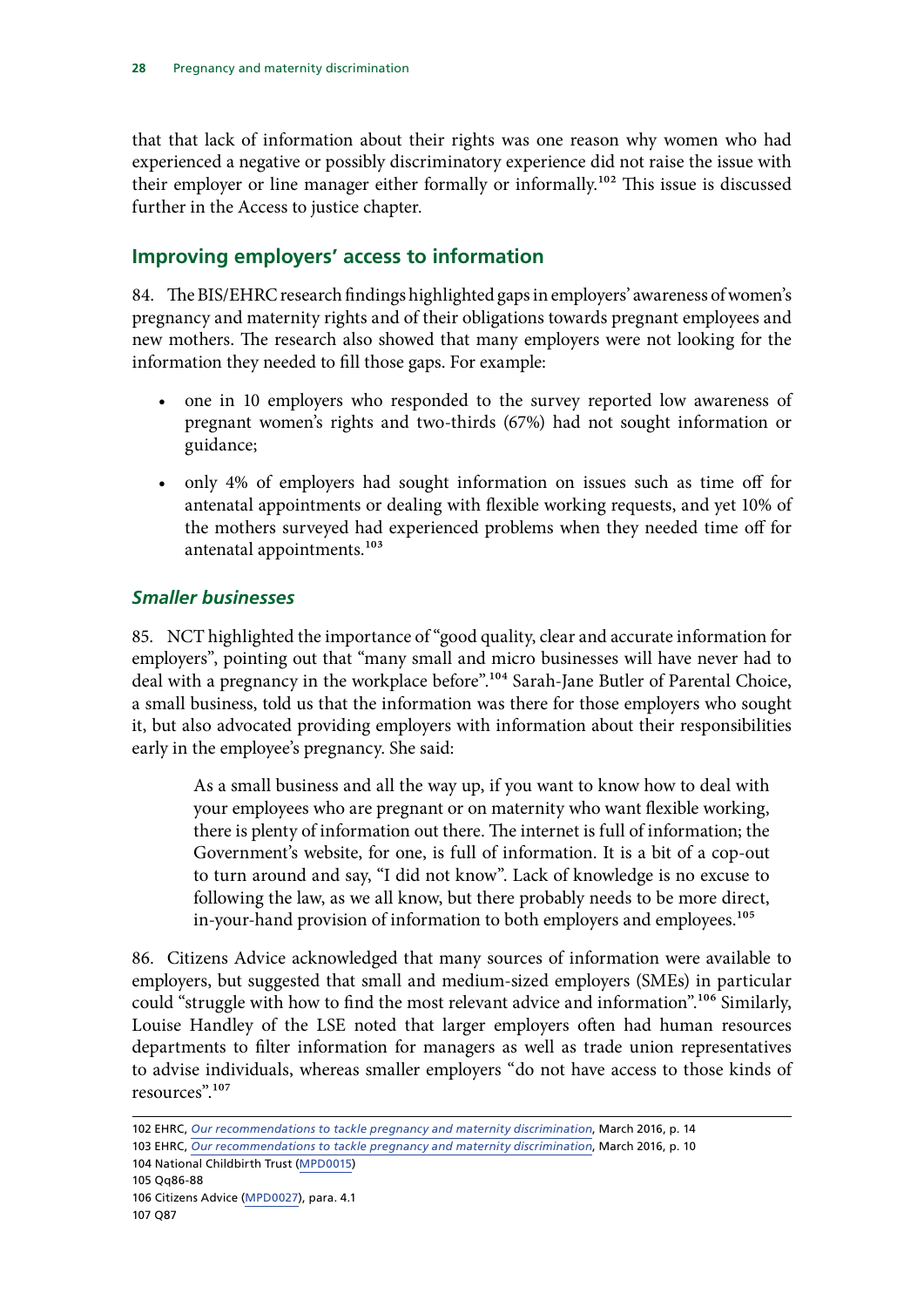that that lack of information about their rights was one reason why women who had experienced a negative or possibly discriminatory experience did not raise the issue with their employer or line manager either formally or informally.[102] This issue is discussed further in the Access to justice chapter.

## Improving employers' access to information

84. The BIS/EHRC research findings highlighted gaps in employers' awareness of women's pregnancy and maternity rights and of their obligations towards pregnant employees and new mothers. The research also showed that many employers were not looking for the information they needed to fill those gaps. For example:

- one in 10 employers who responded to the survey reported low awareness of pregnant women's rights and two-thirds (67%) had not sought information or guidance;
- only 4% of employers had sought information on issues such as time off for antenatal appointments or dealing with flexible working requests, and yet 10% of the mothers surveyed had experienced problems when they needed time off for antenatal appointments.[103]

### *Smaller businesses*

85. NCT highlighted the importance of "good quality, clear and accurate information for employers", pointing out that "many small and micro businesses will have never had to deal with a pregnancy in the workplace before".[104] Sarah-Jane Butler of Parental Choice, a small business, told us that the information was there for those employers who sought it, but also advocated providing employers with information about their responsibilities early in the employee's pregnancy. She said:

> As a small business and all the way up, if you want to know how to deal with your employees who are pregnant or on maternity who want flexible working, there is plenty of information out there. The internet is full of information; the Government's website, for one, is full of information. It is a bit of a cop-out to turn around and say, "I did not know". Lack of knowledge is no excuse to following the law, as we all know, but there probably needs to be more direct, in-your-hand provision of information to both employers and employees.[105]

86. Citizens Advice acknowledged that many sources of information were available to employers, but suggested that small and medium-sized employers (SMEs) in particular could "struggle with how to find the most relevant advice and information".[106] Similarly, Louise Handley of the LSE noted that larger employers often had human resources departments to filter information for managers as well as trade union representatives to advise individuals, whereas smaller employers "do not have access to those kinds of resources".[107]

102 EHRC, *Our recommendations to tackle pregnancy and maternity discrimination*, March 2016, p. 14
103 EHRC, *Our recommendations to tackle pregnancy and maternity discrimination*, March 2016, p. 10
104 National Childbirth Trust (MPD0015)
105 Qq86-88
106 Citizens Advice (MPD0027), para. 4.1
107 Q87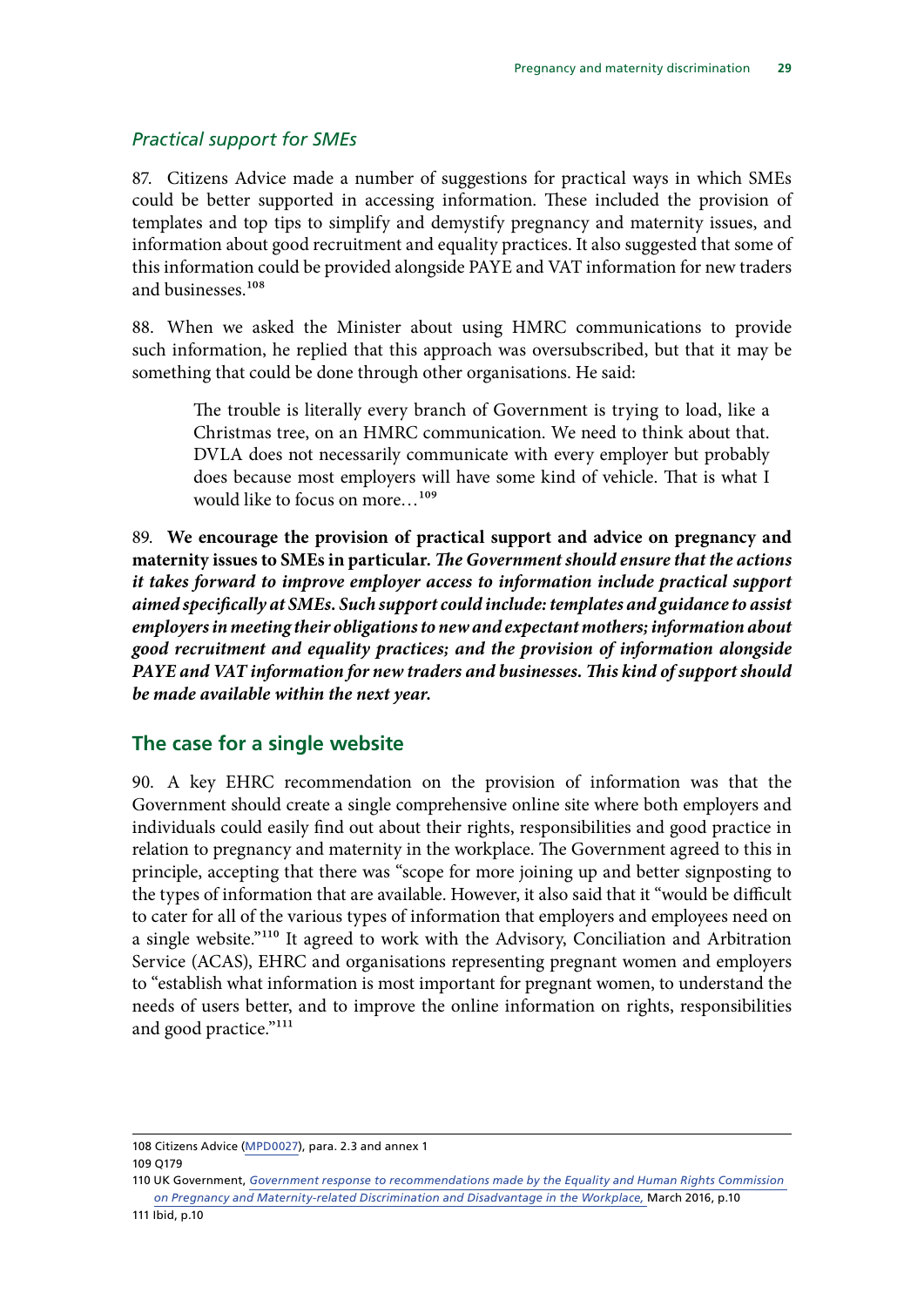### *Practical support for SMEs*

87. Citizens Advice made a number of suggestions for practical ways in which SMEs could be better supported in accessing information. These included the provision of templates and top tips to simplify and demystify pregnancy and maternity issues, and information about good recruitment and equality practices. It also suggested that some of this information could be provided alongside PAYE and VAT information for new traders and businesses.[108]

88. When we asked the Minister about using HMRC communications to provide such information, he replied that this approach was oversubscribed, but that it may be something that could be done through other organisations. He said:

> The trouble is literally every branch of Government is trying to load, like a Christmas tree, on an HMRC communication. We need to think about that. DVLA does not necessarily communicate with every employer but probably does because most employers will have some kind of vehicle. That is what I would like to focus on more…[109]

89. **We encourage the provision of practical support and advice on pregnancy and maternity issues to SMEs in particular.** ***The Government should ensure that the actions it takes forward to improve employer access to information include practical support aimed specifically at SMEs. Such support could include: templates and guidance to assist employers in meeting their obligations to new and expectant mothers; information about good recruitment and equality practices; and the provision of information alongside PAYE and VAT information for new traders and businesses. This kind of support should be made available within the next year.***

## The case for a single website

90. A key EHRC recommendation on the provision of information was that the Government should create a single comprehensive online site where both employers and individuals could easily find out about their rights, responsibilities and good practice in relation to pregnancy and maternity in the workplace. The Government agreed to this in principle, accepting that there was "scope for more joining up and better signposting to the types of information that are available. However, it also said that it "would be difficult to cater for all of the various types of information that employers and employees need on a single website."[110] It agreed to work with the Advisory, Conciliation and Arbitration Service (ACAS), EHRC and organisations representing pregnant women and employers to "establish what information is most important for pregnant women, to understand the needs of users better, and to improve the online information on rights, responsibilities and good practice."[111]

---

108 Citizens Advice (MPD0027), para. 2.3 and annex 1

109 Q179

110 UK Government, *Government response to recommendations made by the Equality and Human Rights Commission on Pregnancy and Maternity-related Discrimination and Disadvantage in the Workplace,* March 2016, p.10

111 Ibid, p.10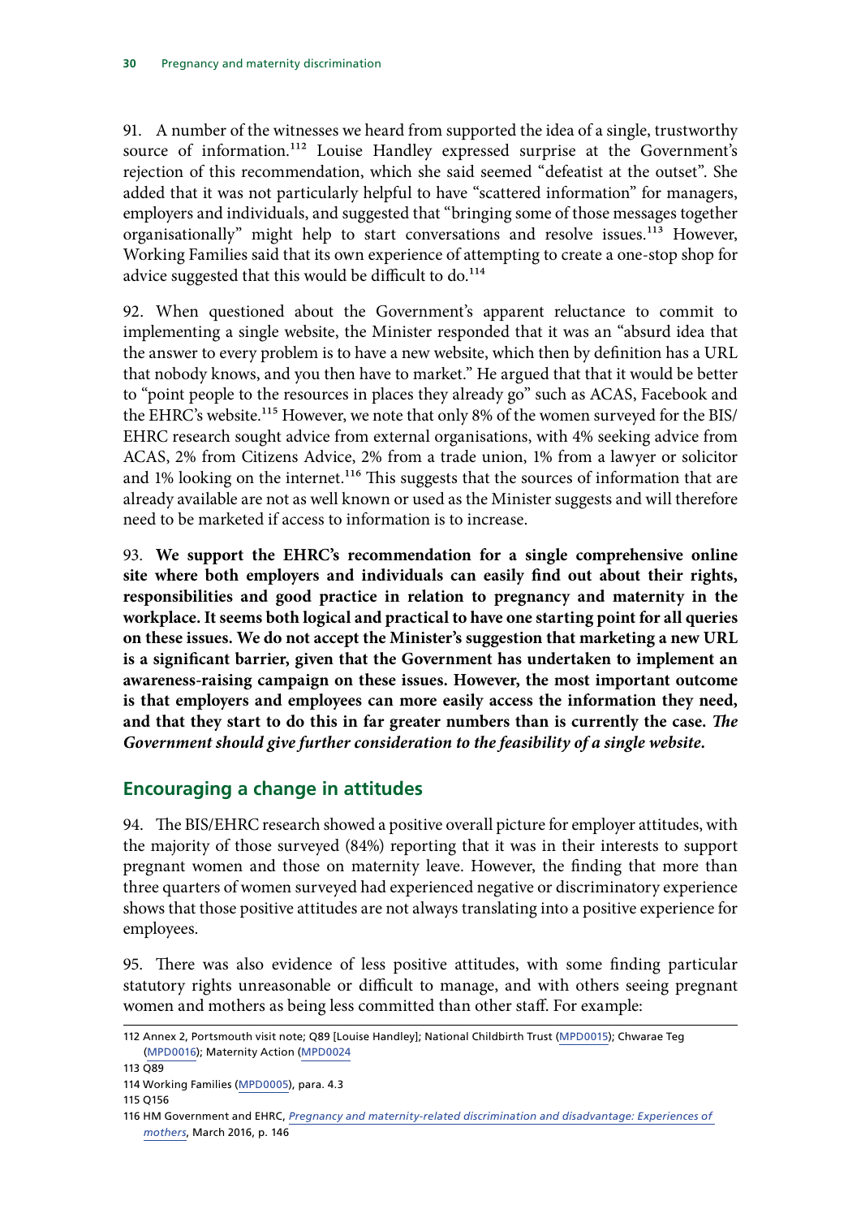91. A number of the witnesses we heard from supported the idea of a single, trustworthy source of information.[112] Louise Handley expressed surprise at the Government's rejection of this recommendation, which she said seemed "defeatist at the outset". She added that it was not particularly helpful to have "scattered information" for managers, employers and individuals, and suggested that "bringing some of those messages together organisationally" might help to start conversations and resolve issues.[113] However, Working Families said that its own experience of attempting to create a one-stop shop for advice suggested that this would be difficult to do.[114]

92. When questioned about the Government's apparent reluctance to commit to implementing a single website, the Minister responded that it was an "absurd idea that the answer to every problem is to have a new website, which then by definition has a URL that nobody knows, and you then have to market." He argued that that it would be better to "point people to the resources in places they already go" such as ACAS, Facebook and the EHRC's website.[115] However, we note that only 8% of the women surveyed for the BIS/EHRC research sought advice from external organisations, with 4% seeking advice from ACAS, 2% from Citizens Advice, 2% from a trade union, 1% from a lawyer or solicitor and 1% looking on the internet.[116] This suggests that the sources of information that are already available are not as well known or used as the Minister suggests and will therefore need to be marketed if access to information is to increase.

93. **We support the EHRC's recommendation for a single comprehensive online site where both employers and individuals can easily find out about their rights, responsibilities and good practice in relation to pregnancy and maternity in the workplace. It seems both logical and practical to have one starting point for all queries on these issues. We do not accept the Minister's suggestion that marketing a new URL is a significant barrier, given that the Government has undertaken to implement an awareness-raising campaign on these issues. However, the most important outcome is that employers and employees can more easily access the information they need, and that they start to do this in far greater numbers than is currently the case.** ***The Government should give further consideration to the feasibility of a single website.***

## Encouraging a change in attitudes

94. The BIS/EHRC research showed a positive overall picture for employer attitudes, with the majority of those surveyed (84%) reporting that it was in their interests to support pregnant women and those on maternity leave. However, the finding that more than three quarters of women surveyed had experienced negative or discriminatory experience shows that those positive attitudes are not always translating into a positive experience for employees.

95. There was also evidence of less positive attitudes, with some finding particular statutory rights unreasonable or difficult to manage, and with others seeing pregnant women and mothers as being less committed than other staff. For example:

---

112 Annex 2, Portsmouth visit note; Q89 [Louise Handley]; National Childbirth Trust (MPD0015); Chwarae Teg (MPD0016); Maternity Action (MPD0024

113 Q89

114 Working Families (MPD0005), para. 4.3

115 Q156

116 HM Government and EHRC, *Pregnancy and maternity-related discrimination and disadvantage: Experiences of mothers*, March 2016, p. 146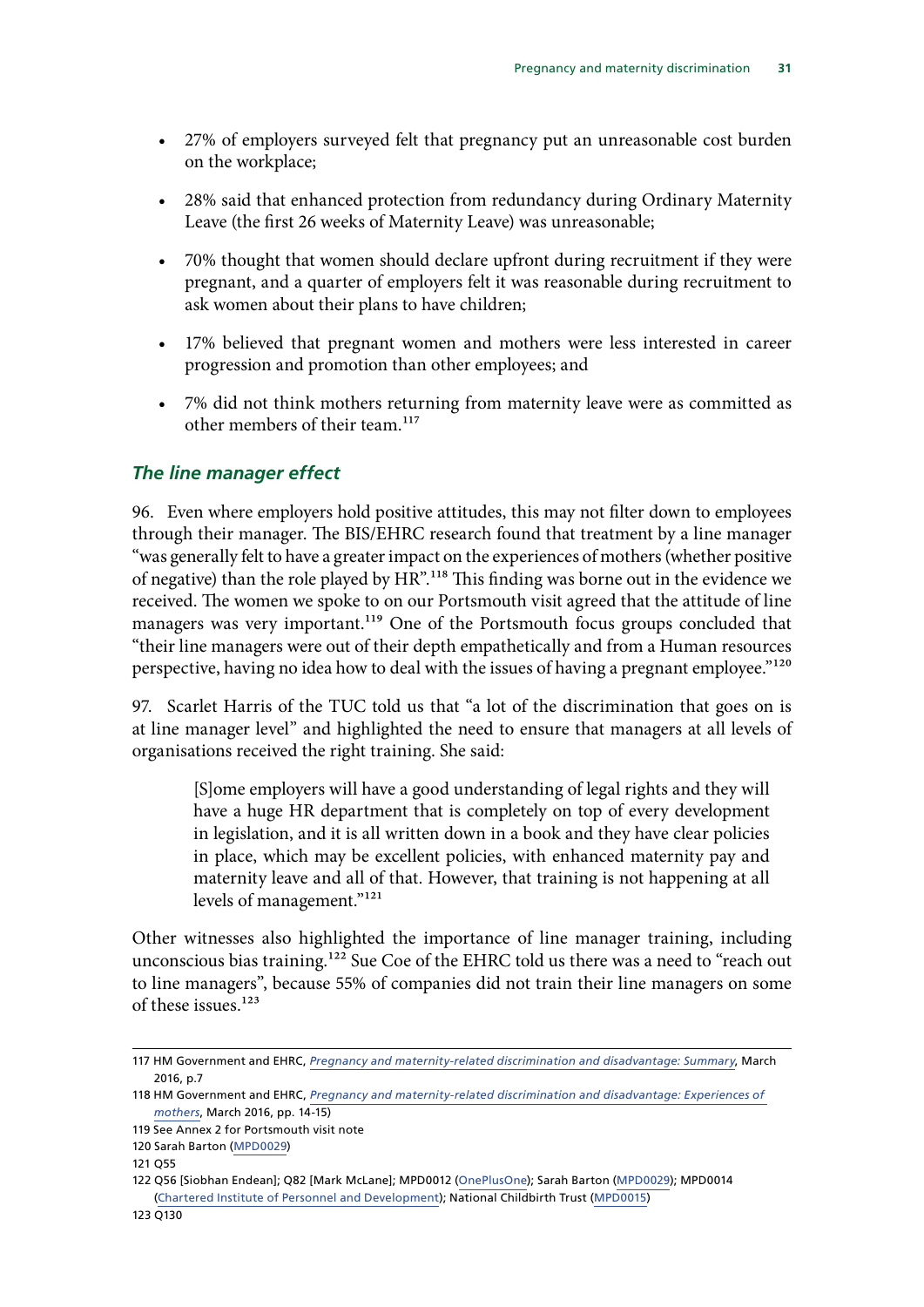- 27% of employers surveyed felt that pregnancy put an unreasonable cost burden on the workplace;
- 28% said that enhanced protection from redundancy during Ordinary Maternity Leave (the first 26 weeks of Maternity Leave) was unreasonable;
- 70% thought that women should declare upfront during recruitment if they were pregnant, and a quarter of employers felt it was reasonable during recruitment to ask women about their plans to have children;
- 17% believed that pregnant women and mothers were less interested in career progression and promotion than other employees; and
- 7% did not think mothers returning from maternity leave were as committed as other members of their team.[117]

### *The line manager effect*

96. Even where employers hold positive attitudes, this may not filter down to employees through their manager. The BIS/EHRC research found that treatment by a line manager "was generally felt to have a greater impact on the experiences of mothers (whether positive of negative) than the role played by HR".[118] This finding was borne out in the evidence we received. The women we spoke to on our Portsmouth visit agreed that the attitude of line managers was very important.[119] One of the Portsmouth focus groups concluded that "their line managers were out of their depth empathetically and from a Human resources perspective, having no idea how to deal with the issues of having a pregnant employee."[120]

97. Scarlet Harris of the TUC told us that "a lot of the discrimination that goes on is at line manager level" and highlighted the need to ensure that managers at all levels of organisations received the right training. She said:

> [S]ome employers will have a good understanding of legal rights and they will have a huge HR department that is completely on top of every development in legislation, and it is all written down in a book and they have clear policies in place, which may be excellent policies, with enhanced maternity pay and maternity leave and all of that. However, that training is not happening at all levels of management."[121]

Other witnesses also highlighted the importance of line manager training, including unconscious bias training.[122] Sue Coe of the EHRC told us there was a need to "reach out to line managers", because 55% of companies did not train their line managers on some of these issues.[123]

---

117 HM Government and EHRC, *Pregnancy and maternity-related discrimination and disadvantage: Summary*, March 2016, p.7

118 HM Government and EHRC, *Pregnancy and maternity-related discrimination and disadvantage: Experiences of mothers*, March 2016, pp. 14-15)

119 See Annex 2 for Portsmouth visit note

120 Sarah Barton (MPD0029)

121 Q55

122 Q56 [Siobhan Endean]; Q82 [Mark McLane]; MPD0012 (OnePlusOne); Sarah Barton (MPD0029); MPD0014 (Chartered Institute of Personnel and Development); National Childbirth Trust (MPD0015)

123 Q130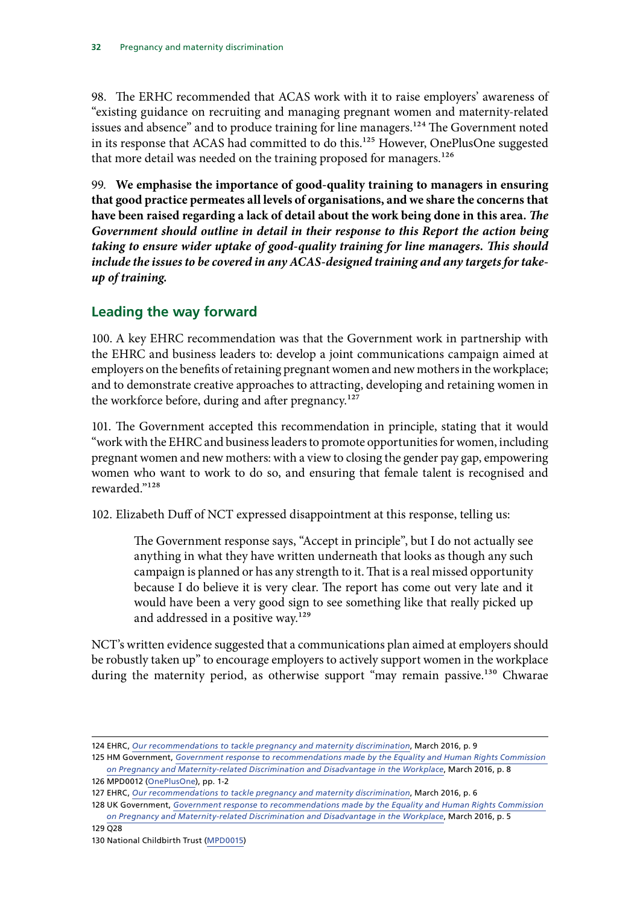98. The ERHC recommended that ACAS work with it to raise employers' awareness of "existing guidance on recruiting and managing pregnant women and maternity-related issues and absence" and to produce training for line managers.[124] The Government noted in its response that ACAS had committed to do this.[125] However, OnePlusOne suggested that more detail was needed on the training proposed for managers.[126]

99. **We emphasise the importance of good-quality training to managers in ensuring that good practice permeates all levels of organisations, and we share the concerns that have been raised regarding a lack of detail about the work being done in this area.** ***The Government should outline in detail in their response to this Report the action being taking to ensure wider uptake of good-quality training for line managers. This should include the issues to be covered in any ACAS-designed training and any targets for take-up of training.***

## Leading the way forward

100. A key EHRC recommendation was that the Government work in partnership with the EHRC and business leaders to: develop a joint communications campaign aimed at employers on the benefits of retaining pregnant women and new mothers in the workplace; and to demonstrate creative approaches to attracting, developing and retaining women in the workforce before, during and after pregnancy.[127]

101. The Government accepted this recommendation in principle, stating that it would "work with the EHRC and business leaders to promote opportunities for women, including pregnant women and new mothers: with a view to closing the gender pay gap, empowering women who want to work to do so, and ensuring that female talent is recognised and rewarded."[128]

102. Elizabeth Duff of NCT expressed disappointment at this response, telling us:

> The Government response says, "Accept in principle", but I do not actually see anything in what they have written underneath that looks as though any such campaign is planned or has any strength to it. That is a real missed opportunity because I do believe it is very clear. The report has come out very late and it would have been a very good sign to see something like that really picked up and addressed in a positive way.[129]

NCT's written evidence suggested that a communications plan aimed at employers should be robustly taken up" to encourage employers to actively support women in the workplace during the maternity period, as otherwise support "may remain passive.[130] Chwarae

---

124 EHRC, *Our recommendations to tackle pregnancy and maternity discrimination*, March 2016, p. 9

125 HM Government, *Government response to recommendations made by the Equality and Human Rights Commission on Pregnancy and Maternity-related Discrimination and Disadvantage in the Workplace*, March 2016, p. 8

126 MPD0012 (OnePlusOne), pp. 1-2

127 EHRC, *Our recommendations to tackle pregnancy and maternity discrimination*, March 2016, p. 6

128 UK Government, *Government response to recommendations made by the Equality and Human Rights Commission on Pregnancy and Maternity-related Discrimination and Disadvantage in the Workplace*, March 2016, p. 5

129 Q28

130 National Childbirth Trust (MPD0015)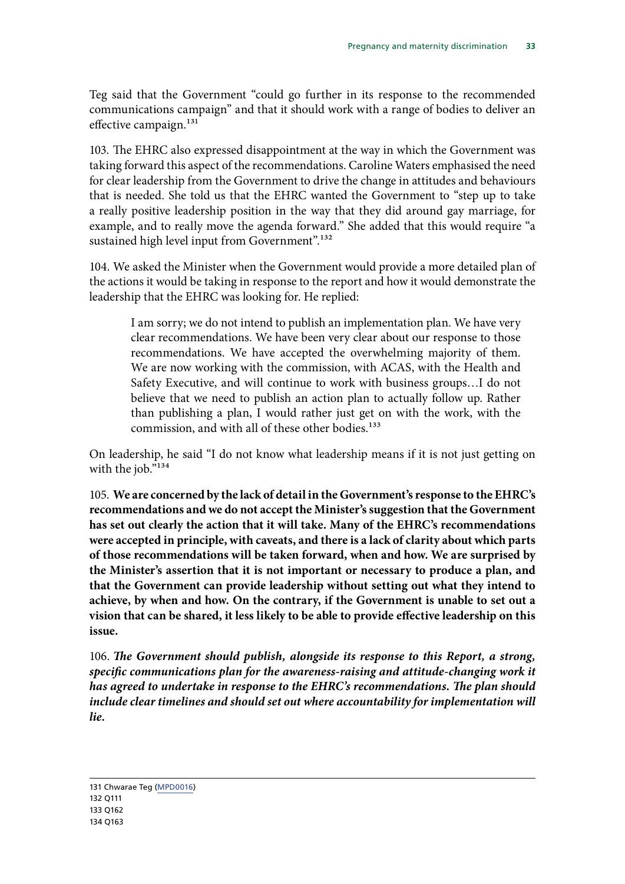Teg said that the Government "could go further in its response to the recommended communications campaign" and that it should work with a range of bodies to deliver an effective campaign.[131]

103. The EHRC also expressed disappointment at the way in which the Government was taking forward this aspect of the recommendations. Caroline Waters emphasised the need for clear leadership from the Government to drive the change in attitudes and behaviours that is needed. She told us that the EHRC wanted the Government to "step up to take a really positive leadership position in the way that they did around gay marriage, for example, and to really move the agenda forward." She added that this would require "a sustained high level input from Government".[132]

104. We asked the Minister when the Government would provide a more detailed plan of the actions it would be taking in response to the report and how it would demonstrate the leadership that the EHRC was looking for. He replied:

> I am sorry; we do not intend to publish an implementation plan. We have very clear recommendations. We have been very clear about our response to those recommendations. We have accepted the overwhelming majority of them. We are now working with the commission, with ACAS, with the Health and Safety Executive, and will continue to work with business groups…I do not believe that we need to publish an action plan to actually follow up. Rather than publishing a plan, I would rather just get on with the work, with the commission, and with all of these other bodies.[133]

On leadership, he said "I do not know what leadership means if it is not just getting on with the job."[134]

105. **We are concerned by the lack of detail in the Government's response to the EHRC's recommendations and we do not accept the Minister's suggestion that the Government has set out clearly the action that it will take. Many of the EHRC's recommendations were accepted in principle, with caveats, and there is a lack of clarity about which parts of those recommendations will be taken forward, when and how. We are surprised by the Minister's assertion that it is not important or necessary to produce a plan, and that the Government can provide leadership without setting out what they intend to achieve, by when and how. On the contrary, if the Government is unable to set out a vision that can be shared, it less likely to be able to provide effective leadership on this issue.**

106. ***The Government should publish, alongside its response to this Report, a strong, specific communications plan for the awareness-raising and attitude-changing work it has agreed to undertake in response to the EHRC's recommendations. The plan should include clear timelines and should set out where accountability for implementation will lie.***

---

131 Chwarae Teg (MPD0016)
132 Q111
133 Q162
134 Q163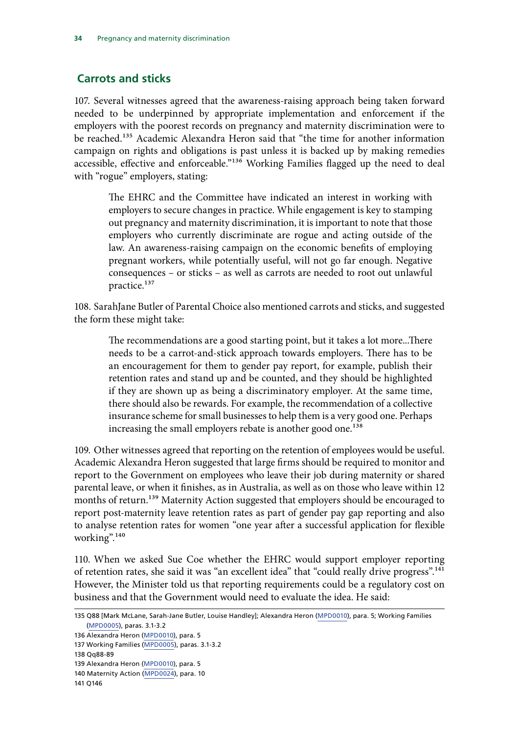## Carrots and sticks

107. Several witnesses agreed that the awareness-raising approach being taken forward needed to be underpinned by appropriate implementation and enforcement if the employers with the poorest records on pregnancy and maternity discrimination were to be reached.[135] Academic Alexandra Heron said that "the time for another information campaign on rights and obligations is past unless it is backed up by making remedies accessible, effective and enforceable."[136] Working Families flagged up the need to deal with "rogue" employers, stating:

> The EHRC and the Committee have indicated an interest in working with employers to secure changes in practice. While engagement is key to stamping out pregnancy and maternity discrimination, it is important to note that those employers who currently discriminate are rogue and acting outside of the law. An awareness-raising campaign on the economic benefits of employing pregnant workers, while potentially useful, will not go far enough. Negative consequences – or sticks – as well as carrots are needed to root out unlawful practice.[137]

108. SarahJane Butler of Parental Choice also mentioned carrots and sticks, and suggested the form these might take:

> The recommendations are a good starting point, but it takes a lot more...There needs to be a carrot-and-stick approach towards employers. There has to be an encouragement for them to gender pay report, for example, publish their retention rates and stand up and be counted, and they should be highlighted if they are shown up as being a discriminatory employer. At the same time, there should also be rewards. For example, the recommendation of a collective insurance scheme for small businesses to help them is a very good one. Perhaps increasing the small employers rebate is another good one.[138]

109. Other witnesses agreed that reporting on the retention of employees would be useful. Academic Alexandra Heron suggested that large firms should be required to monitor and report to the Government on employees who leave their job during maternity or shared parental leave, or when it finishes, as in Australia, as well as on those who leave within 12 months of return.[139] Maternity Action suggested that employers should be encouraged to report post-maternity leave retention rates as part of gender pay gap reporting and also to analyse retention rates for women "one year after a successful application for flexible working".[140]

110. When we asked Sue Coe whether the EHRC would support employer reporting of retention rates, she said it was "an excellent idea" that "could really drive progress".[141] However, the Minister told us that reporting requirements could be a regulatory cost on business and that the Government would need to evaluate the idea. He said:

135 Q88 [Mark McLane, Sarah-Jane Butler, Louise Handley]; Alexandra Heron (MPD0010), para. 5; Working Families (MPD0005), paras. 3.1-3.2

136 Alexandra Heron (MPD0010), para. 5

137 Working Families (MPD0005), paras. 3.1-3.2

138 Qq88-89

139 Alexandra Heron (MPD0010), para. 5

140 Maternity Action (MPD0024), para. 10

141 Q146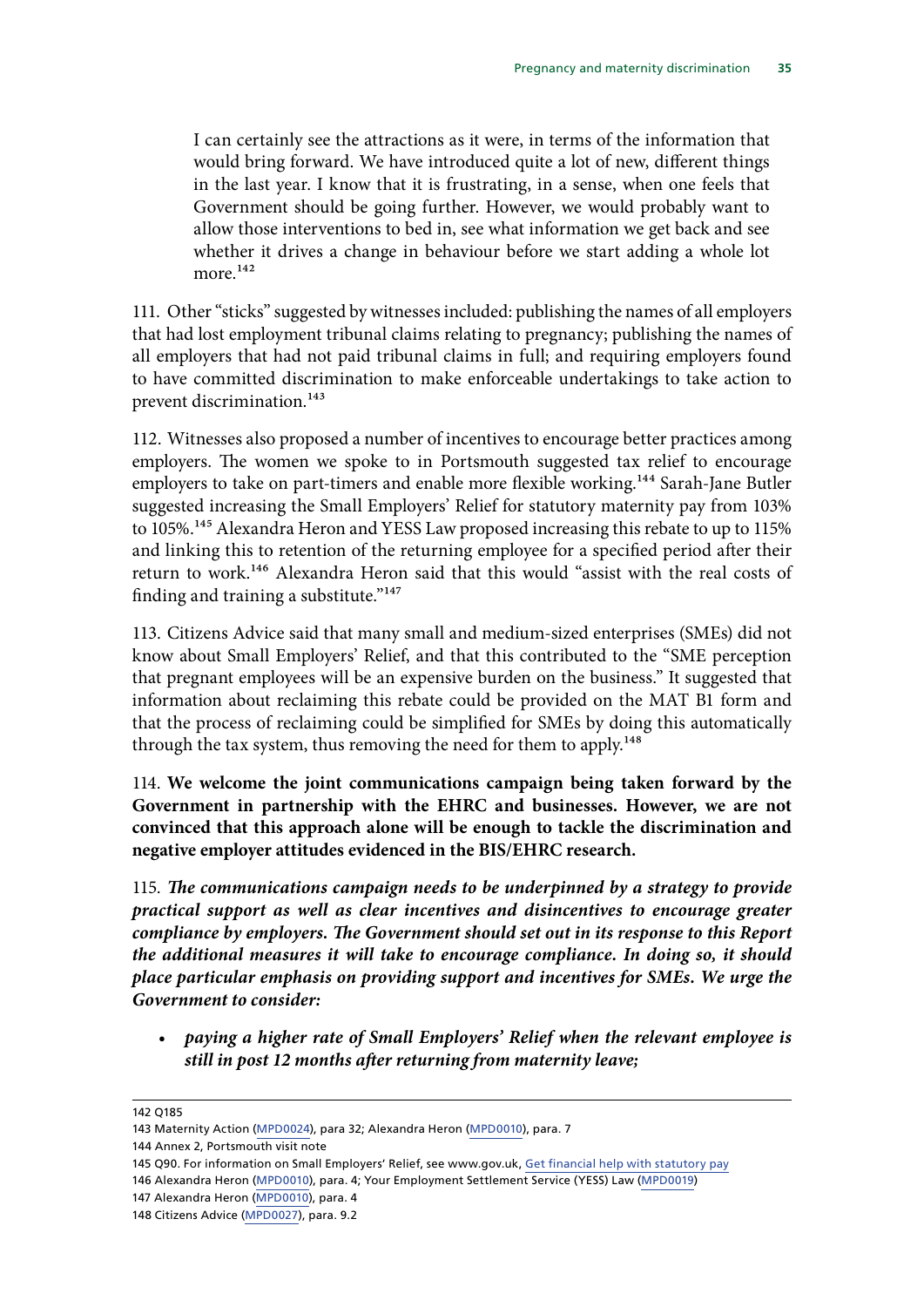> I can certainly see the attractions as it were, in terms of the information that would bring forward. We have introduced quite a lot of new, different things in the last year. I know that it is frustrating, in a sense, when one feels that Government should be going further. However, we would probably want to allow those interventions to bed in, see what information we get back and see whether it drives a change in behaviour before we start adding a whole lot more.[142]

111. Other "sticks" suggested by witnesses included: publishing the names of all employers that had lost employment tribunal claims relating to pregnancy; publishing the names of all employers that had not paid tribunal claims in full; and requiring employers found to have committed discrimination to make enforceable undertakings to take action to prevent discrimination.[143]

112. Witnesses also proposed a number of incentives to encourage better practices among employers. The women we spoke to in Portsmouth suggested tax relief to encourage employers to take on part-timers and enable more flexible working.[144] Sarah-Jane Butler suggested increasing the Small Employers' Relief for statutory maternity pay from 103% to 105%.[145] Alexandra Heron and YESS Law proposed increasing this rebate to up to 115% and linking this to retention of the returning employee for a specified period after their return to work.[146] Alexandra Heron said that this would "assist with the real costs of finding and training a substitute."[147]

113. Citizens Advice said that many small and medium-sized enterprises (SMEs) did not know about Small Employers' Relief, and that this contributed to the "SME perception that pregnant employees will be an expensive burden on the business." It suggested that information about reclaiming this rebate could be provided on the MAT B1 form and that the process of reclaiming could be simplified for SMEs by doing this automatically through the tax system, thus removing the need for them to apply.[148]

114. **We welcome the joint communications campaign being taken forward by the Government in partnership with the EHRC and businesses. However, we are not convinced that this approach alone will be enough to tackle the discrimination and negative employer attitudes evidenced in the BIS/EHRC research.**

115. ***The communications campaign needs to be underpinned by a strategy to provide practical support as well as clear incentives and disincentives to encourage greater compliance by employers. The Government should set out in its response to this Report the additional measures it will take to encourage compliance. In doing so, it should place particular emphasis on providing support and incentives for SMEs. We urge the Government to consider:***

- ***paying a higher rate of Small Employers' Relief when the relevant employee is still in post 12 months after returning from maternity leave;***

---

142 Q185

143 Maternity Action (MPD0024), para 32; Alexandra Heron (MPD0010), para. 7

144 Annex 2, Portsmouth visit note

145 Q90. For information on Small Employers' Relief, see www.gov.uk, Get financial help with statutory pay

146 Alexandra Heron (MPD0010), para. 4; Your Employment Settlement Service (YESS) Law (MPD0019)

147 Alexandra Heron (MPD0010), para. 4

148 Citizens Advice (MPD0027), para. 9.2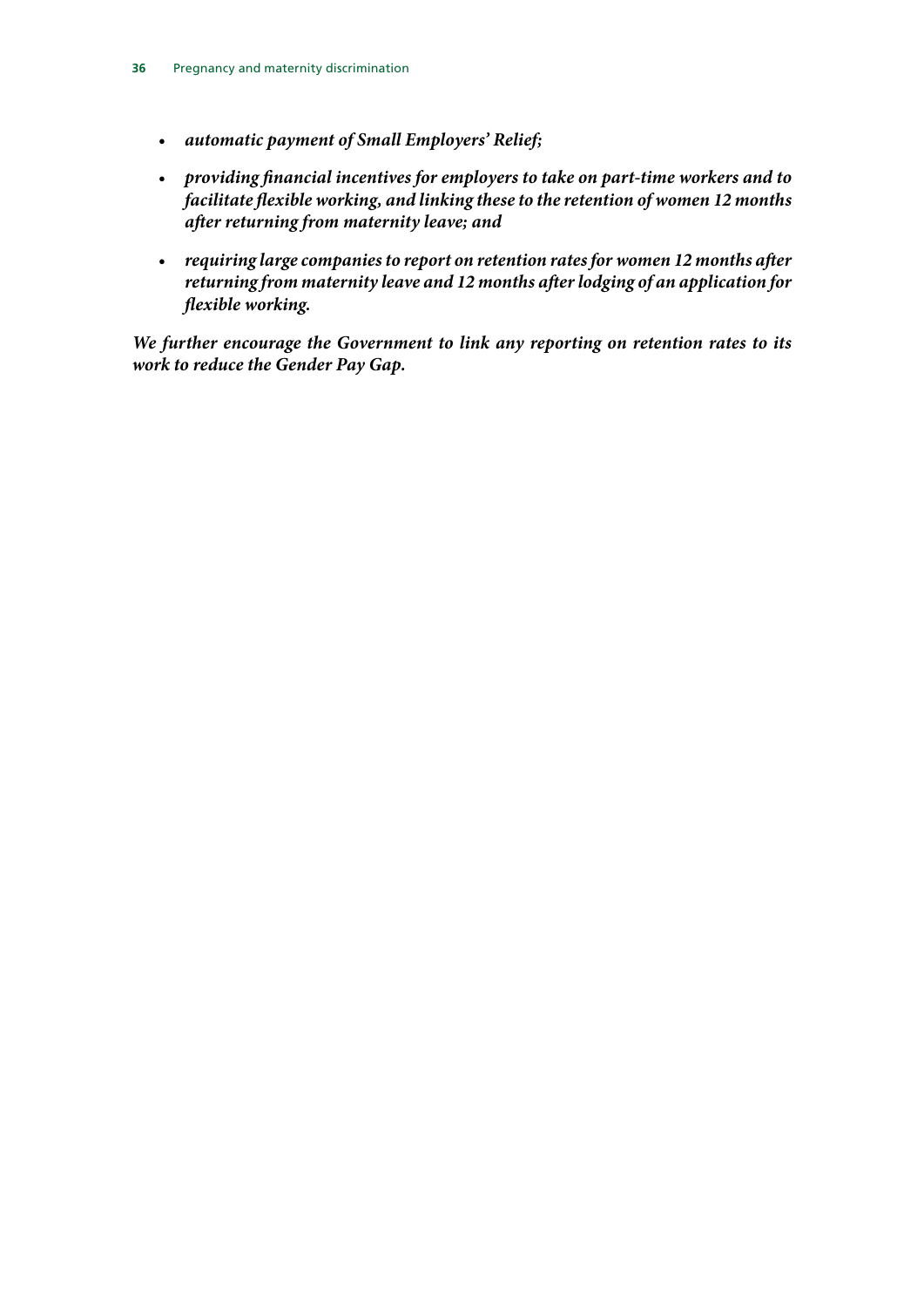- ***automatic payment of Small Employers' Relief;***
- ***providing financial incentives for employers to take on part-time workers and to facilitate flexible working, and linking these to the retention of women 12 months after returning from maternity leave; and***
- ***requiring large companies to report on retention rates for women 12 months after returning from maternity leave and 12 months after lodging of an application for flexible working.***

***We further encourage the Government to link any reporting on retention rates to its work to reduce the Gender Pay Gap.***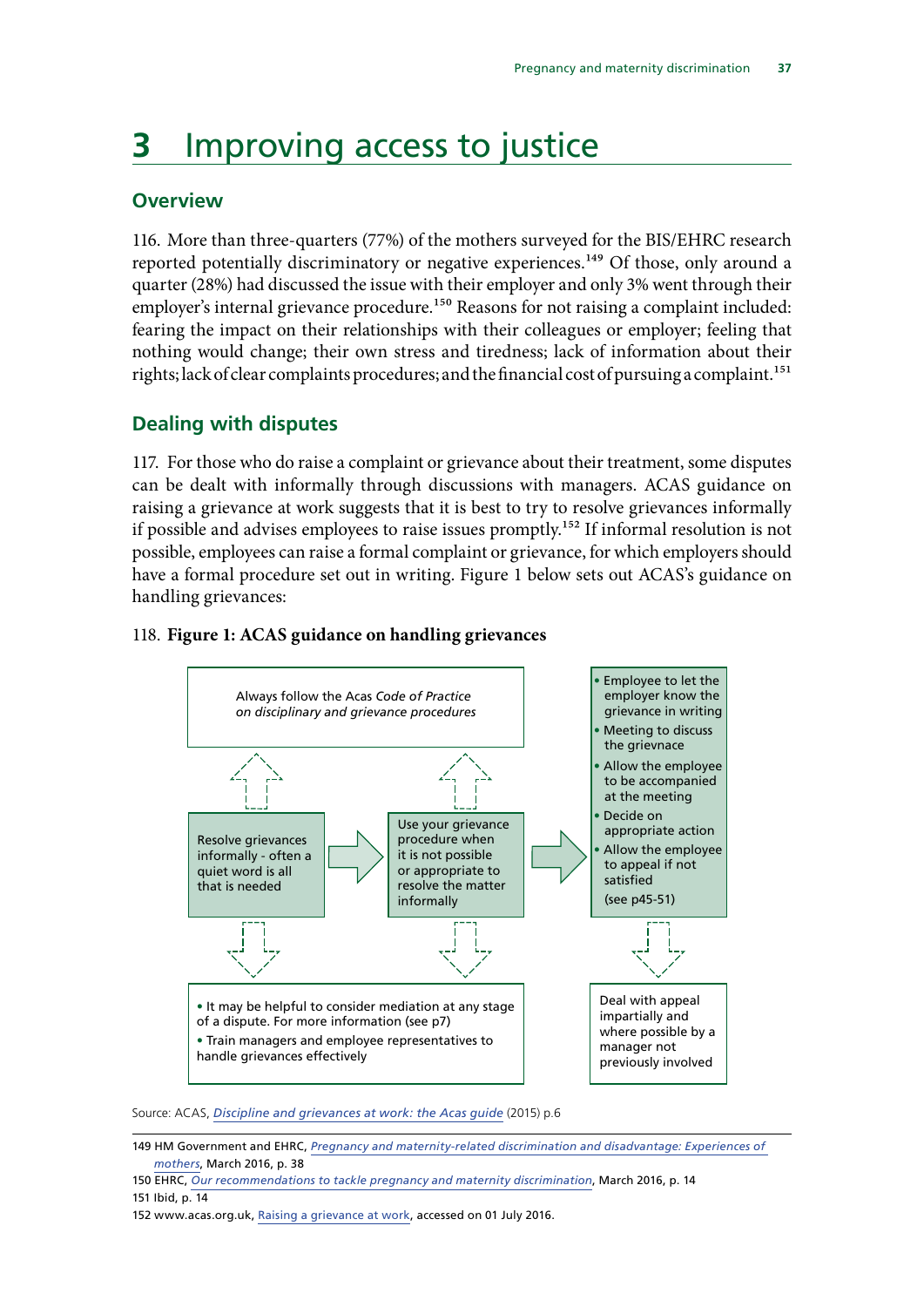# 3 Improving access to justice

## Overview

116. More than three-quarters (77%) of the mothers surveyed for the BIS/EHRC research reported potentially discriminatory or negative experiences.[149] Of those, only around a quarter (28%) had discussed the issue with their employer and only 3% went through their employer's internal grievance procedure.[150] Reasons for not raising a complaint included: fearing the impact on their relationships with their colleagues or employer; feeling that nothing would change; their own stress and tiredness; lack of information about their rights; lack of clear complaints procedures; and the financial cost of pursuing a complaint.[151]

## Dealing with disputes

117. For those who do raise a complaint or grievance about their treatment, some disputes can be dealt with informally through discussions with managers. ACAS guidance on raising a grievance at work suggests that it is best to try to resolve grievances informally if possible and advises employees to raise issues promptly.[152] If informal resolution is not possible, employees can raise a formal complaint or grievance, for which employers should have a formal procedure set out in writing. Figure 1 below sets out ACAS's guidance on handling grievances:

118. **Figure 1: ACAS guidance on handling grievances**

Always follow the Acas *Code of Practice on disciplinary and grievance procedures*

Resolve grievances informally - often a quiet word is all that is needed

Use your grievance procedure when it is not possible or appropriate to resolve the matter informally

- Employee to let the employer know the grievance in writing
- Meeting to discuss the grievnace
- Allow the employee to be accompanied at the meeting
- Decide on appropriate action
- Allow the employee to appeal if not satisfied

(see p45-51)

- It may be helpful to consider mediation at any stage of a dispute. For more information (see p7)
- Train managers and employee representatives to handle grievances effectively

Deal with appeal impartially and where possible by a manager not previously involved

Source: ACAS, *Discipline and grievances at work: the Acas guide* (2015) p.6

149 HM Government and EHRC, *Pregnancy and maternity-related discrimination and disadvantage: Experiences of mothers*, March 2016, p. 38

150 EHRC, *Our recommendations to tackle pregnancy and maternity discrimination*, March 2016, p. 14

151 Ibid, p. 14

152 www.acas.org.uk, Raising a grievance at work, accessed on 01 July 2016.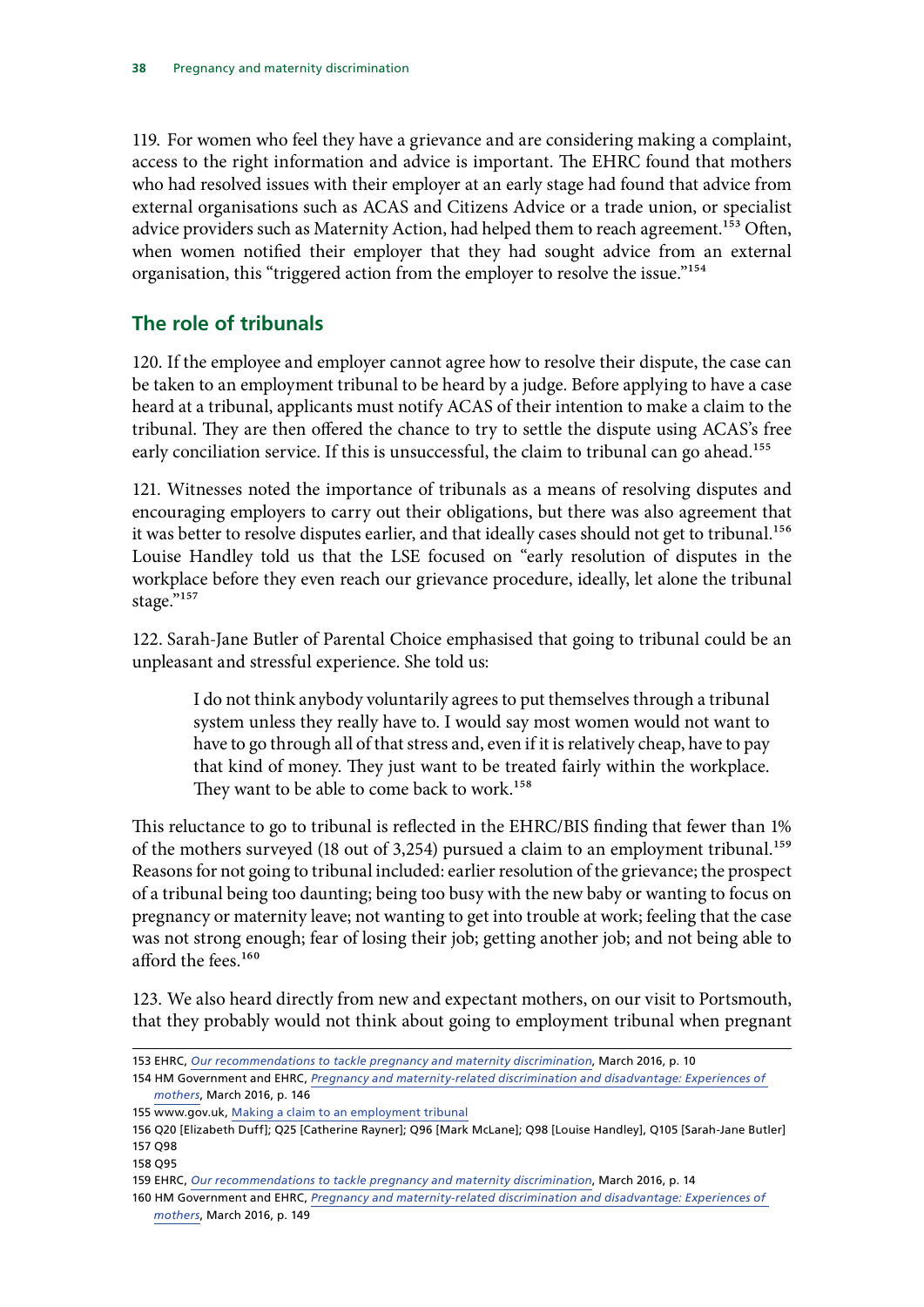119. For women who feel they have a grievance and are considering making a complaint, access to the right information and advice is important. The EHRC found that mothers who had resolved issues with their employer at an early stage had found that advice from external organisations such as ACAS and Citizens Advice or a trade union, or specialist advice providers such as Maternity Action, had helped them to reach agreement.[153] Often, when women notified their employer that they had sought advice from an external organisation, this "triggered action from the employer to resolve the issue."[154]

## The role of tribunals

120. If the employee and employer cannot agree how to resolve their dispute, the case can be taken to an employment tribunal to be heard by a judge. Before applying to have a case heard at a tribunal, applicants must notify ACAS of their intention to make a claim to the tribunal. They are then offered the chance to try to settle the dispute using ACAS's free early conciliation service. If this is unsuccessful, the claim to tribunal can go ahead.[155]

121. Witnesses noted the importance of tribunals as a means of resolving disputes and encouraging employers to carry out their obligations, but there was also agreement that it was better to resolve disputes earlier, and that ideally cases should not get to tribunal.[156] Louise Handley told us that the LSE focused on "early resolution of disputes in the workplace before they even reach our grievance procedure, ideally, let alone the tribunal stage."[157]

122. Sarah-Jane Butler of Parental Choice emphasised that going to tribunal could be an unpleasant and stressful experience. She told us:

> I do not think anybody voluntarily agrees to put themselves through a tribunal system unless they really have to. I would say most women would not want to have to go through all of that stress and, even if it is relatively cheap, have to pay that kind of money. They just want to be treated fairly within the workplace. They want to be able to come back to work.[158]

This reluctance to go to tribunal is reflected in the EHRC/BIS finding that fewer than 1% of the mothers surveyed (18 out of 3,254) pursued a claim to an employment tribunal.[159] Reasons for not going to tribunal included: earlier resolution of the grievance; the prospect of a tribunal being too daunting; being too busy with the new baby or wanting to focus on pregnancy or maternity leave; not wanting to get into trouble at work; feeling that the case was not strong enough; fear of losing their job; getting another job; and not being able to afford the fees.[160]

123. We also heard directly from new and expectant mothers, on our visit to Portsmouth, that they probably would not think about going to employment tribunal when pregnant

---

153 EHRC, *Our recommendations to tackle pregnancy and maternity discrimination*, March 2016, p. 10

154 HM Government and EHRC, *Pregnancy and maternity-related discrimination and disadvantage: Experiences of mothers*, March 2016, p. 146

155 www.gov.uk, Making a claim to an employment tribunal

156 Q20 [Elizabeth Duff]; Q25 [Catherine Rayner]; Q96 [Mark McLane]; Q98 [Louise Handley], Q105 [Sarah-Jane Butler]

157 Q98

158 Q95

159 EHRC, *Our recommendations to tackle pregnancy and maternity discrimination*, March 2016, p. 14

160 HM Government and EHRC, *Pregnancy and maternity-related discrimination and disadvantage: Experiences of mothers*, March 2016, p. 149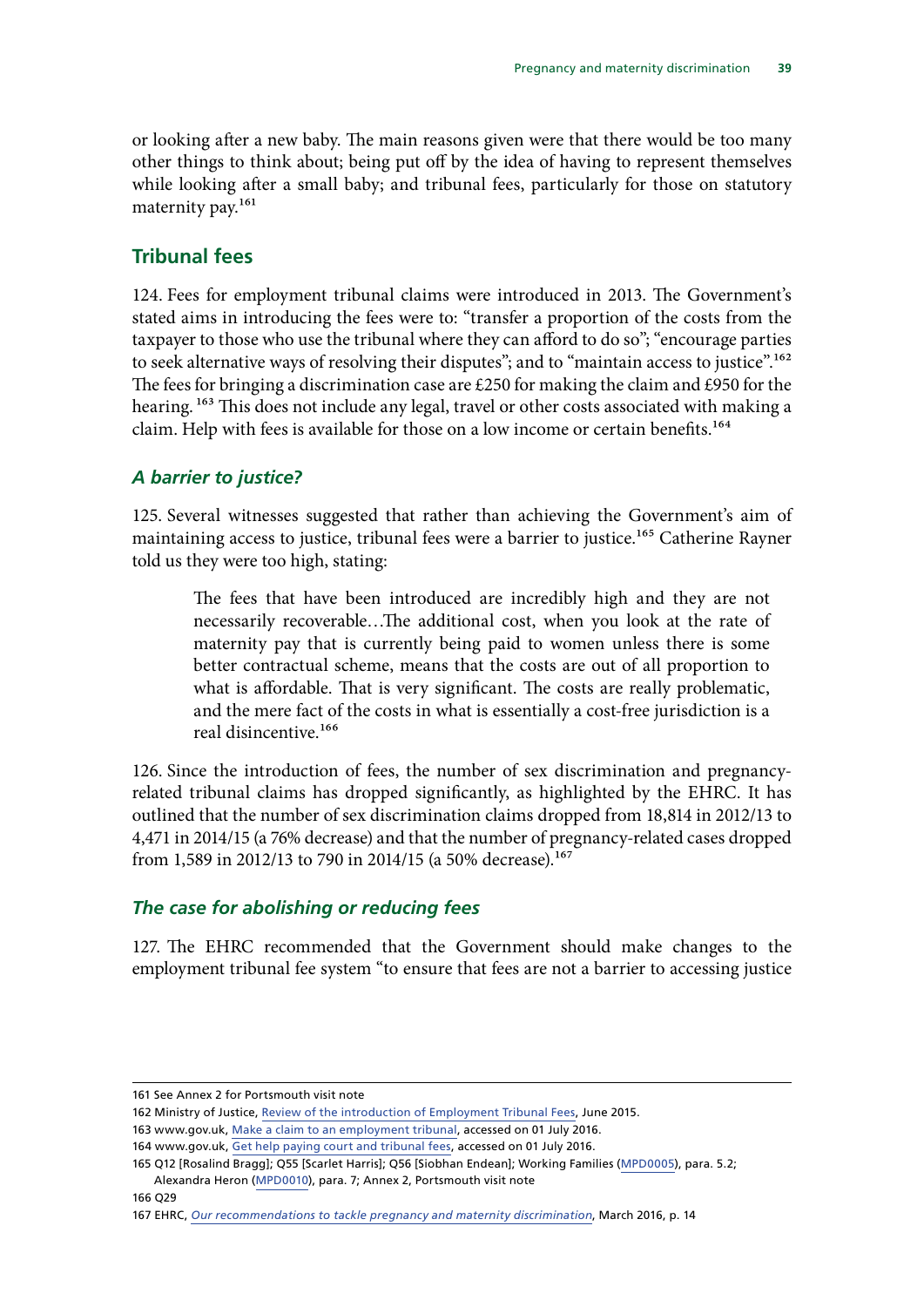or looking after a new baby. The main reasons given were that there would be too many other things to think about; being put off by the idea of having to represent themselves while looking after a small baby; and tribunal fees, particularly for those on statutory maternity pay.[161]

## Tribunal fees

124. Fees for employment tribunal claims were introduced in 2013. The Government's stated aims in introducing the fees were to: "transfer a proportion of the costs from the taxpayer to those who use the tribunal where they can afford to do so"; "encourage parties to seek alternative ways of resolving their disputes"; and to "maintain access to justice".[162] The fees for bringing a discrimination case are £250 for making the claim and £950 for the hearing. [163] This does not include any legal, travel or other costs associated with making a claim. Help with fees is available for those on a low income or certain benefits.[164]

### *A barrier to justice?*

125. Several witnesses suggested that rather than achieving the Government's aim of maintaining access to justice, tribunal fees were a barrier to justice.[165] Catherine Rayner told us they were too high, stating:

> The fees that have been introduced are incredibly high and they are not necessarily recoverable…The additional cost, when you look at the rate of maternity pay that is currently being paid to women unless there is some better contractual scheme, means that the costs are out of all proportion to what is affordable. That is very significant. The costs are really problematic, and the mere fact of the costs in what is essentially a cost-free jurisdiction is a real disincentive.[166]

126. Since the introduction of fees, the number of sex discrimination and pregnancy-related tribunal claims has dropped significantly, as highlighted by the EHRC. It has outlined that the number of sex discrimination claims dropped from 18,814 in 2012/13 to 4,471 in 2014/15 (a 76% decrease) and that the number of pregnancy-related cases dropped from 1,589 in 2012/13 to 790 in 2014/15 (a 50% decrease).[167]

### *The case for abolishing or reducing fees*

127. The EHRC recommended that the Government should make changes to the employment tribunal fee system "to ensure that fees are not a barrier to accessing justice

---

161 See Annex 2 for Portsmouth visit note

162 Ministry of Justice, Review of the introduction of Employment Tribunal Fees, June 2015.

163 www.gov.uk, Make a claim to an employment tribunal, accessed on 01 July 2016.

164 www.gov.uk, Get help paying court and tribunal fees, accessed on 01 July 2016.

165 Q12 [Rosalind Bragg]; Q55 [Scarlet Harris]; Q56 [Siobhan Endean]; Working Families (MPD0005), para. 5.2; Alexandra Heron (MPD0010), para. 7; Annex 2, Portsmouth visit note

166 Q29

167 EHRC, *Our recommendations to tackle pregnancy and maternity discrimination*, March 2016, p. 14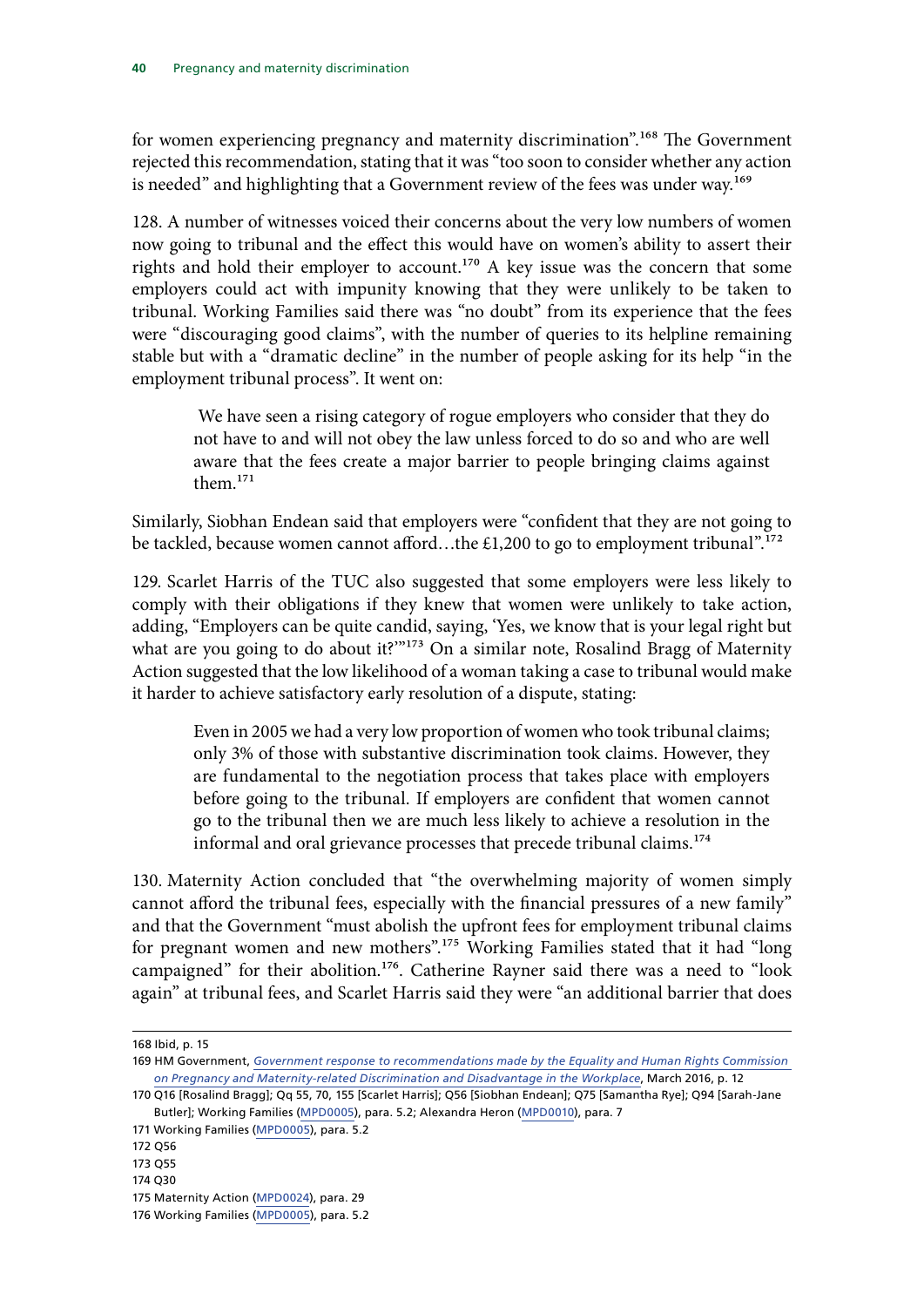for women experiencing pregnancy and maternity discrimination”.[168] The Government rejected this recommendation, stating that it was “too soon to consider whether any action is needed” and highlighting that a Government review of the fees was under way.[169]

128. A number of witnesses voiced their concerns about the very low numbers of women now going to tribunal and the effect this would have on women’s ability to assert their rights and hold their employer to account.[170] A key issue was the concern that some employers could act with impunity knowing that they were unlikely to be taken to tribunal. Working Families said there was “no doubt” from its experience that the fees were “discouraging good claims”, with the number of queries to its helpline remaining stable but with a “dramatic decline” in the number of people asking for its help “in the employment tribunal process”. It went on:

> We have seen a rising category of rogue employers who consider that they do not have to and will not obey the law unless forced to do so and who are well aware that the fees create a major barrier to people bringing claims against them.[171]

Similarly, Siobhan Endean said that employers were “confident that they are not going to be tackled, because women cannot afford…the £1,200 to go to employment tribunal”.[172]

129. Scarlet Harris of the TUC also suggested that some employers were less likely to comply with their obligations if they knew that women were unlikely to take action, adding, “Employers can be quite candid, saying, ‘Yes, we know that is your legal right but what are you going to do about it?’”[173] On a similar note, Rosalind Bragg of Maternity Action suggested that the low likelihood of a woman taking a case to tribunal would make it harder to achieve satisfactory early resolution of a dispute, stating:

> Even in 2005 we had a very low proportion of women who took tribunal claims; only 3% of those with substantive discrimination took claims. However, they are fundamental to the negotiation process that takes place with employers before going to the tribunal. If employers are confident that women cannot go to the tribunal then we are much less likely to achieve a resolution in the informal and oral grievance processes that precede tribunal claims.[174]

130. Maternity Action concluded that “the overwhelming majority of women simply cannot afford the tribunal fees, especially with the financial pressures of a new family” and that the Government “must abolish the upfront fees for employment tribunal claims for pregnant women and new mothers”.[175] Working Families stated that it had “long campaigned” for their abolition.[176]. Catherine Rayner said there was a need to “look again” at tribunal fees, and Scarlet Harris said they were “an additional barrier that does

---

168 Ibid, p. 15

169 HM Government, *Government response to recommendations made by the Equality and Human Rights Commission on Pregnancy and Maternity-related Discrimination and Disadvantage in the Workplace*, March 2016, p. 12

170 Q16 [Rosalind Bragg]; Qq 55, 70, 155 [Scarlet Harris]; Q56 [Siobhan Endean]; Q75 [Samantha Rye]; Q94 [Sarah-Jane Butler]; Working Families (MPD0005), para. 5.2; Alexandra Heron (MPD0010), para. 7

171 Working Families (MPD0005), para. 5.2

172 Q56

173 Q55

174 Q30

175 Maternity Action (MPD0024), para. 29

176 Working Families (MPD0005), para. 5.2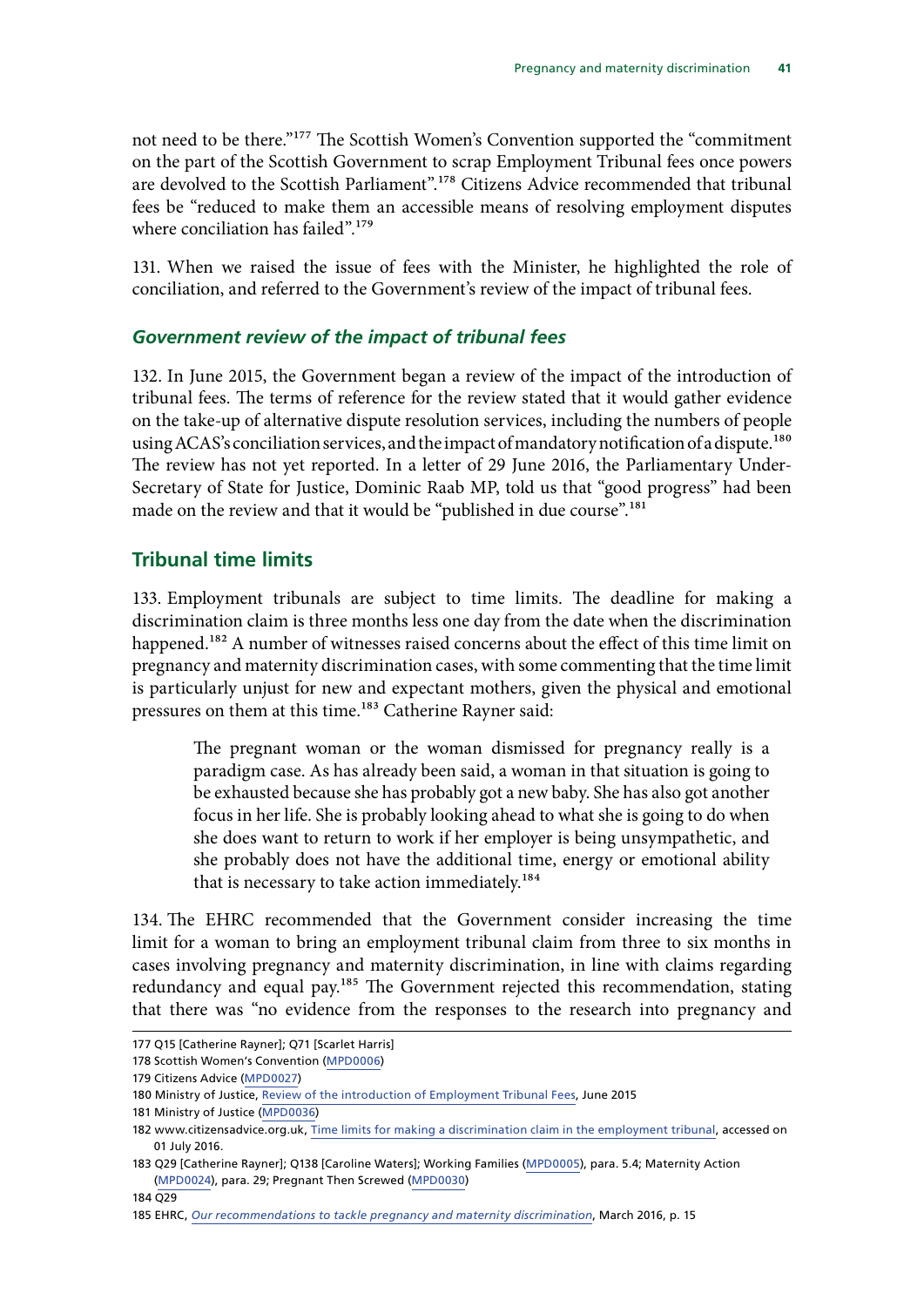not need to be there."[177] The Scottish Women's Convention supported the "commitment on the part of the Scottish Government to scrap Employment Tribunal fees once powers are devolved to the Scottish Parliament".[178] Citizens Advice recommended that tribunal fees be "reduced to make them an accessible means of resolving employment disputes where conciliation has failed".[179]

131. When we raised the issue of fees with the Minister, he highlighted the role of conciliation, and referred to the Government's review of the impact of tribunal fees.

### *Government review of the impact of tribunal fees*

132. In June 2015, the Government began a review of the impact of the introduction of tribunal fees. The terms of reference for the review stated that it would gather evidence on the take-up of alternative dispute resolution services, including the numbers of people using ACAS's conciliation services, and the impact of mandatory notification of a dispute.[180] The review has not yet reported. In a letter of 29 June 2016, the Parliamentary Under-Secretary of State for Justice, Dominic Raab MP, told us that "good progress" had been made on the review and that it would be "published in due course".[181]

## Tribunal time limits

133. Employment tribunals are subject to time limits. The deadline for making a discrimination claim is three months less one day from the date when the discrimination happened.[182] A number of witnesses raised concerns about the effect of this time limit on pregnancy and maternity discrimination cases, with some commenting that the time limit is particularly unjust for new and expectant mothers, given the physical and emotional pressures on them at this time.[183] Catherine Rayner said:

> The pregnant woman or the woman dismissed for pregnancy really is a paradigm case. As has already been said, a woman in that situation is going to be exhausted because she has probably got a new baby. She has also got another focus in her life. She is probably looking ahead to what she is going to do when she does want to return to work if her employer is being unsympathetic, and she probably does not have the additional time, energy or emotional ability that is necessary to take action immediately.[184]

134. The EHRC recommended that the Government consider increasing the time limit for a woman to bring an employment tribunal claim from three to six months in cases involving pregnancy and maternity discrimination, in line with claims regarding redundancy and equal pay.[185] The Government rejected this recommendation, stating that there was "no evidence from the responses to the research into pregnancy and

---

177 Q15 [Catherine Rayner]; Q71 [Scarlet Harris]

178 Scottish Women's Convention (MPD0006)

179 Citizens Advice (MPD0027)

180 Ministry of Justice, Review of the introduction of Employment Tribunal Fees, June 2015

181 Ministry of Justice (MPD0036)

182 www.citizensadvice.org.uk, Time limits for making a discrimination claim in the employment tribunal, accessed on 01 July 2016.

183 Q29 [Catherine Rayner]; Q138 [Caroline Waters]; Working Families (MPD0005), para. 5.4; Maternity Action (MPD0024), para. 29; Pregnant Then Screwed (MPD0030)

184 Q29

185 EHRC, *Our recommendations to tackle pregnancy and maternity discrimination*, March 2016, p. 15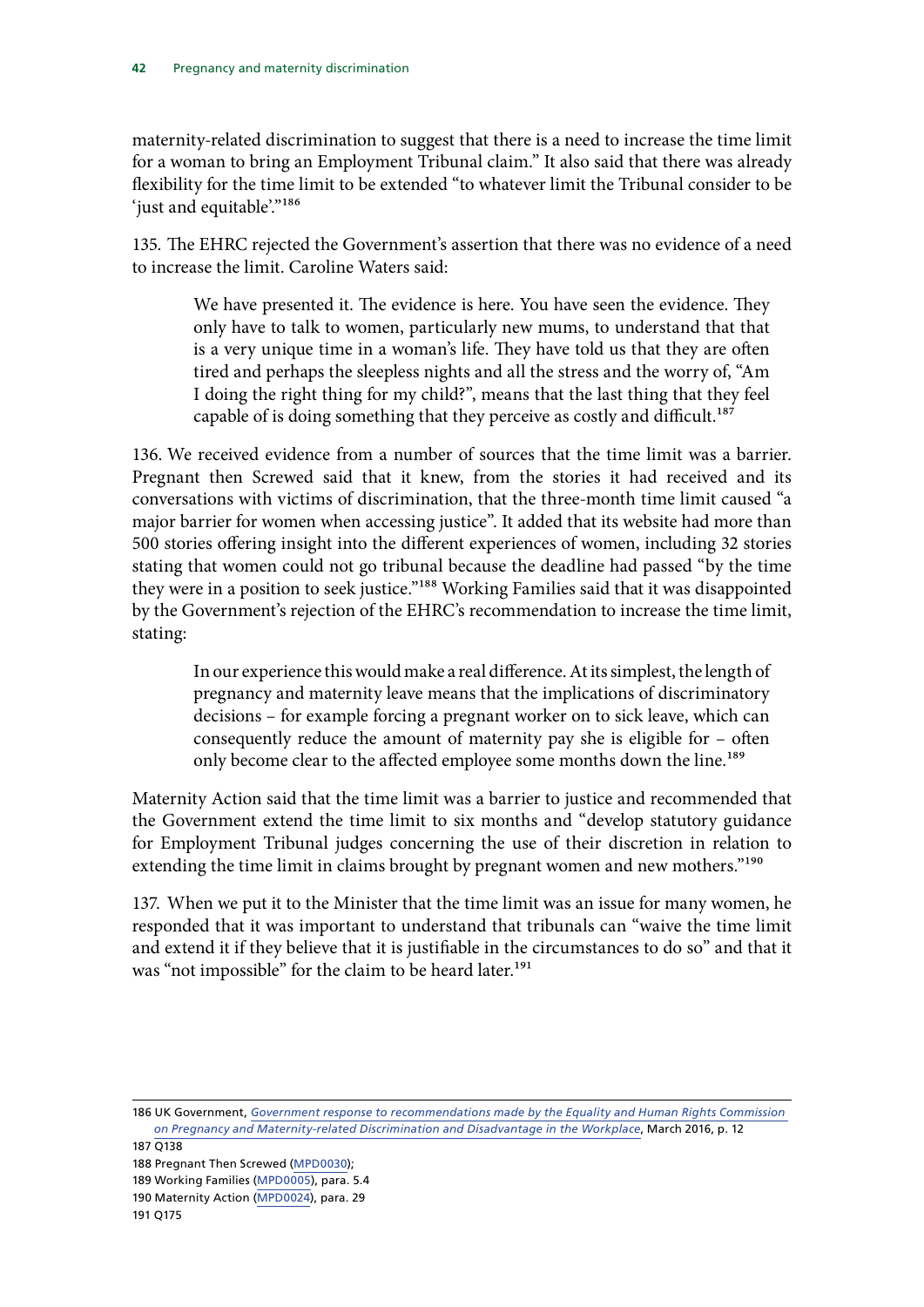maternity-related discrimination to suggest that there is a need to increase the time limit for a woman to bring an Employment Tribunal claim." It also said that there was already flexibility for the time limit to be extended "to whatever limit the Tribunal consider to be 'just and equitable'."[186]

135. The EHRC rejected the Government's assertion that there was no evidence of a need to increase the limit. Caroline Waters said:

> We have presented it. The evidence is here. You have seen the evidence. They only have to talk to women, particularly new mums, to understand that that is a very unique time in a woman's life. They have told us that they are often tired and perhaps the sleepless nights and all the stress and the worry of, "Am I doing the right thing for my child?", means that the last thing that they feel capable of is doing something that they perceive as costly and difficult.[187]

136. We received evidence from a number of sources that the time limit was a barrier. Pregnant then Screwed said that it knew, from the stories it had received and its conversations with victims of discrimination, that the three-month time limit caused "a major barrier for women when accessing justice". It added that its website had more than 500 stories offering insight into the different experiences of women, including 32 stories stating that women could not go tribunal because the deadline had passed "by the time they were in a position to seek justice."[188] Working Families said that it was disappointed by the Government's rejection of the EHRC's recommendation to increase the time limit, stating:

> In our experience this would make a real difference. At its simplest, the length of pregnancy and maternity leave means that the implications of discriminatory decisions – for example forcing a pregnant worker on to sick leave, which can consequently reduce the amount of maternity pay she is eligible for – often only become clear to the affected employee some months down the line.[189]

Maternity Action said that the time limit was a barrier to justice and recommended that the Government extend the time limit to six months and "develop statutory guidance for Employment Tribunal judges concerning the use of their discretion in relation to extending the time limit in claims brought by pregnant women and new mothers."[190]

137. When we put it to the Minister that the time limit was an issue for many women, he responded that it was important to understand that tribunals can "waive the time limit and extend it if they believe that it is justifiable in the circumstances to do so" and that it was "not impossible" for the claim to be heard later.[191]

---

186 UK Government, *Government response to recommendations made by the Equality and Human Rights Commission on Pregnancy and Maternity-related Discrimination and Disadvantage in the Workplace*, March 2016, p. 12

187 Q138

188 Pregnant Then Screwed (MPD0030);

189 Working Families (MPD0005), para. 5.4

190 Maternity Action (MPD0024), para. 29

191 Q175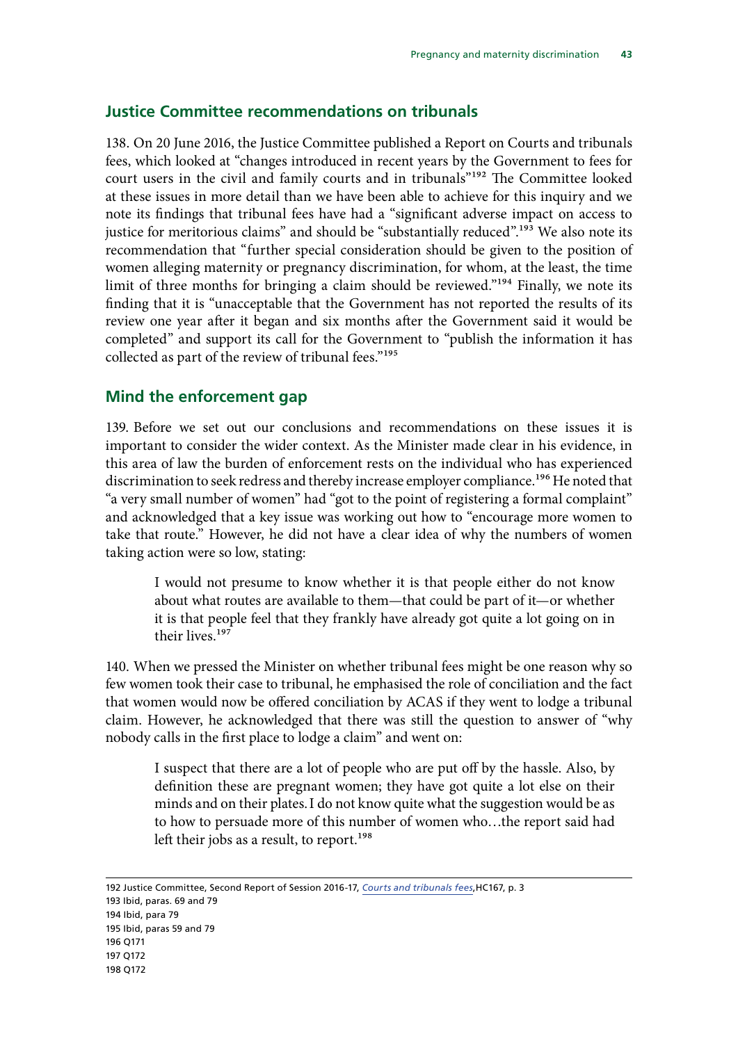## Justice Committee recommendations on tribunals

138. On 20 June 2016, the Justice Committee published a Report on Courts and tribunals fees, which looked at "changes introduced in recent years by the Government to fees for court users in the civil and family courts and in tribunals"[192] The Committee looked at these issues in more detail than we have been able to achieve for this inquiry and we note its findings that tribunal fees have had a "significant adverse impact on access to justice for meritorious claims" and should be "substantially reduced".[193] We also note its recommendation that "further special consideration should be given to the position of women alleging maternity or pregnancy discrimination, for whom, at the least, the time limit of three months for bringing a claim should be reviewed."[194] Finally, we note its finding that it is "unacceptable that the Government has not reported the results of its review one year after it began and six months after the Government said it would be completed" and support its call for the Government to "publish the information it has collected as part of the review of tribunal fees."[195]

## Mind the enforcement gap

139. Before we set out our conclusions and recommendations on these issues it is important to consider the wider context. As the Minister made clear in his evidence, in this area of law the burden of enforcement rests on the individual who has experienced discrimination to seek redress and thereby increase employer compliance.[196] He noted that "a very small number of women" had "got to the point of registering a formal complaint" and acknowledged that a key issue was working out how to "encourage more women to take that route." However, he did not have a clear idea of why the numbers of women taking action were so low, stating:

> I would not presume to know whether it is that people either do not know about what routes are available to them—that could be part of it—or whether it is that people feel that they frankly have already got quite a lot going on in their lives.[197]

140. When we pressed the Minister on whether tribunal fees might be one reason why so few women took their case to tribunal, he emphasised the role of conciliation and the fact that women would now be offered conciliation by ACAS if they went to lodge a tribunal claim. However, he acknowledged that there was still the question to answer of "why nobody calls in the first place to lodge a claim" and went on:

> I suspect that there are a lot of people who are put off by the hassle. Also, by definition these are pregnant women; they have got quite a lot else on their minds and on their plates. I do not know quite what the suggestion would be as to how to persuade more of this number of women who…the report said had left their jobs as a result, to report.[198]

---

192 Justice Committee, Second Report of Session 2016-17, *Courts and tribunals fees*, HC167, p. 3
193 Ibid, paras. 69 and 79
194 Ibid, para 79
195 Ibid, paras 59 and 79
196 Q171
197 Q172
198 Q172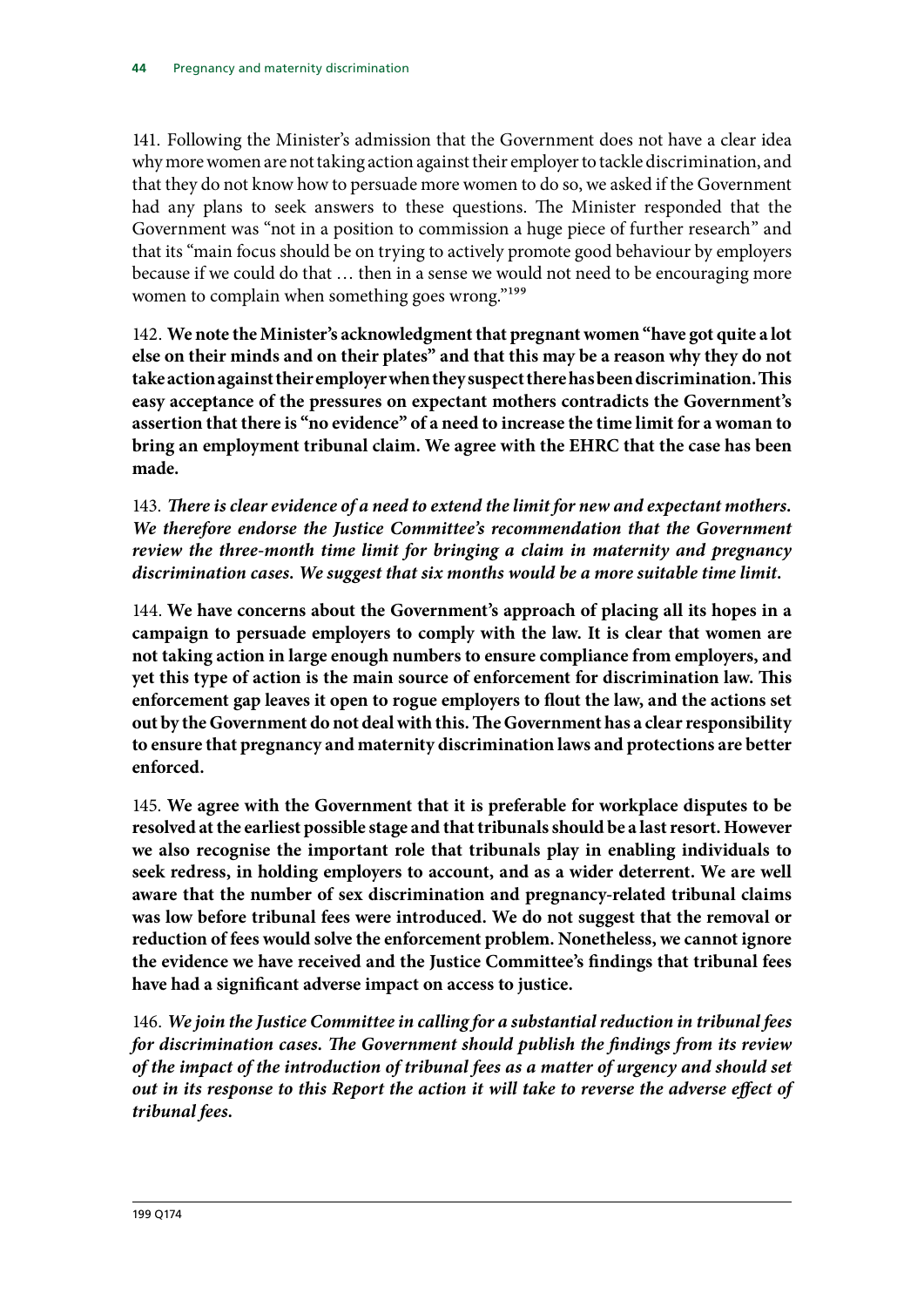141. Following the Minister's admission that the Government does not have a clear idea why more women are not taking action against their employer to tackle discrimination, and that they do not know how to persuade more women to do so, we asked if the Government had any plans to seek answers to these questions. The Minister responded that the Government was "not in a position to commission a huge piece of further research" and that its "main focus should be on trying to actively promote good behaviour by employers because if we could do that … then in a sense we would not need to be encouraging more women to complain when something goes wrong."[199]

142. **We note the Minister's acknowledgment that pregnant women "have got quite a lot else on their minds and on their plates" and that this may be a reason why they do not take action against their employer when they suspect there has been discrimination. This easy acceptance of the pressures on expectant mothers contradicts the Government's assertion that there is "no evidence" of a need to increase the time limit for a woman to bring an employment tribunal claim. We agree with the EHRC that the case has been made.**

143. ***There is clear evidence of a need to extend the limit for new and expectant mothers. We therefore endorse the Justice Committee's recommendation that the Government review the three-month time limit for bringing a claim in maternity and pregnancy discrimination cases. We suggest that six months would be a more suitable time limit.***

144. **We have concerns about the Government's approach of placing all its hopes in a campaign to persuade employers to comply with the law. It is clear that women are not taking action in large enough numbers to ensure compliance from employers, and yet this type of action is the main source of enforcement for discrimination law. This enforcement gap leaves it open to rogue employers to flout the law, and the actions set out by the Government do not deal with this. The Government has a clear responsibility to ensure that pregnancy and maternity discrimination laws and protections are better enforced.**

145. **We agree with the Government that it is preferable for workplace disputes to be resolved at the earliest possible stage and that tribunals should be a last resort. However we also recognise the important role that tribunals play in enabling individuals to seek redress, in holding employers to account, and as a wider deterrent. We are well aware that the number of sex discrimination and pregnancy-related tribunal claims was low before tribunal fees were introduced. We do not suggest that the removal or reduction of fees would solve the enforcement problem. Nonetheless, we cannot ignore the evidence we have received and the Justice Committee's findings that tribunal fees have had a significant adverse impact on access to justice.**

146. ***We join the Justice Committee in calling for a substantial reduction in tribunal fees for discrimination cases. The Government should publish the findings from its review of the impact of the introduction of tribunal fees as a matter of urgency and should set out in its response to this Report the action it will take to reverse the adverse effect of tribunal fees.***

---

199 Q174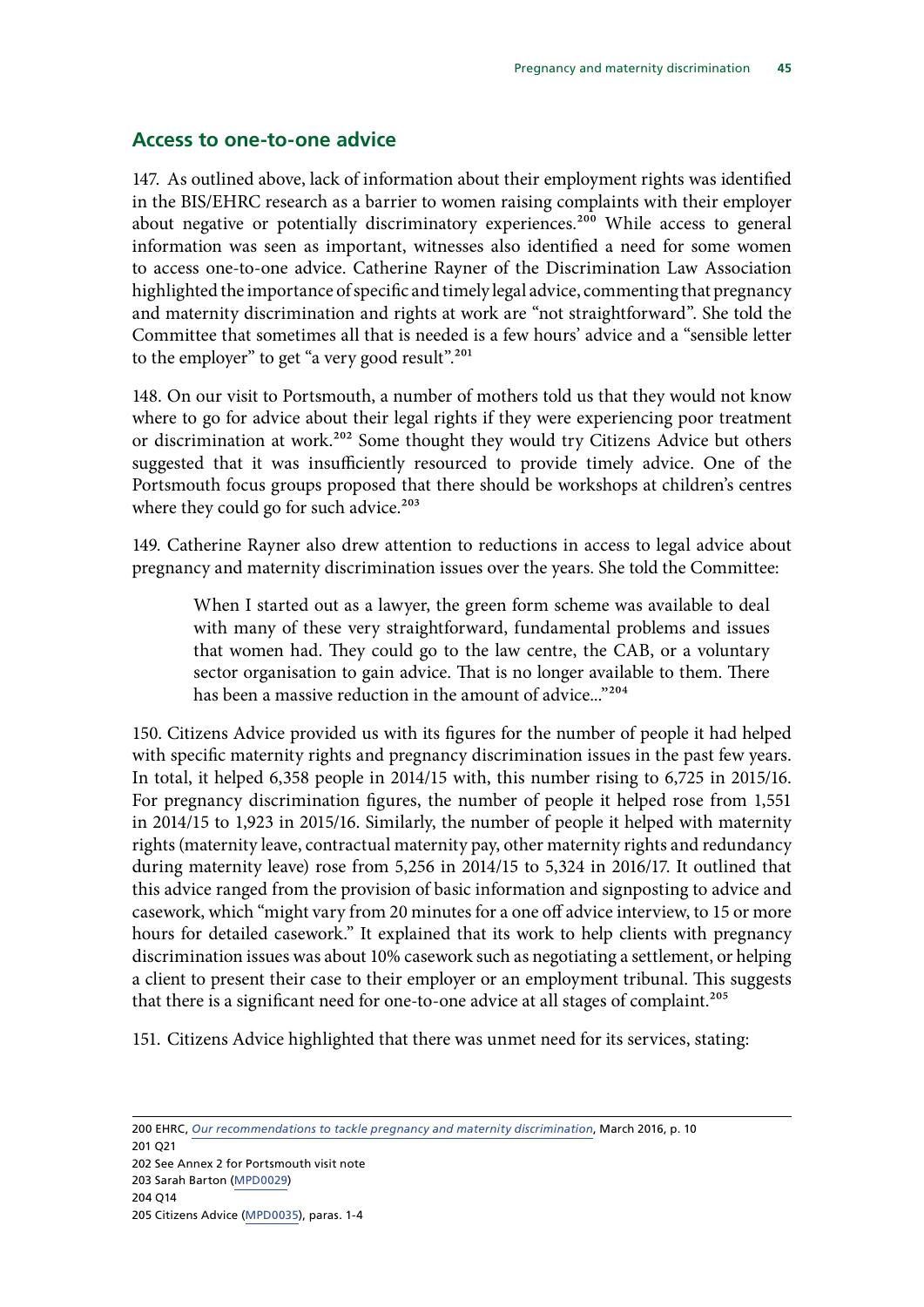## Access to one-to-one advice

147. As outlined above, lack of information about their employment rights was identified in the BIS/EHRC research as a barrier to women raising complaints with their employer about negative or potentially discriminatory experiences.[200] While access to general information was seen as important, witnesses also identified a need for some women to access one-to-one advice. Catherine Rayner of the Discrimination Law Association highlighted the importance of specific and timely legal advice, commenting that pregnancy and maternity discrimination and rights at work are "not straightforward". She told the Committee that sometimes all that is needed is a few hours' advice and a "sensible letter to the employer" to get "a very good result".[201]

148. On our visit to Portsmouth, a number of mothers told us that they would not know where to go for advice about their legal rights if they were experiencing poor treatment or discrimination at work.[202] Some thought they would try Citizens Advice but others suggested that it was insufficiently resourced to provide timely advice. One of the Portsmouth focus groups proposed that there should be workshops at children's centres where they could go for such advice.[203]

149. Catherine Rayner also drew attention to reductions in access to legal advice about pregnancy and maternity discrimination issues over the years. She told the Committee:

> When I started out as a lawyer, the green form scheme was available to deal with many of these very straightforward, fundamental problems and issues that women had. They could go to the law centre, the CAB, or a voluntary sector organisation to gain advice. That is no longer available to them. There has been a massive reduction in the amount of advice..."[204]

150. Citizens Advice provided us with its figures for the number of people it had helped with specific maternity rights and pregnancy discrimination issues in the past few years. In total, it helped 6,358 people in 2014/15 with, this number rising to 6,725 in 2015/16. For pregnancy discrimination figures, the number of people it helped rose from 1,551 in 2014/15 to 1,923 in 2015/16. Similarly, the number of people it helped with maternity rights (maternity leave, contractual maternity pay, other maternity rights and redundancy during maternity leave) rose from 5,256 in 2014/15 to 5,324 in 2016/17. It outlined that this advice ranged from the provision of basic information and signposting to advice and casework, which "might vary from 20 minutes for a one off advice interview, to 15 or more hours for detailed casework." It explained that its work to help clients with pregnancy discrimination issues was about 10% casework such as negotiating a settlement, or helping a client to present their case to their employer or an employment tribunal. This suggests that there is a significant need for one-to-one advice at all stages of complaint.[205]

151. Citizens Advice highlighted that there was unmet need for its services, stating:

---

200 EHRC, *Our recommendations to tackle pregnancy and maternity discrimination*, March 2016, p. 10
201 Q21
202 See Annex 2 for Portsmouth visit note
203 Sarah Barton (MPD0029)
204 Q14
205 Citizens Advice (MPD0035), paras. 1-4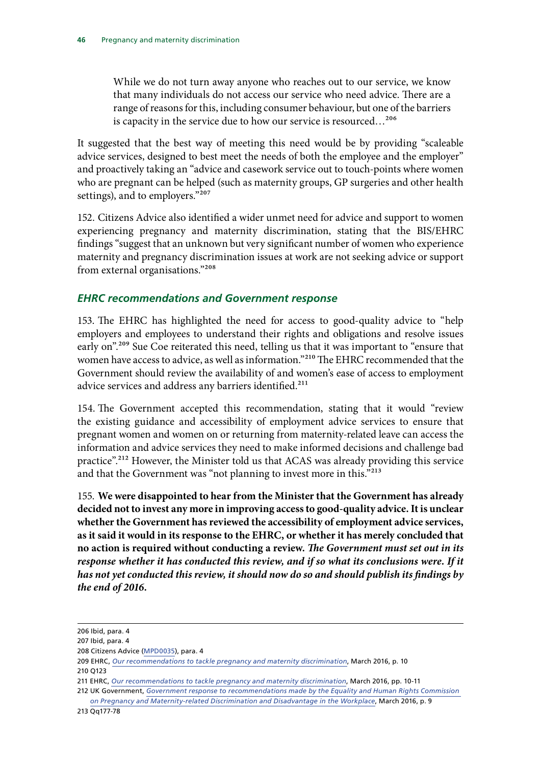> While we do not turn away anyone who reaches out to our service, we know that many individuals do not access our service who need advice. There are a range of reasons for this, including consumer behaviour, but one of the barriers is capacity in the service due to how our service is resourced…[206]

It suggested that the best way of meeting this need would be by providing "scaleable advice services, designed to best meet the needs of both the employee and the employer" and proactively taking an "advice and casework service out to touch-points where women who are pregnant can be helped (such as maternity groups, GP surgeries and other health settings), and to employers."[207]

152. Citizens Advice also identified a wider unmet need for advice and support to women experiencing pregnancy and maternity discrimination, stating that the BIS/EHRC findings "suggest that an unknown but very significant number of women who experience maternity and pregnancy discrimination issues at work are not seeking advice or support from external organisations."[208]

### *EHRC recommendations and Government response*

153. The EHRC has highlighted the need for access to good-quality advice to "help employers and employees to understand their rights and obligations and resolve issues early on".[209] Sue Coe reiterated this need, telling us that it was important to "ensure that women have access to advice, as well as information."[210] The EHRC recommended that the Government should review the availability of and women's ease of access to employment advice services and address any barriers identified.[211]

154. The Government accepted this recommendation, stating that it would "review the existing guidance and accessibility of employment advice services to ensure that pregnant women and women on or returning from maternity-related leave can access the information and advice services they need to make informed decisions and challenge bad practice".[212] However, the Minister told us that ACAS was already providing this service and that the Government was "not planning to invest more in this."[213]

155. **We were disappointed to hear from the Minister that the Government has already decided not to invest any more in improving access to good-quality advice. It is unclear whether the Government has reviewed the accessibility of employment advice services, as it said it would in its response to the EHRC, or whether it has merely concluded that no action is required without conducting a review.** ***The Government must set out in its response whether it has conducted this review, and if so what its conclusions were. If it has not yet conducted this review, it should now do so and should publish its findings by the end of 2016.***

---

206 Ibid, para. 4

207 Ibid, para. 4

208 Citizens Advice (MPD0035), para. 4

209 EHRC, *Our recommendations to tackle pregnancy and maternity discrimination*, March 2016, p. 10

210 Q123

211 EHRC, *Our recommendations to tackle pregnancy and maternity discrimination*, March 2016, pp. 10-11

212 UK Government, *Government response to recommendations made by the Equality and Human Rights Commission on Pregnancy and Maternity-related Discrimination and Disadvantage in the Workplace*, March 2016, p. 9

213 Qq177-78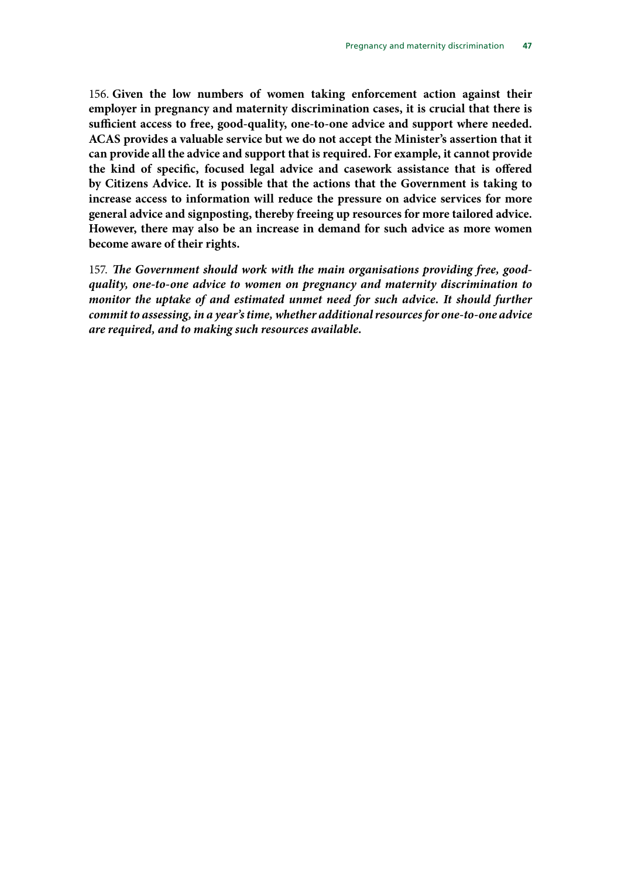156. **Given the low numbers of women taking enforcement action against their employer in pregnancy and maternity discrimination cases, it is crucial that there is sufficient access to free, good-quality, one-to-one advice and support where needed. ACAS provides a valuable service but we do not accept the Minister's assertion that it can provide all the advice and support that is required. For example, it cannot provide the kind of specific, focused legal advice and casework assistance that is offered by Citizens Advice. It is possible that the actions that the Government is taking to increase access to information will reduce the pressure on advice services for more general advice and signposting, thereby freeing up resources for more tailored advice. However, there may also be an increase in demand for such advice as more women become aware of their rights.**

157. ***The Government should work with the main organisations providing free, good-quality, one-to-one advice to women on pregnancy and maternity discrimination to monitor the uptake of and estimated unmet need for such advice. It should further commit to assessing, in a year's time, whether additional resources for one-to-one advice are required, and to making such resources available.***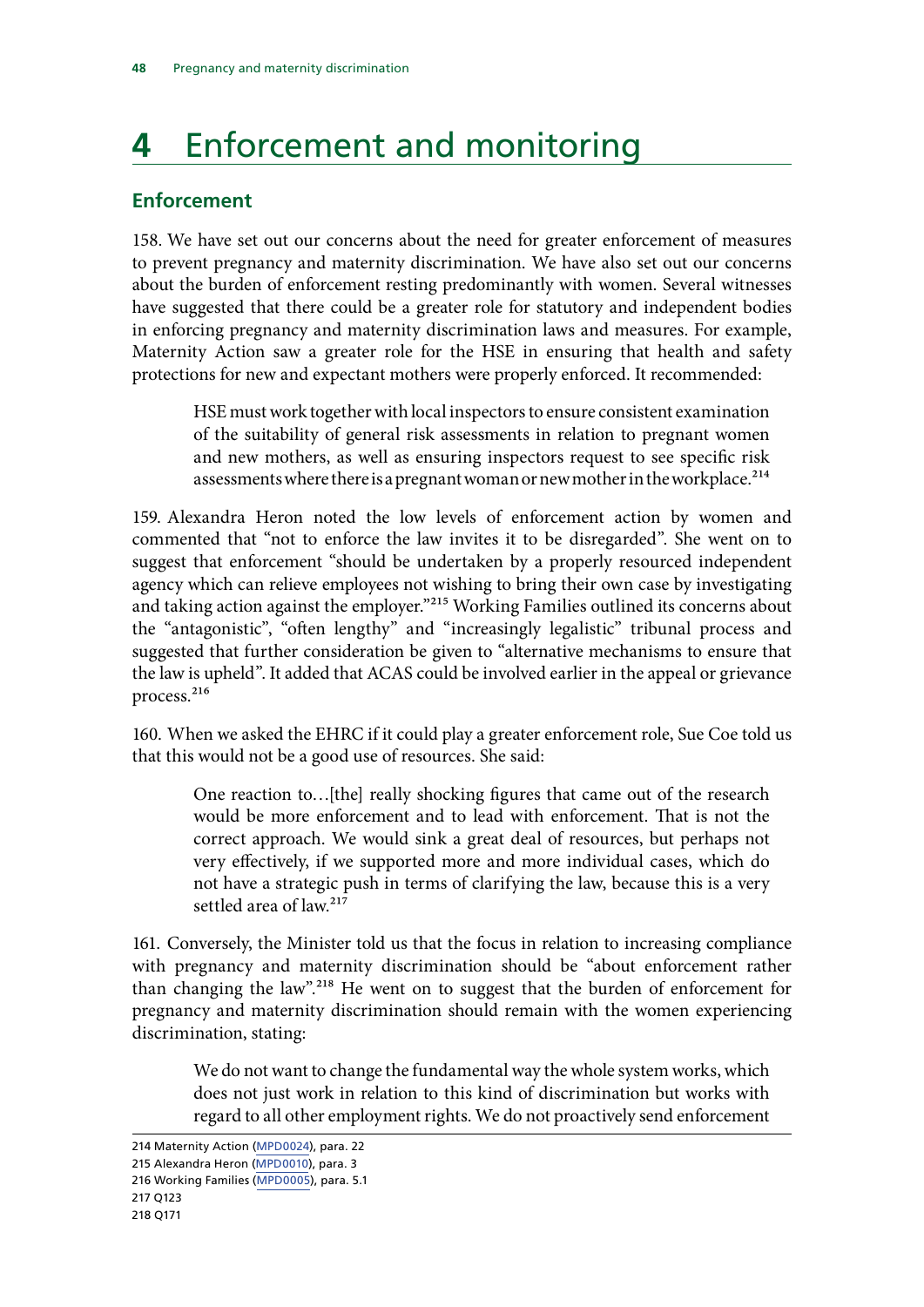# 4 Enforcement and monitoring

## Enforcement

158. We have set out our concerns about the need for greater enforcement of measures to prevent pregnancy and maternity discrimination. We have also set out our concerns about the burden of enforcement resting predominantly with women. Several witnesses have suggested that there could be a greater role for statutory and independent bodies in enforcing pregnancy and maternity discrimination laws and measures. For example, Maternity Action saw a greater role for the HSE in ensuring that health and safety protections for new and expectant mothers were properly enforced. It recommended:

> HSE must work together with local inspectors to ensure consistent examination of the suitability of general risk assessments in relation to pregnant women and new mothers, as well as ensuring inspectors request to see specific risk assessments where there is a pregnant woman or new mother in the workplace.[214]

159. Alexandra Heron noted the low levels of enforcement action by women and commented that "not to enforce the law invites it to be disregarded". She went on to suggest that enforcement "should be undertaken by a properly resourced independent agency which can relieve employees not wishing to bring their own case by investigating and taking action against the employer."[215] Working Families outlined its concerns about the "antagonistic", "often lengthy" and "increasingly legalistic" tribunal process and suggested that further consideration be given to "alternative mechanisms to ensure that the law is upheld". It added that ACAS could be involved earlier in the appeal or grievance process.[216]

160. When we asked the EHRC if it could play a greater enforcement role, Sue Coe told us that this would not be a good use of resources. She said:

> One reaction to…[the] really shocking figures that came out of the research would be more enforcement and to lead with enforcement. That is not the correct approach. We would sink a great deal of resources, but perhaps not very effectively, if we supported more and more individual cases, which do not have a strategic push in terms of clarifying the law, because this is a very settled area of law.[217]

161. Conversely, the Minister told us that the focus in relation to increasing compliance with pregnancy and maternity discrimination should be "about enforcement rather than changing the law".[218] He went on to suggest that the burden of enforcement for pregnancy and maternity discrimination should remain with the women experiencing discrimination, stating:

> We do not want to change the fundamental way the whole system works, which does not just work in relation to this kind of discrimination but works with regard to all other employment rights. We do not proactively send enforcement

---

214 Maternity Action (MPD0024), para. 22
215 Alexandra Heron (MPD0010), para. 3
216 Working Families (MPD0005), para. 5.1
217 Q123
218 Q171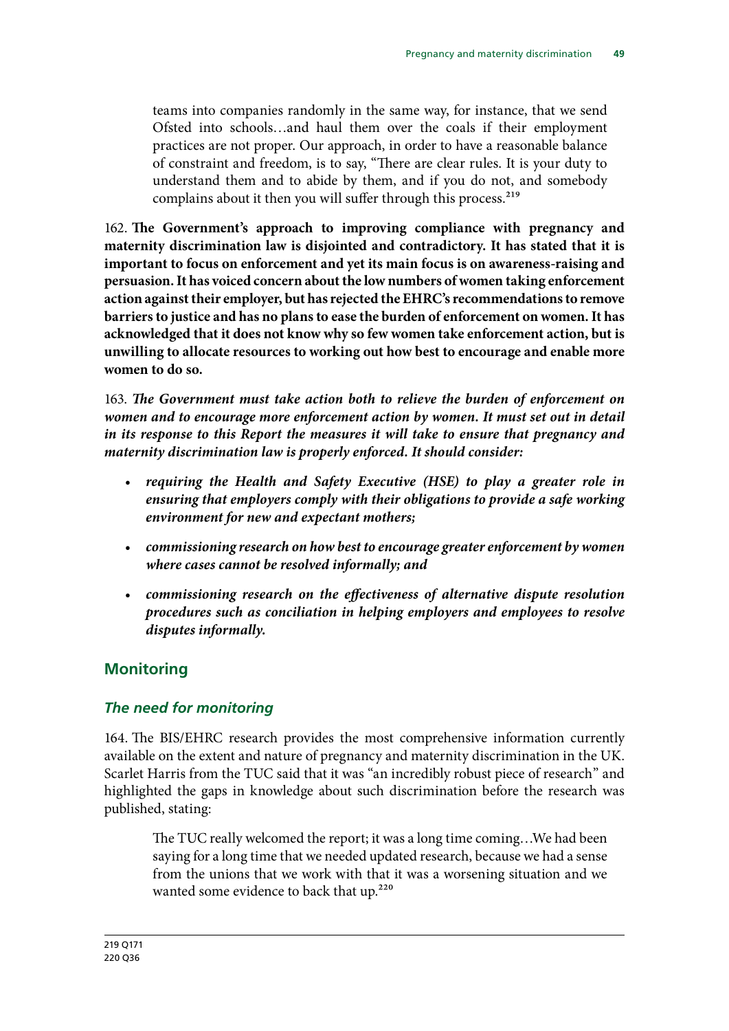teams into companies randomly in the same way, for instance, that we send Ofsted into schools…and haul them over the coals if their employment practices are not proper. Our approach, in order to have a reasonable balance of constraint and freedom, is to say, "There are clear rules. It is your duty to understand them and to abide by them, and if you do not, and somebody complains about it then you will suffer through this process.[219]

162. **The Government's approach to improving compliance with pregnancy and maternity discrimination law is disjointed and contradictory. It has stated that it is important to focus on enforcement and yet its main focus is on awareness-raising and persuasion. It has voiced concern about the low numbers of women taking enforcement action against their employer, but has rejected the EHRC's recommendations to remove barriers to justice and has no plans to ease the burden of enforcement on women. It has acknowledged that it does not know why so few women take enforcement action, but is unwilling to allocate resources to working out how best to encourage and enable more women to do so.**

163. ***The Government must take action both to relieve the burden of enforcement on women and to encourage more enforcement action by women. It must set out in detail in its response to this Report the measures it will take to ensure that pregnancy and maternity discrimination law is properly enforced. It should consider:***

- ***requiring the Health and Safety Executive (HSE) to play a greater role in ensuring that employers comply with their obligations to provide a safe working environment for new and expectant mothers;***
- ***commissioning research on how best to encourage greater enforcement by women where cases cannot be resolved informally; and***
- ***commissioning research on the effectiveness of alternative dispute resolution procedures such as conciliation in helping employers and employees to resolve disputes informally.***

## Monitoring

### *The need for monitoring*

164. The BIS/EHRC research provides the most comprehensive information currently available on the extent and nature of pregnancy and maternity discrimination in the UK. Scarlet Harris from the TUC said that it was "an incredibly robust piece of research" and highlighted the gaps in knowledge about such discrimination before the research was published, stating:

> The TUC really welcomed the report; it was a long time coming…We had been saying for a long time that we needed updated research, because we had a sense from the unions that we work with that it was a worsening situation and we wanted some evidence to back that up.[220]

219 Q171
220 Q36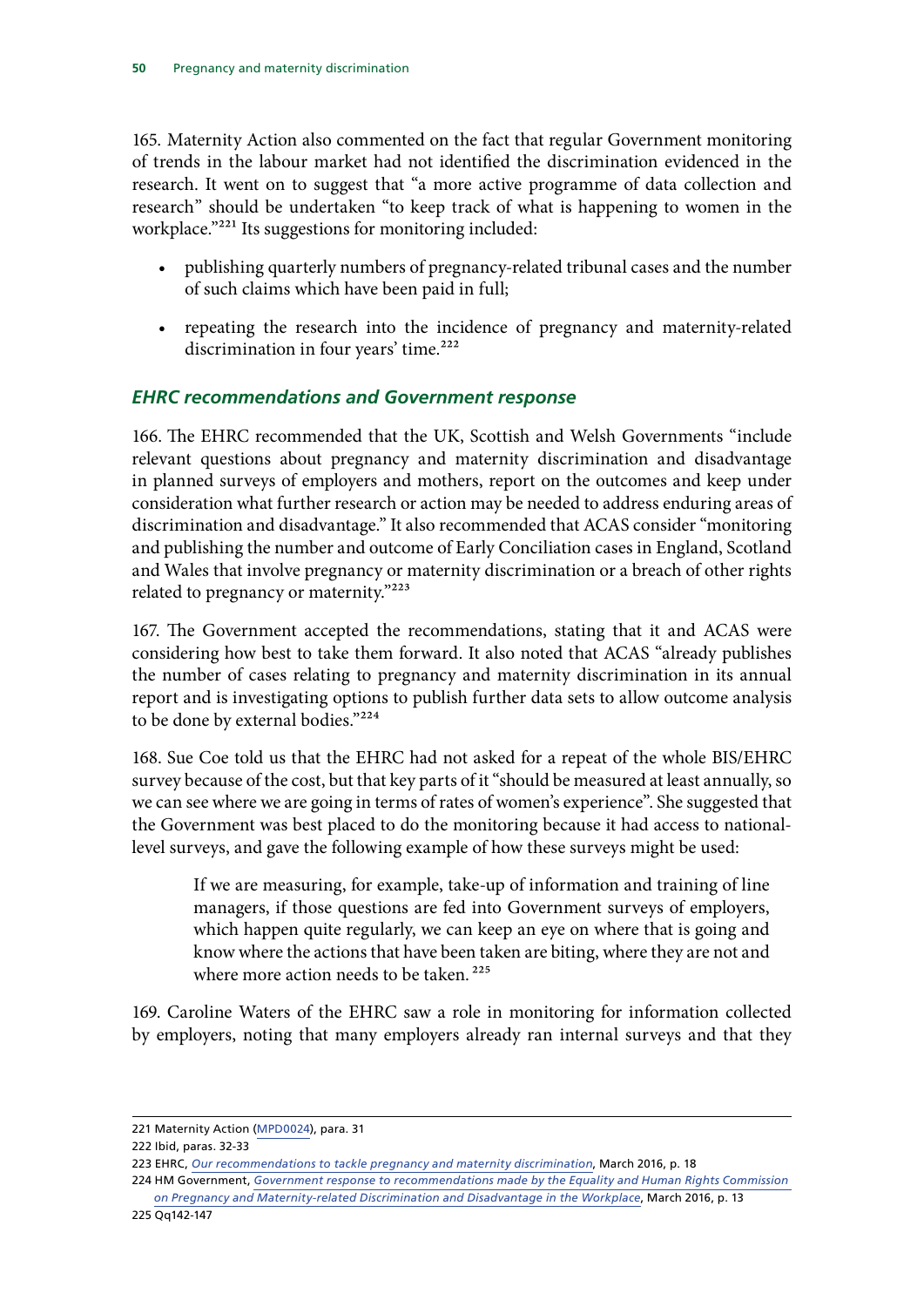165. Maternity Action also commented on the fact that regular Government monitoring of trends in the labour market had not identified the discrimination evidenced in the research. It went on to suggest that "a more active programme of data collection and research" should be undertaken "to keep track of what is happening to women in the workplace."[221] Its suggestions for monitoring included:

- publishing quarterly numbers of pregnancy-related tribunal cases and the number of such claims which have been paid in full;
- repeating the research into the incidence of pregnancy and maternity-related discrimination in four years' time.[222]

### *EHRC recommendations and Government response*

166. The EHRC recommended that the UK, Scottish and Welsh Governments "include relevant questions about pregnancy and maternity discrimination and disadvantage in planned surveys of employers and mothers, report on the outcomes and keep under consideration what further research or action may be needed to address enduring areas of discrimination and disadvantage." It also recommended that ACAS consider "monitoring and publishing the number and outcome of Early Conciliation cases in England, Scotland and Wales that involve pregnancy or maternity discrimination or a breach of other rights related to pregnancy or maternity."[223]

167. The Government accepted the recommendations, stating that it and ACAS were considering how best to take them forward. It also noted that ACAS "already publishes the number of cases relating to pregnancy and maternity discrimination in its annual report and is investigating options to publish further data sets to allow outcome analysis to be done by external bodies."[224]

168. Sue Coe told us that the EHRC had not asked for a repeat of the whole BIS/EHRC survey because of the cost, but that key parts of it "should be measured at least annually, so we can see where we are going in terms of rates of women's experience". She suggested that the Government was best placed to do the monitoring because it had access to national-level surveys, and gave the following example of how these surveys might be used:

> If we are measuring, for example, take-up of information and training of line managers, if those questions are fed into Government surveys of employers, which happen quite regularly, we can keep an eye on where that is going and know where the actions that have been taken are biting, where they are not and where more action needs to be taken.[225]

169. Caroline Waters of the EHRC saw a role in monitoring for information collected by employers, noting that many employers already ran internal surveys and that they

---

221 Maternity Action (MPD0024), para. 31

222 Ibid, paras. 32-33

223 EHRC, *Our recommendations to tackle pregnancy and maternity discrimination*, March 2016, p. 18

224 HM Government, *Government response to recommendations made by the Equality and Human Rights Commission on Pregnancy and Maternity-related Discrimination and Disadvantage in the Workplace*, March 2016, p. 13

225 Qq142-147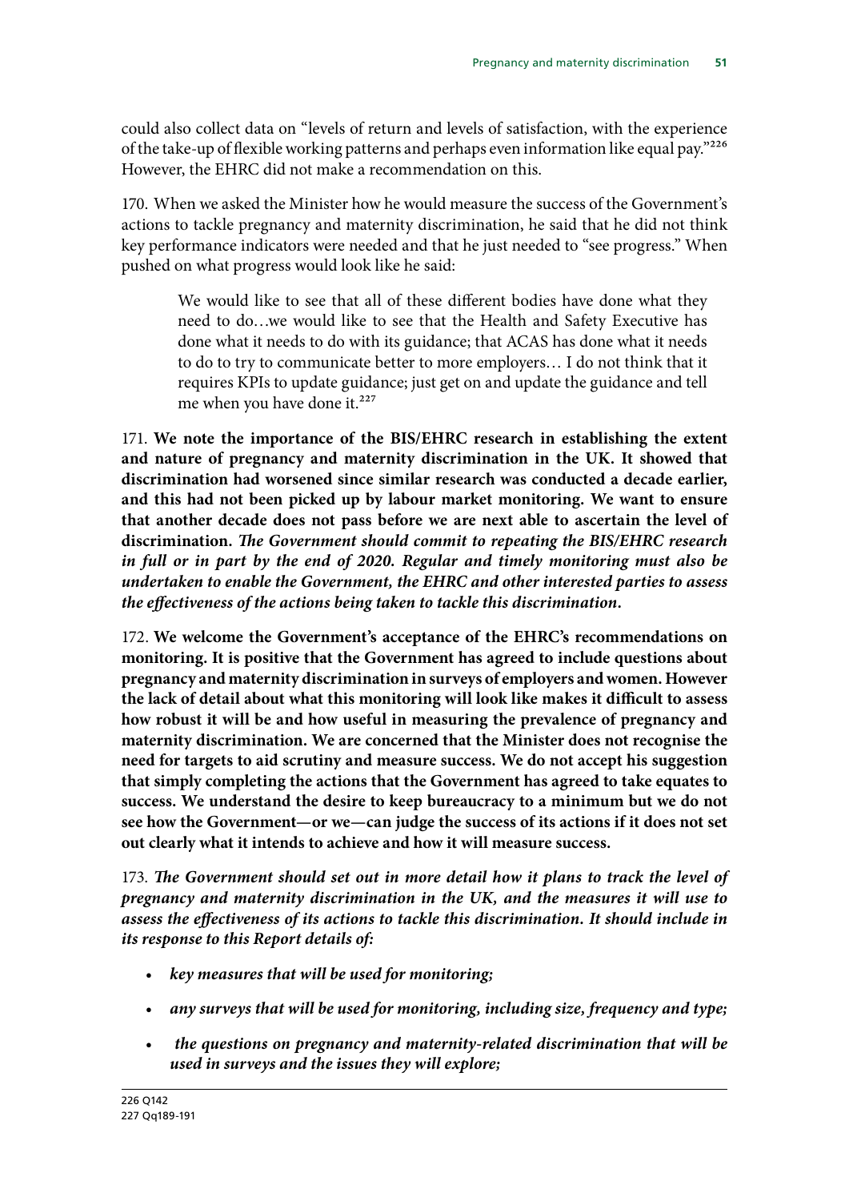could also collect data on "levels of return and levels of satisfaction, with the experience of the take-up of flexible working patterns and perhaps even information like equal pay."[226] However, the EHRC did not make a recommendation on this.

170. When we asked the Minister how he would measure the success of the Government's actions to tackle pregnancy and maternity discrimination, he said that he did not think key performance indicators were needed and that he just needed to "see progress." When pushed on what progress would look like he said:

> We would like to see that all of these different bodies have done what they need to do…we would like to see that the Health and Safety Executive has done what it needs to do with its guidance; that ACAS has done what it needs to do to try to communicate better to more employers… I do not think that it requires KPIs to update guidance; just get on and update the guidance and tell me when you have done it.[227]

171. **We note the importance of the BIS/EHRC research in establishing the extent and nature of pregnancy and maternity discrimination in the UK. It showed that discrimination had worsened since similar research was conducted a decade earlier, and this had not been picked up by labour market monitoring. We want to ensure that another decade does not pass before we are next able to ascertain the level of discrimination.** ***The Government should commit to repeating the BIS/EHRC research in full or in part by the end of 2020. Regular and timely monitoring must also be undertaken to enable the Government, the EHRC and other interested parties to assess the effectiveness of the actions being taken to tackle this discrimination.***

172. **We welcome the Government's acceptance of the EHRC's recommendations on monitoring. It is positive that the Government has agreed to include questions about pregnancy and maternity discrimination in surveys of employers and women. However the lack of detail about what this monitoring will look like makes it difficult to assess how robust it will be and how useful in measuring the prevalence of pregnancy and maternity discrimination. We are concerned that the Minister does not recognise the need for targets to aid scrutiny and measure success. We do not accept his suggestion that simply completing the actions that the Government has agreed to take equates to success. We understand the desire to keep bureaucracy to a minimum but we do not see how the Government—or we—can judge the success of its actions if it does not set out clearly what it intends to achieve and how it will measure success.**

173. ***The Government should set out in more detail how it plans to track the level of pregnancy and maternity discrimination in the UK, and the measures it will use to assess the effectiveness of its actions to tackle this discrimination. It should include in its response to this Report details of:***

- ***key measures that will be used for monitoring;***
- ***any surveys that will be used for monitoring, including size, frequency and type;***
- ***the questions on pregnancy and maternity-related discrimination that will be used in surveys and the issues they will explore;***

226 Q142
227 Qq189-191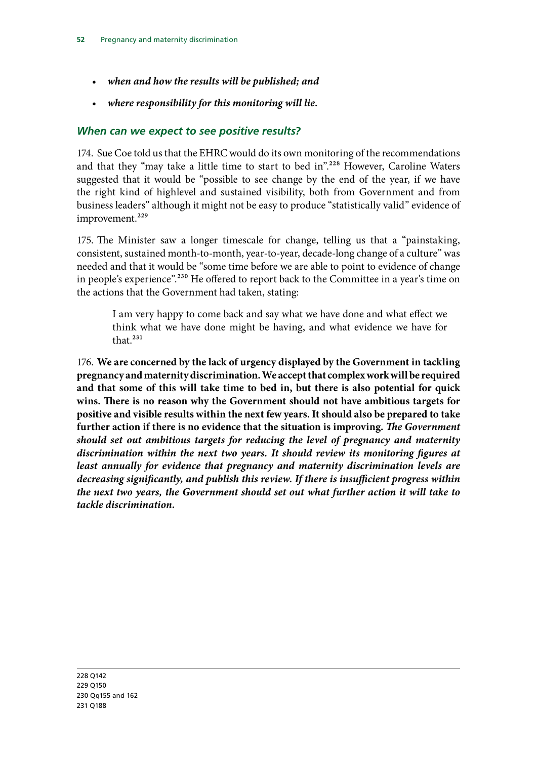- ***when and how the results will be published; and***
- ***where responsibility for this monitoring will lie.***

### *When can we expect to see positive results?*

174. Sue Coe told us that the EHRC would do its own monitoring of the recommendations and that they "may take a little time to start to bed in".[228] However, Caroline Waters suggested that it would be "possible to see change by the end of the year, if we have the right kind of highlevel and sustained visibility, both from Government and from business leaders" although it might not be easy to produce "statistically valid" evidence of improvement.[229]

175. The Minister saw a longer timescale for change, telling us that a "painstaking, consistent, sustained month-to-month, year-to-year, decade-long change of a culture" was needed and that it would be "some time before we are able to point to evidence of change in people's experience".[230] He offered to report back to the Committee in a year's time on the actions that the Government had taken, stating:

> I am very happy to come back and say what we have done and what effect we think what we have done might be having, and what evidence we have for that.[231]

176. **We are concerned by the lack of urgency displayed by the Government in tackling pregnancy and maternity discrimination. We accept that complex work will be required and that some of this will take time to bed in, but there is also potential for quick wins. There is no reason why the Government should not have ambitious targets for positive and visible results within the next few years. It should also be prepared to take further action if there is no evidence that the situation is improving.** ***The Government should set out ambitious targets for reducing the level of pregnancy and maternity discrimination within the next two years. It should review its monitoring figures at least annually for evidence that pregnancy and maternity discrimination levels are decreasing significantly, and publish this review. If there is insufficient progress within the next two years, the Government should set out what further action it will take to tackle discrimination.***

228 Q142
229 Q150
230 Qq155 and 162
231 Q188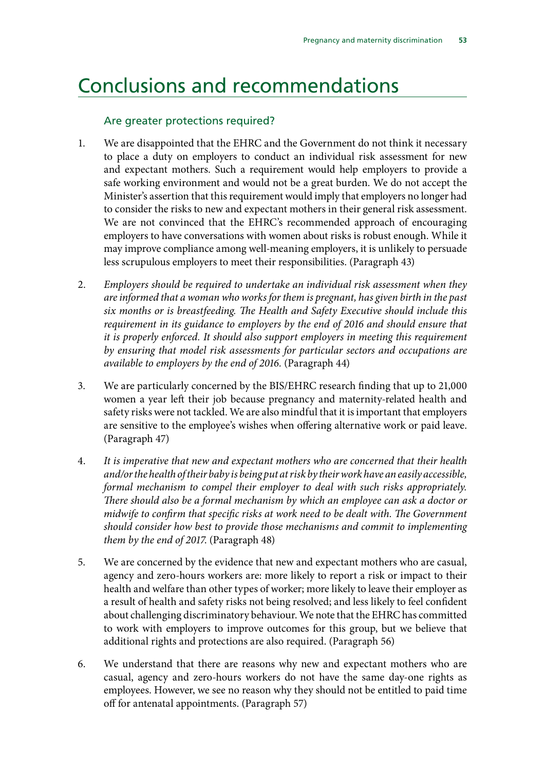# Conclusions and recommendations

## Are greater protections required?

1. We are disappointed that the EHRC and the Government do not think it necessary to place a duty on employers to conduct an individual risk assessment for new and expectant mothers. Such a requirement would help employers to provide a safe working environment and would not be a great burden. We do not accept the Minister's assertion that this requirement would imply that employers no longer had to consider the risks to new and expectant mothers in their general risk assessment. We are not convinced that the EHRC's recommended approach of encouraging employers to have conversations with women about risks is robust enough. While it may improve compliance among well-meaning employers, it is unlikely to persuade less scrupulous employers to meet their responsibilities. (Paragraph 43)

2. *Employers should be required to undertake an individual risk assessment when they are informed that a woman who works for them is pregnant, has given birth in the past six months or is breastfeeding. The Health and Safety Executive should include this requirement in its guidance to employers by the end of 2016 and should ensure that it is properly enforced. It should also support employers in meeting this requirement by ensuring that model risk assessments for particular sectors and occupations are available to employers by the end of 2016.* (Paragraph 44)

3. We are particularly concerned by the BIS/EHRC research finding that up to 21,000 women a year left their job because pregnancy and maternity-related health and safety risks were not tackled. We are also mindful that it is important that employers are sensitive to the employee's wishes when offering alternative work or paid leave. (Paragraph 47)

4. *It is imperative that new and expectant mothers who are concerned that their health and/or the health of their baby is being put at risk by their work have an easily accessible, formal mechanism to compel their employer to deal with such risks appropriately. There should also be a formal mechanism by which an employee can ask a doctor or midwife to confirm that specific risks at work need to be dealt with. The Government should consider how best to provide those mechanisms and commit to implementing them by the end of 2017.* (Paragraph 48)

5. We are concerned by the evidence that new and expectant mothers who are casual, agency and zero-hours workers are: more likely to report a risk or impact to their health and welfare than other types of worker; more likely to leave their employer as a result of health and safety risks not being resolved; and less likely to feel confident about challenging discriminatory behaviour. We note that the EHRC has committed to work with employers to improve outcomes for this group, but we believe that additional rights and protections are also required. (Paragraph 56)

6. We understand that there are reasons why new and expectant mothers who are casual, agency and zero-hours workers do not have the same day-one rights as employees. However, we see no reason why they should not be entitled to paid time off for antenatal appointments. (Paragraph 57)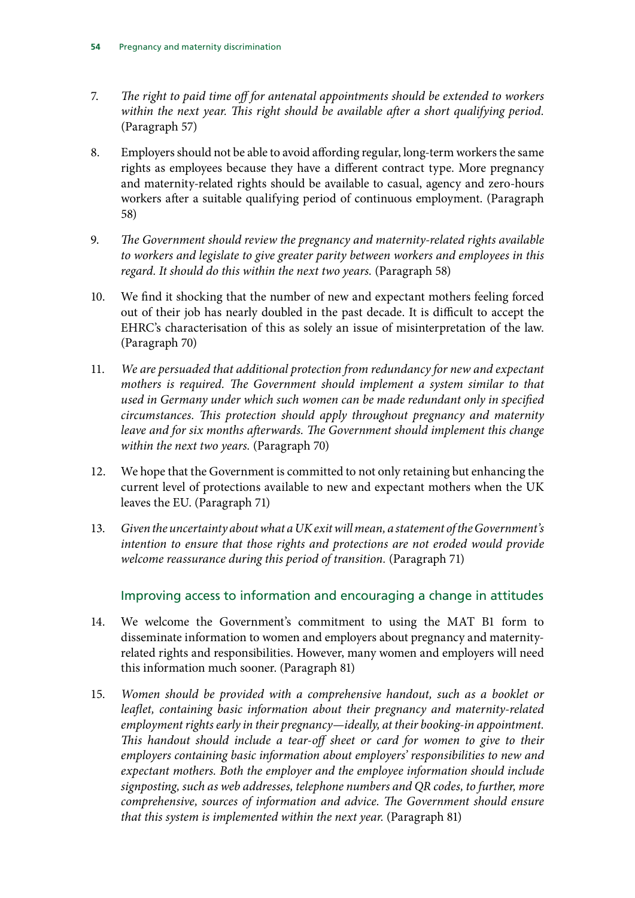7. *The right to paid time off for antenatal appointments should be extended to workers within the next year. This right should be available after a short qualifying period.* (Paragraph 57)

8. Employers should not be able to avoid affording regular, long-term workers the same rights as employees because they have a different contract type. More pregnancy and maternity-related rights should be available to casual, agency and zero-hours workers after a suitable qualifying period of continuous employment. (Paragraph 58)

9. *The Government should review the pregnancy and maternity-related rights available to workers and legislate to give greater parity between workers and employees in this regard. It should do this within the next two years.* (Paragraph 58)

10. We find it shocking that the number of new and expectant mothers feeling forced out of their job has nearly doubled in the past decade. It is difficult to accept the EHRC's characterisation of this as solely an issue of misinterpretation of the law. (Paragraph 70)

11. *We are persuaded that additional protection from redundancy for new and expectant mothers is required. The Government should implement a system similar to that used in Germany under which such women can be made redundant only in specified circumstances. This protection should apply throughout pregnancy and maternity leave and for six months afterwards. The Government should implement this change within the next two years.* (Paragraph 70)

12. We hope that the Government is committed to not only retaining but enhancing the current level of protections available to new and expectant mothers when the UK leaves the EU. (Paragraph 71)

13. *Given the uncertainty about what a UK exit will mean, a statement of the Government's intention to ensure that those rights and protections are not eroded would provide welcome reassurance during this period of transition.* (Paragraph 71)

### Improving access to information and encouraging a change in attitudes

14. We welcome the Government's commitment to using the MAT B1 form to disseminate information to women and employers about pregnancy and maternity-related rights and responsibilities. However, many women and employers will need this information much sooner. (Paragraph 81)

15. *Women should be provided with a comprehensive handout, such as a booklet or leaflet, containing basic information about their pregnancy and maternity-related employment rights early in their pregnancy—ideally, at their booking-in appointment. This handout should include a tear-off sheet or card for women to give to their employers containing basic information about employers' responsibilities to new and expectant mothers. Both the employer and the employee information should include signposting, such as web addresses, telephone numbers and QR codes, to further, more comprehensive, sources of information and advice. The Government should ensure that this system is implemented within the next year.* (Paragraph 81)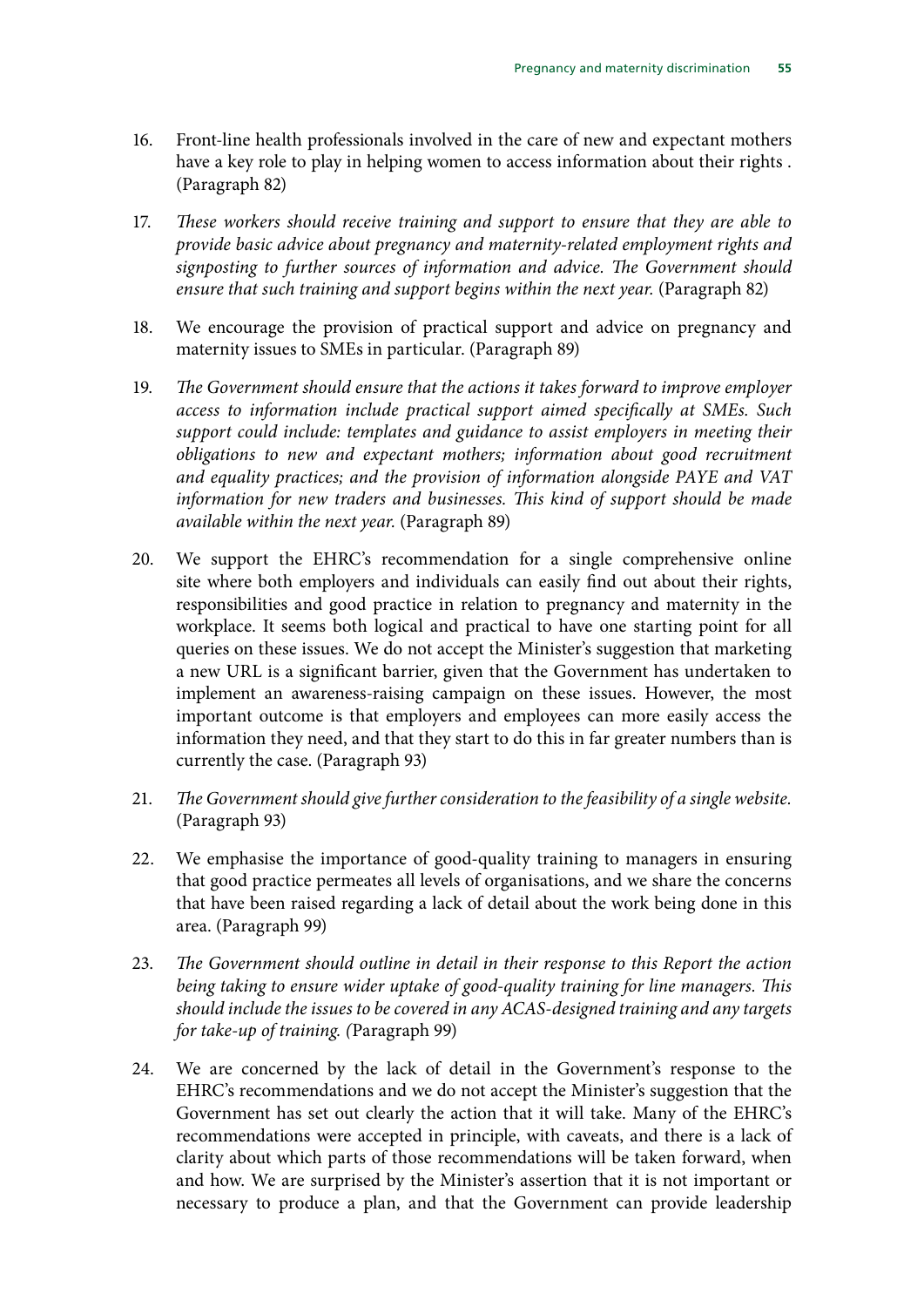16. Front-line health professionals involved in the care of new and expectant mothers have a key role to play in helping women to access information about their rights . (Paragraph 82)

17. *These workers should receive training and support to ensure that they are able to provide basic advice about pregnancy and maternity-related employment rights and signposting to further sources of information and advice. The Government should ensure that such training and support begins within the next year.* (Paragraph 82)

18. We encourage the provision of practical support and advice on pregnancy and maternity issues to SMEs in particular. (Paragraph 89)

19. *The Government should ensure that the actions it takes forward to improve employer access to information include practical support aimed specifically at SMEs. Such support could include: templates and guidance to assist employers in meeting their obligations to new and expectant mothers; information about good recruitment and equality practices; and the provision of information alongside PAYE and VAT information for new traders and businesses. This kind of support should be made available within the next year.* (Paragraph 89)

20. We support the EHRC's recommendation for a single comprehensive online site where both employers and individuals can easily find out about their rights, responsibilities and good practice in relation to pregnancy and maternity in the workplace. It seems both logical and practical to have one starting point for all queries on these issues. We do not accept the Minister's suggestion that marketing a new URL is a significant barrier, given that the Government has undertaken to implement an awareness-raising campaign on these issues. However, the most important outcome is that employers and employees can more easily access the information they need, and that they start to do this in far greater numbers than is currently the case. (Paragraph 93)

21. *The Government should give further consideration to the feasibility of a single website.* (Paragraph 93)

22. We emphasise the importance of good-quality training to managers in ensuring that good practice permeates all levels of organisations, and we share the concerns that have been raised regarding a lack of detail about the work being done in this area. (Paragraph 99)

23. *The Government should outline in detail in their response to this Report the action being taking to ensure wider uptake of good-quality training for line managers. This should include the issues to be covered in any ACAS-designed training and any targets for take-up of training. (*Paragraph 99)

24. We are concerned by the lack of detail in the Government's response to the EHRC's recommendations and we do not accept the Minister's suggestion that the Government has set out clearly the action that it will take. Many of the EHRC's recommendations were accepted in principle, with caveats, and there is a lack of clarity about which parts of those recommendations will be taken forward, when and how. We are surprised by the Minister's assertion that it is not important or necessary to produce a plan, and that the Government can provide leadership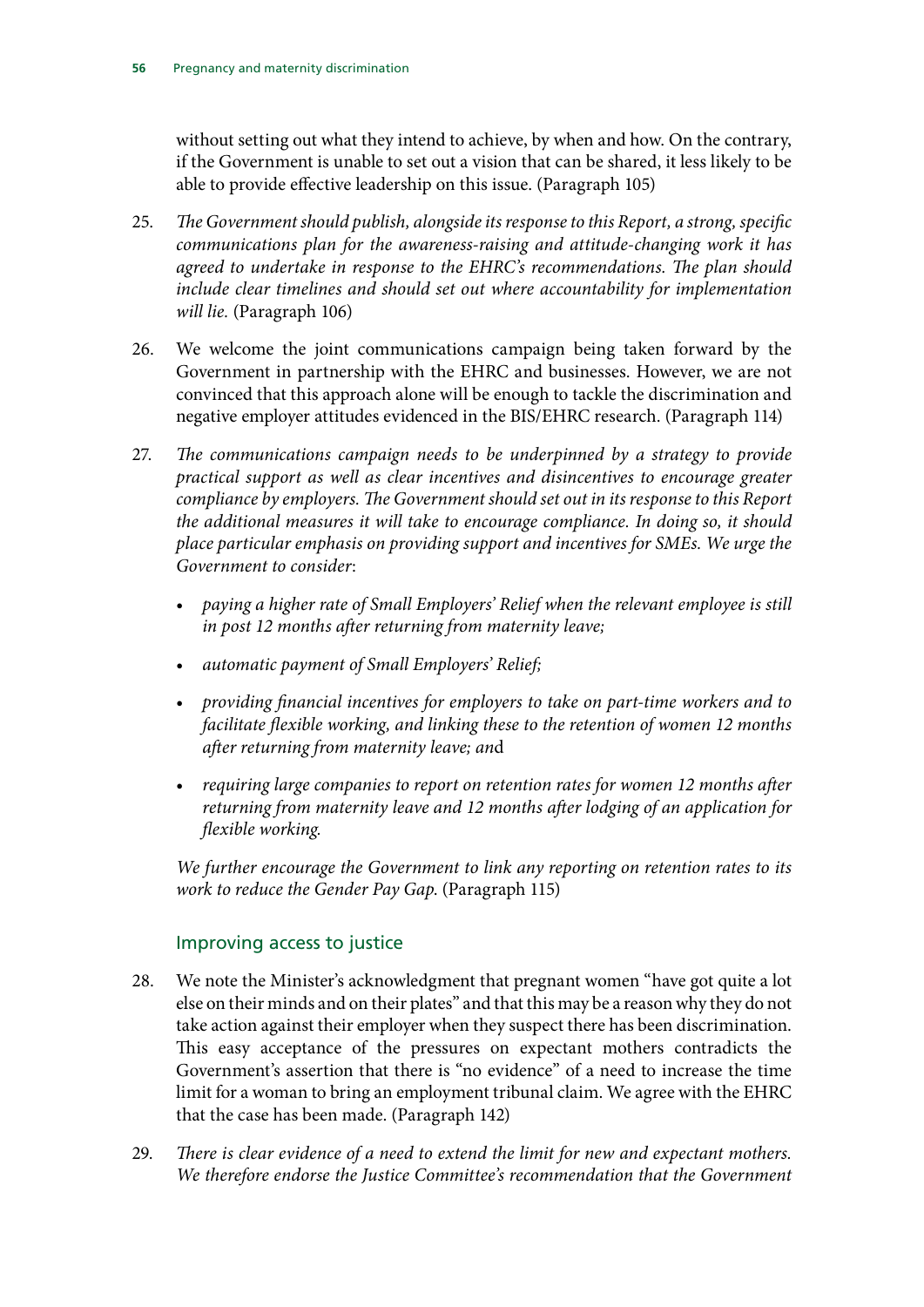without setting out what they intend to achieve, by when and how. On the contrary, if the Government is unable to set out a vision that can be shared, it less likely to be able to provide effective leadership on this issue. (Paragraph 105)

25. *The Government should publish, alongside its response to this Report, a strong, specific communications plan for the awareness-raising and attitude-changing work it has agreed to undertake in response to the EHRC's recommendations. The plan should include clear timelines and should set out where accountability for implementation will lie.* (Paragraph 106)

26. We welcome the joint communications campaign being taken forward by the Government in partnership with the EHRC and businesses. However, we are not convinced that this approach alone will be enough to tackle the discrimination and negative employer attitudes evidenced in the BIS/EHRC research. (Paragraph 114)

27. *The communications campaign needs to be underpinned by a strategy to provide practical support as well as clear incentives and disincentives to encourage greater compliance by employers. The Government should set out in its response to this Report the additional measures it will take to encourage compliance. In doing so, it should place particular emphasis on providing support and incentives for SMEs. We urge the Government to consider*:

    - *paying a higher rate of Small Employers' Relief when the relevant employee is still in post 12 months after returning from maternity leave;*
    - *automatic payment of Small Employers' Relief;*
    - *providing financial incentives for employers to take on part-time workers and to facilitate flexible working, and linking these to the retention of women 12 months after returning from maternity leave; an*d
    - *requiring large companies to report on retention rates for women 12 months after returning from maternity leave and 12 months after lodging of an application for flexible working.*

    *We further encourage the Government to link any reporting on retention rates to its work to reduce the Gender Pay Gap.* (Paragraph 115)

## Improving access to justice

28. We note the Minister's acknowledgment that pregnant women "have got quite a lot else on their minds and on their plates" and that this may be a reason why they do not take action against their employer when they suspect there has been discrimination. This easy acceptance of the pressures on expectant mothers contradicts the Government's assertion that there is "no evidence" of a need to increase the time limit for a woman to bring an employment tribunal claim. We agree with the EHRC that the case has been made. (Paragraph 142)

29. *There is clear evidence of a need to extend the limit for new and expectant mothers. We therefore endorse the Justice Committee's recommendation that the Government*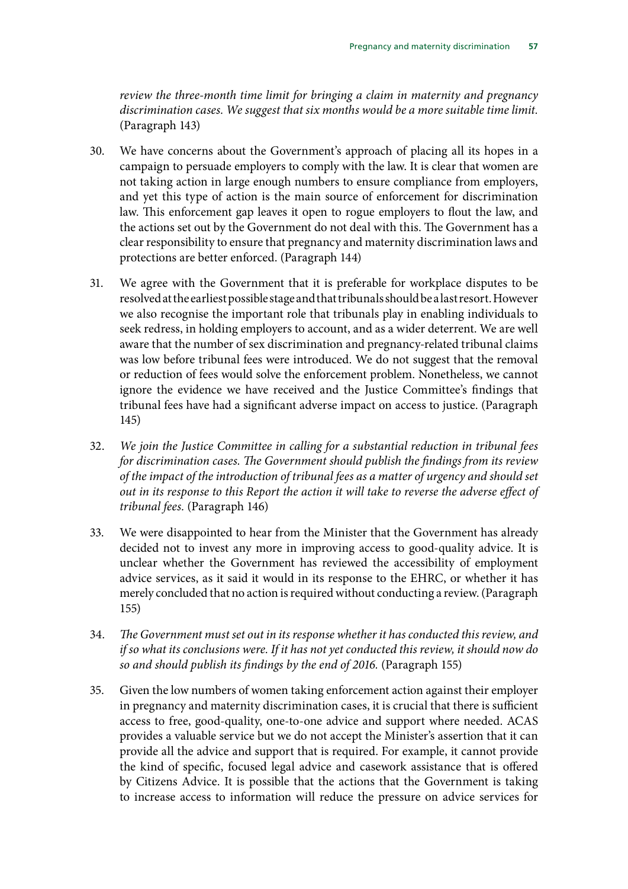*review the three-month time limit for bringing a claim in maternity and pregnancy discrimination cases. We suggest that six months would be a more suitable time limit.* (Paragraph 143)

30. We have concerns about the Government's approach of placing all its hopes in a campaign to persuade employers to comply with the law. It is clear that women are not taking action in large enough numbers to ensure compliance from employers, and yet this type of action is the main source of enforcement for discrimination law. This enforcement gap leaves it open to rogue employers to flout the law, and the actions set out by the Government do not deal with this. The Government has a clear responsibility to ensure that pregnancy and maternity discrimination laws and protections are better enforced. (Paragraph 144)

31. We agree with the Government that it is preferable for workplace disputes to be resolved at the earliest possible stage and that tribunals should be a last resort. However we also recognise the important role that tribunals play in enabling individuals to seek redress, in holding employers to account, and as a wider deterrent. We are well aware that the number of sex discrimination and pregnancy-related tribunal claims was low before tribunal fees were introduced. We do not suggest that the removal or reduction of fees would solve the enforcement problem. Nonetheless, we cannot ignore the evidence we have received and the Justice Committee's findings that tribunal fees have had a significant adverse impact on access to justice. (Paragraph 145)

32. *We join the Justice Committee in calling for a substantial reduction in tribunal fees for discrimination cases. The Government should publish the findings from its review of the impact of the introduction of tribunal fees as a matter of urgency and should set out in its response to this Report the action it will take to reverse the adverse effect of tribunal fees.* (Paragraph 146)

33. We were disappointed to hear from the Minister that the Government has already decided not to invest any more in improving access to good-quality advice. It is unclear whether the Government has reviewed the accessibility of employment advice services, as it said it would in its response to the EHRC, or whether it has merely concluded that no action is required without conducting a review. (Paragraph 155)

34. *The Government must set out in its response whether it has conducted this review, and if so what its conclusions were. If it has not yet conducted this review, it should now do so and should publish its findings by the end of 2016.* (Paragraph 155)

35. Given the low numbers of women taking enforcement action against their employer in pregnancy and maternity discrimination cases, it is crucial that there is sufficient access to free, good-quality, one-to-one advice and support where needed. ACAS provides a valuable service but we do not accept the Minister's assertion that it can provide all the advice and support that is required. For example, it cannot provide the kind of specific, focused legal advice and casework assistance that is offered by Citizens Advice. It is possible that the actions that the Government is taking to increase access to information will reduce the pressure on advice services for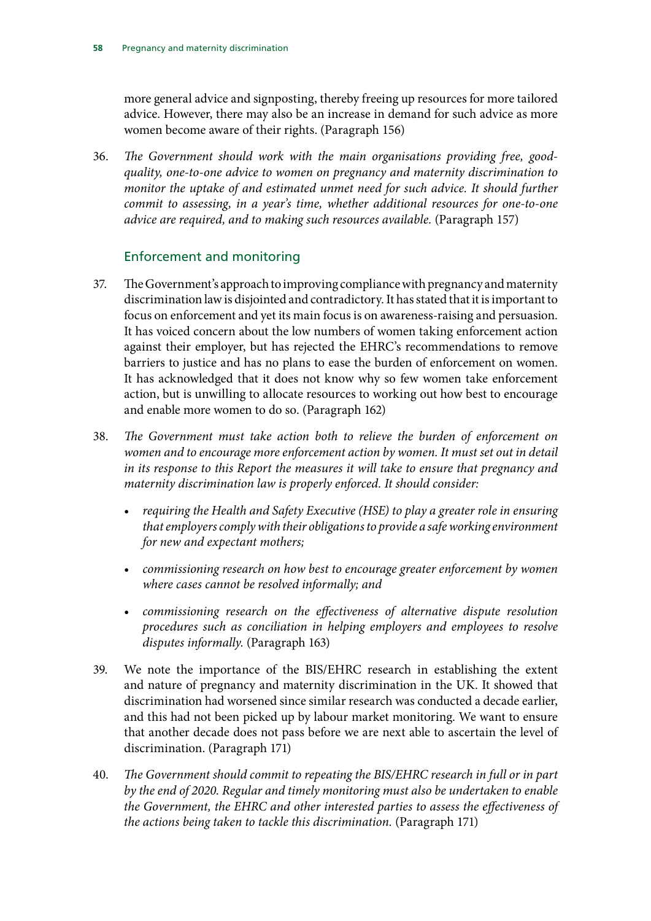more general advice and signposting, thereby freeing up resources for more tailored advice. However, there may also be an increase in demand for such advice as more women become aware of their rights. (Paragraph 156)

36. *The Government should work with the main organisations providing free, good-quality, one-to-one advice to women on pregnancy and maternity discrimination to monitor the uptake of and estimated unmet need for such advice. It should further commit to assessing, in a year's time, whether additional resources for one-to-one advice are required, and to making such resources available.* (Paragraph 157)

## Enforcement and monitoring

37. The Government's approach to improving compliance with pregnancy and maternity discrimination law is disjointed and contradictory. It has stated that it is important to focus on enforcement and yet its main focus is on awareness-raising and persuasion. It has voiced concern about the low numbers of women taking enforcement action against their employer, but has rejected the EHRC's recommendations to remove barriers to justice and has no plans to ease the burden of enforcement on women. It has acknowledged that it does not know why so few women take enforcement action, but is unwilling to allocate resources to working out how best to encourage and enable more women to do so. (Paragraph 162)

38. *The Government must take action both to relieve the burden of enforcement on women and to encourage more enforcement action by women. It must set out in detail in its response to this Report the measures it will take to ensure that pregnancy and maternity discrimination law is properly enforced. It should consider:*

    - *requiring the Health and Safety Executive (HSE) to play a greater role in ensuring that employers comply with their obligations to provide a safe working environment for new and expectant mothers;*
    - *commissioning research on how best to encourage greater enforcement by women where cases cannot be resolved informally; and*
    - *commissioning research on the effectiveness of alternative dispute resolution procedures such as conciliation in helping employers and employees to resolve disputes informally.* (Paragraph 163)

39. We note the importance of the BIS/EHRC research in establishing the extent and nature of pregnancy and maternity discrimination in the UK. It showed that discrimination had worsened since similar research was conducted a decade earlier, and this had not been picked up by labour market monitoring. We want to ensure that another decade does not pass before we are next able to ascertain the level of discrimination. (Paragraph 171)

40. *The Government should commit to repeating the BIS/EHRC research in full or in part by the end of 2020. Regular and timely monitoring must also be undertaken to enable the Government, the EHRC and other interested parties to assess the effectiveness of the actions being taken to tackle this discrimination.* (Paragraph 171)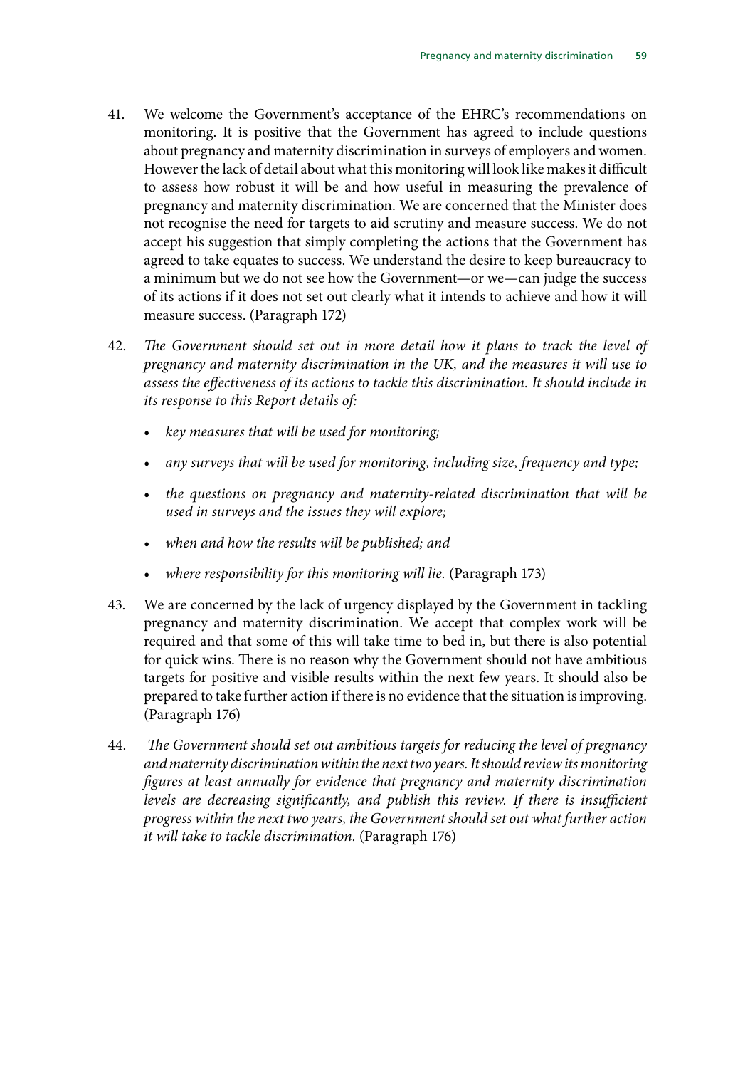41. We welcome the Government's acceptance of the EHRC's recommendations on monitoring. It is positive that the Government has agreed to include questions about pregnancy and maternity discrimination in surveys of employers and women. However the lack of detail about what this monitoring will look like makes it difficult to assess how robust it will be and how useful in measuring the prevalence of pregnancy and maternity discrimination. We are concerned that the Minister does not recognise the need for targets to aid scrutiny and measure success. We do not accept his suggestion that simply completing the actions that the Government has agreed to take equates to success. We understand the desire to keep bureaucracy to a minimum but we do not see how the Government—or we—can judge the success of its actions if it does not set out clearly what it intends to achieve and how it will measure success. (Paragraph 172)

42. *The Government should set out in more detail how it plans to track the level of pregnancy and maternity discrimination in the UK, and the measures it will use to assess the effectiveness of its actions to tackle this discrimination. It should include in its response to this Report details of:*

    - *key measures that will be used for monitoring;*
    - *any surveys that will be used for monitoring, including size, frequency and type;*
    - *the questions on pregnancy and maternity-related discrimination that will be used in surveys and the issues they will explore;*
    - *when and how the results will be published; and*
    - *where responsibility for this monitoring will lie.* (Paragraph 173)

43. We are concerned by the lack of urgency displayed by the Government in tackling pregnancy and maternity discrimination. We accept that complex work will be required and that some of this will take time to bed in, but there is also potential for quick wins. There is no reason why the Government should not have ambitious targets for positive and visible results within the next few years. It should also be prepared to take further action if there is no evidence that the situation is improving. (Paragraph 176)

44. *The Government should set out ambitious targets for reducing the level of pregnancy and maternity discrimination within the next two years. It should review its monitoring figures at least annually for evidence that pregnancy and maternity discrimination levels are decreasing significantly, and publish this review. If there is insufficient progress within the next two years, the Government should set out what further action it will take to tackle discrimination.* (Paragraph 176)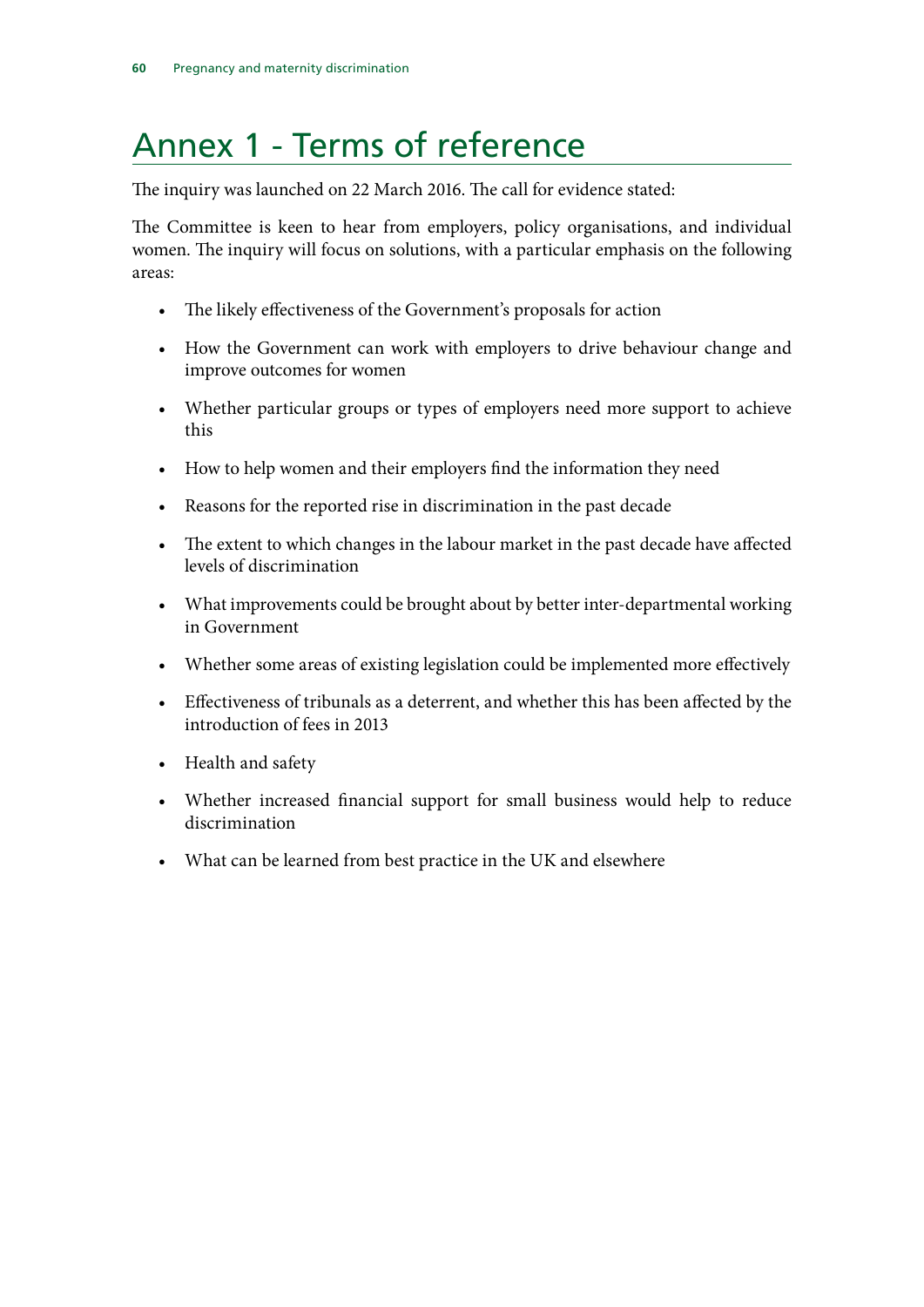# Annex 1 - Terms of reference

The inquiry was launched on 22 March 2016. The call for evidence stated:

The Committee is keen to hear from employers, policy organisations, and individual women. The inquiry will focus on solutions, with a particular emphasis on the following areas:

- The likely effectiveness of the Government's proposals for action
- How the Government can work with employers to drive behaviour change and improve outcomes for women
- Whether particular groups or types of employers need more support to achieve this
- How to help women and their employers find the information they need
- Reasons for the reported rise in discrimination in the past decade
- The extent to which changes in the labour market in the past decade have affected levels of discrimination
- What improvements could be brought about by better inter-departmental working in Government
- Whether some areas of existing legislation could be implemented more effectively
- Effectiveness of tribunals as a deterrent, and whether this has been affected by the introduction of fees in 2013
- Health and safety
- Whether increased financial support for small business would help to reduce discrimination
- What can be learned from best practice in the UK and elsewhere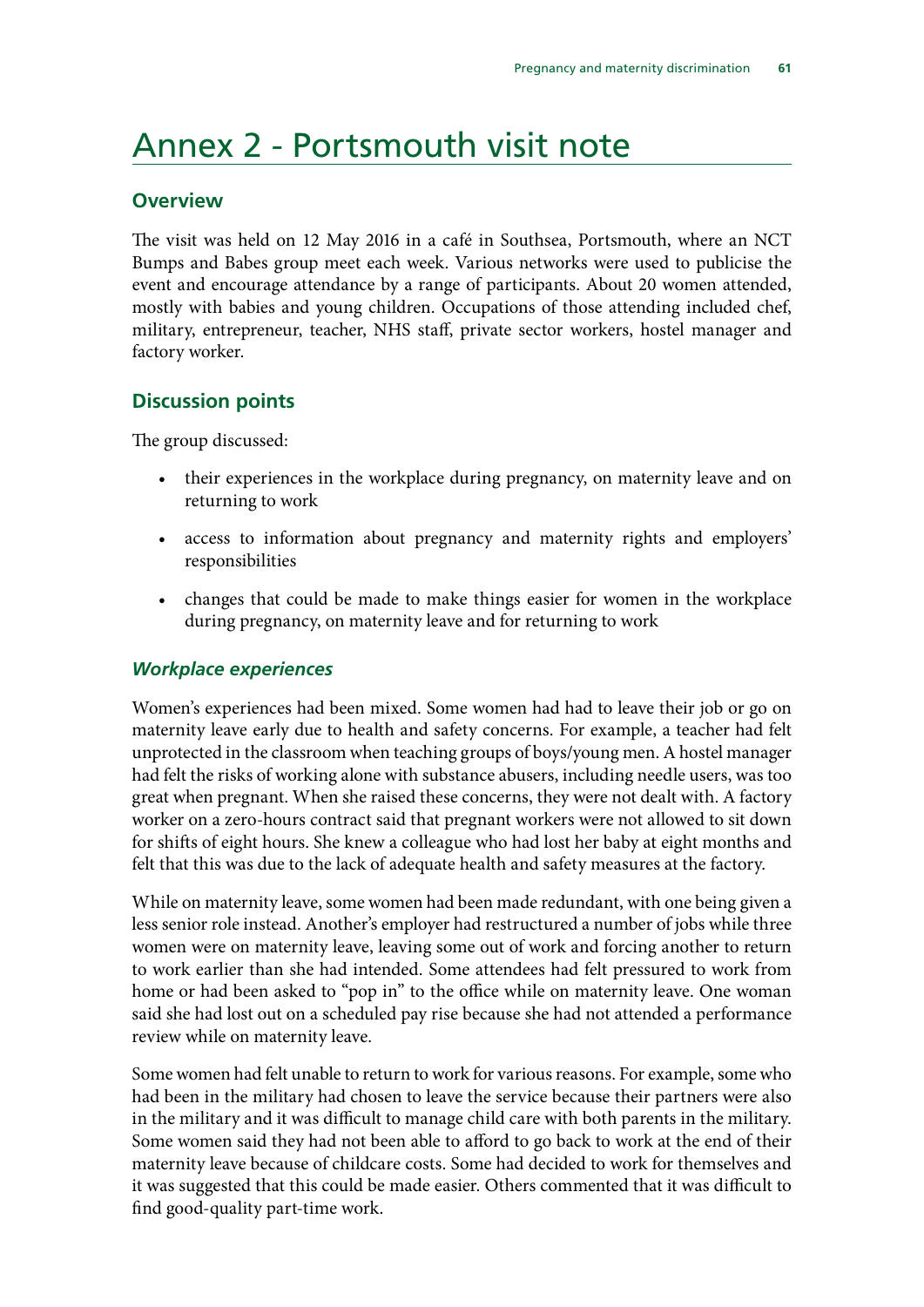# Annex 2 - Portsmouth visit note

## Overview

The visit was held on 12 May 2016 in a café in Southsea, Portsmouth, where an NCT Bumps and Babes group meet each week. Various networks were used to publicise the event and encourage attendance by a range of participants. About 20 women attended, mostly with babies and young children. Occupations of those attending included chef, military, entrepreneur, teacher, NHS staff, private sector workers, hostel manager and factory worker.

## Discussion points

The group discussed:

- their experiences in the workplace during pregnancy, on maternity leave and on returning to work
- access to information about pregnancy and maternity rights and employers' responsibilities
- changes that could be made to make things easier for women in the workplace during pregnancy, on maternity leave and for returning to work

### *Workplace experiences*

Women's experiences had been mixed. Some women had had to leave their job or go on maternity leave early due to health and safety concerns. For example, a teacher had felt unprotected in the classroom when teaching groups of boys/young men. A hostel manager had felt the risks of working alone with substance abusers, including needle users, was too great when pregnant. When she raised these concerns, they were not dealt with. A factory worker on a zero-hours contract said that pregnant workers were not allowed to sit down for shifts of eight hours. She knew a colleague who had lost her baby at eight months and felt that this was due to the lack of adequate health and safety measures at the factory.

While on maternity leave, some women had been made redundant, with one being given a less senior role instead. Another's employer had restructured a number of jobs while three women were on maternity leave, leaving some out of work and forcing another to return to work earlier than she had intended. Some attendees had felt pressured to work from home or had been asked to "pop in" to the office while on maternity leave. One woman said she had lost out on a scheduled pay rise because she had not attended a performance review while on maternity leave.

Some women had felt unable to return to work for various reasons. For example, some who had been in the military had chosen to leave the service because their partners were also in the military and it was difficult to manage child care with both parents in the military. Some women said they had not been able to afford to go back to work at the end of their maternity leave because of childcare costs. Some had decided to work for themselves and it was suggested that this could be made easier. Others commented that it was difficult to find good-quality part-time work.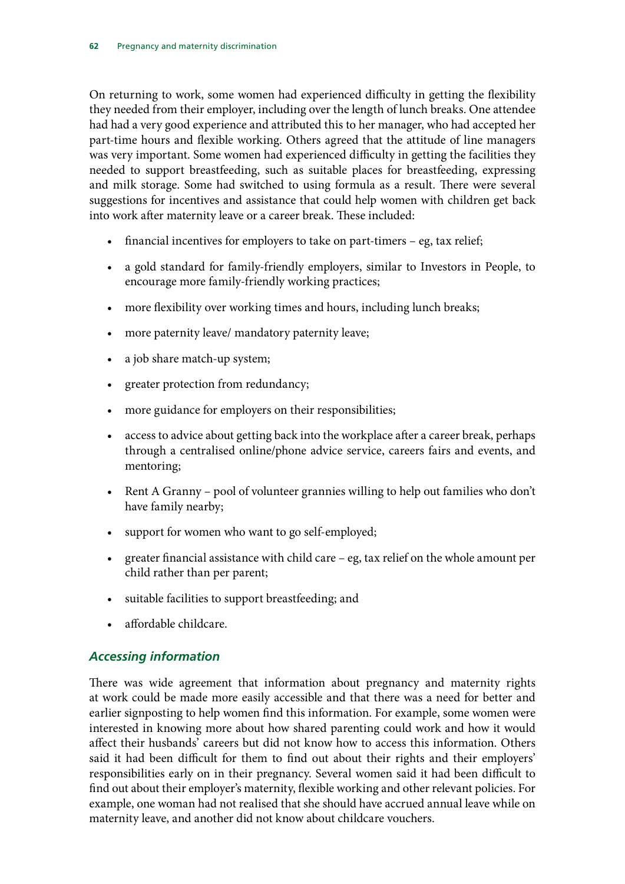On returning to work, some women had experienced difficulty in getting the flexibility they needed from their employer, including over the length of lunch breaks. One attendee had had a very good experience and attributed this to her manager, who had accepted her part-time hours and flexible working. Others agreed that the attitude of line managers was very important. Some women had experienced difficulty in getting the facilities they needed to support breastfeeding, such as suitable places for breastfeeding, expressing and milk storage. Some had switched to using formula as a result. There were several suggestions for incentives and assistance that could help women with children get back into work after maternity leave or a career break. These included:

- financial incentives for employers to take on part-timers – eg, tax relief;
- a gold standard for family-friendly employers, similar to Investors in People, to encourage more family-friendly working practices;
- more flexibility over working times and hours, including lunch breaks;
- more paternity leave/ mandatory paternity leave;
- a job share match-up system;
- greater protection from redundancy;
- more guidance for employers on their responsibilities;
- access to advice about getting back into the workplace after a career break, perhaps through a centralised online/phone advice service, careers fairs and events, and mentoring;
- Rent A Granny – pool of volunteer grannies willing to help out families who don't have family nearby;
- support for women who want to go self-employed;
- greater financial assistance with child care – eg, tax relief on the whole amount per child rather than per parent;
- suitable facilities to support breastfeeding; and
- affordable childcare.

### *Accessing information*

There was wide agreement that information about pregnancy and maternity rights at work could be made more easily accessible and that there was a need for better and earlier signposting to help women find this information. For example, some women were interested in knowing more about how shared parenting could work and how it would affect their husbands' careers but did not know how to access this information. Others said it had been difficult for them to find out about their rights and their employers' responsibilities early on in their pregnancy. Several women said it had been difficult to find out about their employer's maternity, flexible working and other relevant policies. For example, one woman had not realised that she should have accrued annual leave while on maternity leave, and another did not know about childcare vouchers.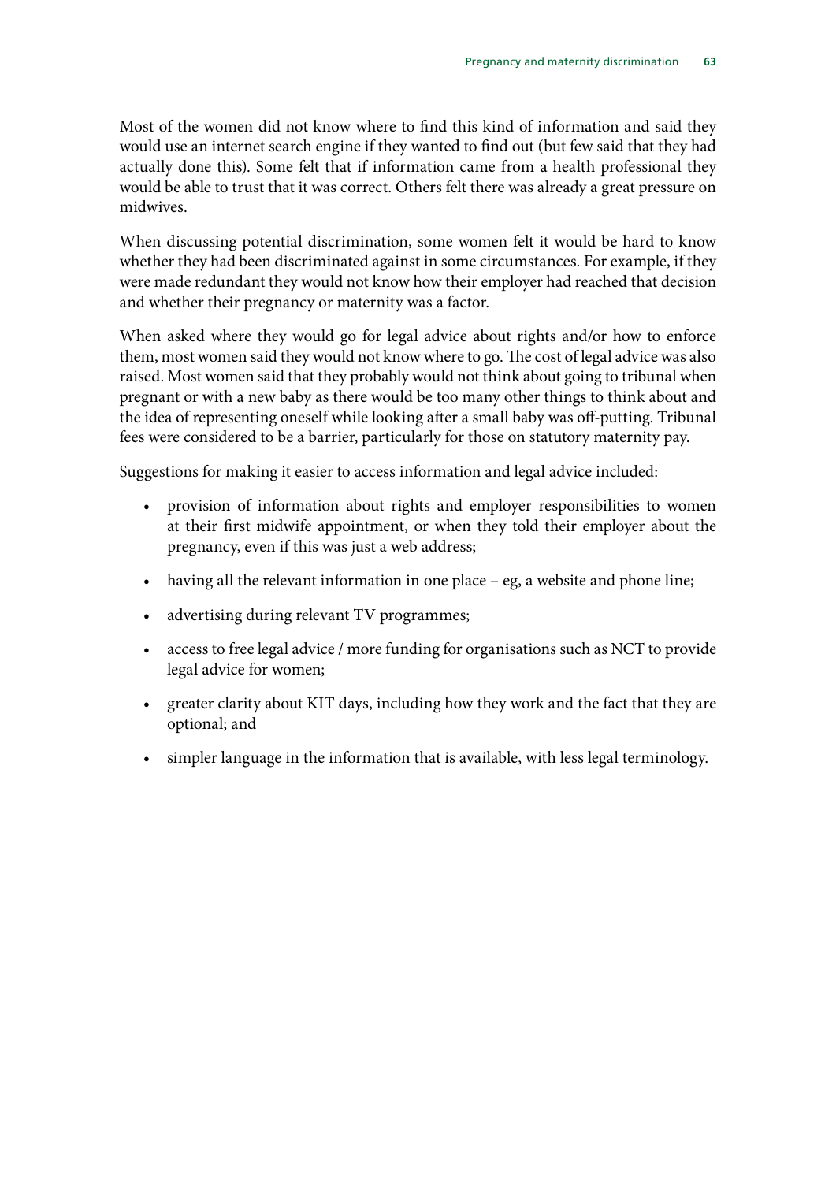Most of the women did not know where to find this kind of information and said they would use an internet search engine if they wanted to find out (but few said that they had actually done this). Some felt that if information came from a health professional they would be able to trust that it was correct. Others felt there was already a great pressure on midwives.

When discussing potential discrimination, some women felt it would be hard to know whether they had been discriminated against in some circumstances. For example, if they were made redundant they would not know how their employer had reached that decision and whether their pregnancy or maternity was a factor.

When asked where they would go for legal advice about rights and/or how to enforce them, most women said they would not know where to go. The cost of legal advice was also raised. Most women said that they probably would not think about going to tribunal when pregnant or with a new baby as there would be too many other things to think about and the idea of representing oneself while looking after a small baby was off-putting. Tribunal fees were considered to be a barrier, particularly for those on statutory maternity pay.

Suggestions for making it easier to access information and legal advice included:

- provision of information about rights and employer responsibilities to women at their first midwife appointment, or when they told their employer about the pregnancy, even if this was just a web address;
- having all the relevant information in one place – eg, a website and phone line;
- advertising during relevant TV programmes;
- access to free legal advice / more funding for organisations such as NCT to provide legal advice for women;
- greater clarity about KIT days, including how they work and the fact that they are optional; and
- simpler language in the information that is available, with less legal terminology.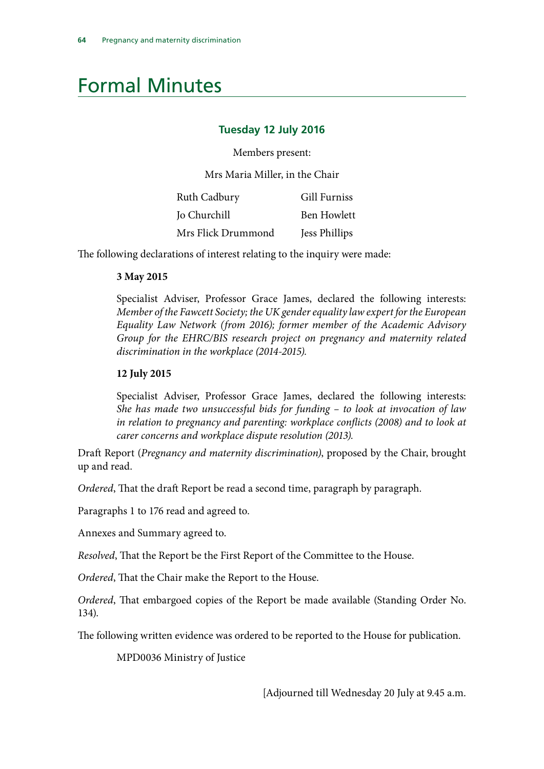# Formal Minutes

### Tuesday 12 July 2016

Members present:

Mrs Maria Miller, in the Chair

Ruth Cadbury
Gill Furniss
Jo Churchill
Ben Howlett
Mrs Flick Drummond
Jess Phillips

The following declarations of interest relating to the inquiry were made:

**3 May 2015**

Specialist Adviser, Professor Grace James, declared the following interests: *Member of the Fawcett Society; the UK gender equality law expert for the European Equality Law Network (from 2016); former member of the Academic Advisory Group for the EHRC/BIS research project on pregnancy and maternity related discrimination in the workplace (2014-2015).*

**12 July 2015**

Specialist Adviser, Professor Grace James, declared the following interests: *She has made two unsuccessful bids for funding – to look at invocation of law in relation to pregnancy and parenting: workplace conflicts (2008) and to look at carer concerns and workplace dispute resolution (2013).*

Draft Report (*Pregnancy and maternity discrimination*), proposed by the Chair, brought up and read.

*Ordered*, That the draft Report be read a second time, paragraph by paragraph.

Paragraphs 1 to 176 read and agreed to.

Annexes and Summary agreed to.

*Resolved*, That the Report be the First Report of the Committee to the House.

*Ordered*, That the Chair make the Report to the House.

*Ordered*, That embargoed copies of the Report be made available (Standing Order No. 134).

The following written evidence was ordered to be reported to the House for publication.

MPD0036 Ministry of Justice

[Adjourned till Wednesday 20 July at 9.45 a.m.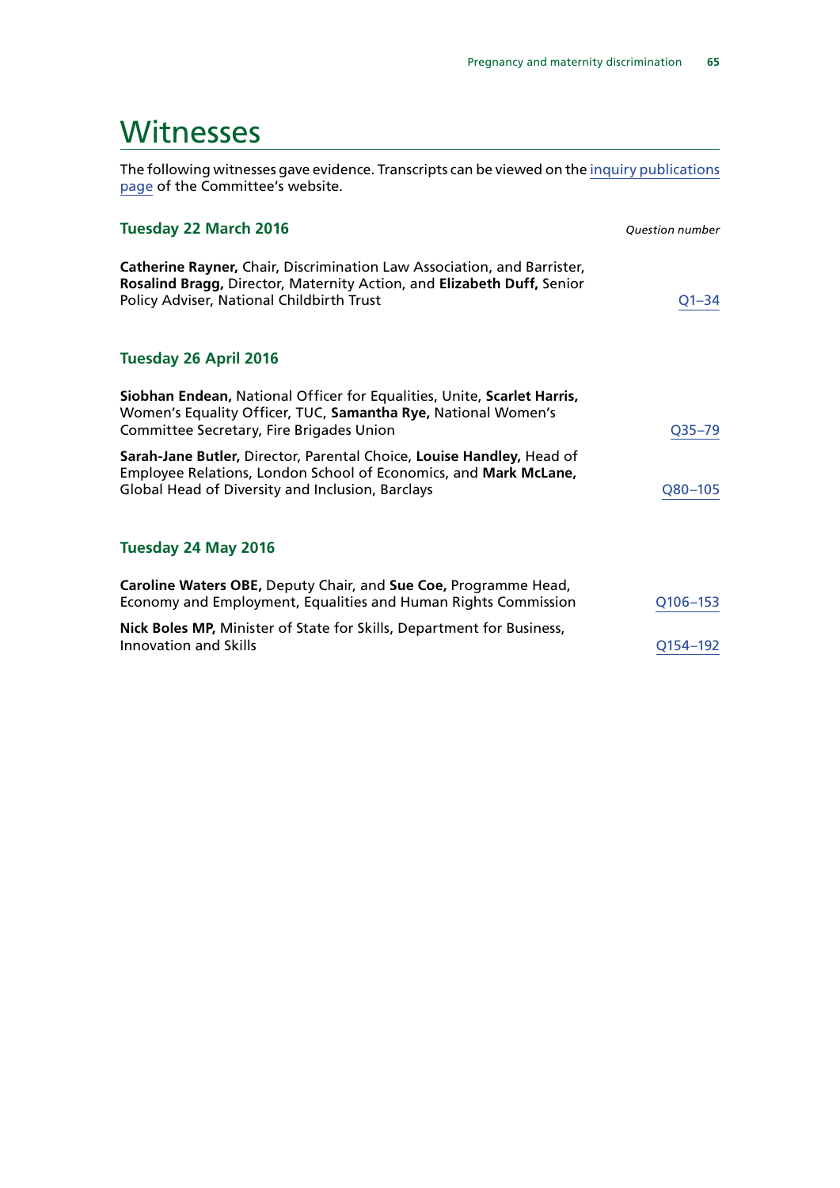# Witnesses

The following witnesses gave evidence. Transcripts can be viewed on the inquiry publications page of the Committee's website.

### Tuesday 22 March 2016

*Question number*

**Catherine Rayner,** Chair, Discrimination Law Association, and Barrister, **Rosalind Bragg,** Director, Maternity Action, and **Elizabeth Duff,** Senior Policy Adviser, National Childbirth Trust — Q1–34

### Tuesday 26 April 2016

**Siobhan Endean,** National Officer for Equalities, Unite, **Scarlet Harris,** Women's Equality Officer, TUC, **Samantha Rye,** National Women's Committee Secretary, Fire Brigades Union — Q35–79

**Sarah-Jane Butler,** Director, Parental Choice, **Louise Handley,** Head of Employee Relations, London School of Economics, and **Mark McLane,** Global Head of Diversity and Inclusion, Barclays — Q80–105

### Tuesday 24 May 2016

**Caroline Waters OBE,** Deputy Chair, and **Sue Coe,** Programme Head, Economy and Employment, Equalities and Human Rights Commission — Q106–153

**Nick Boles MP,** Minister of State for Skills, Department for Business, Innovation and Skills — Q154–192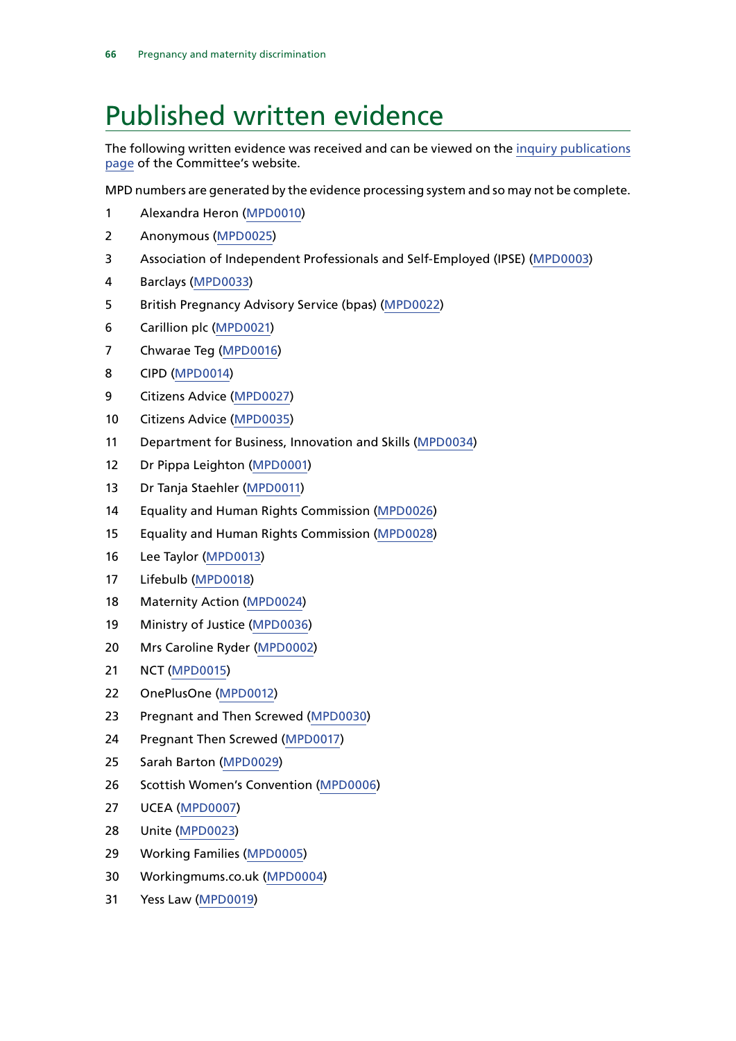# Published written evidence

The following written evidence was received and can be viewed on the inquiry publications page of the Committee's website.

MPD numbers are generated by the evidence processing system and so may not be complete.

1. Alexandra Heron (MPD0010)
2. Anonymous (MPD0025)
3. Association of Independent Professionals and Self-Employed (IPSE) (MPD0003)
4. Barclays (MPD0033)
5. British Pregnancy Advisory Service (bpas) (MPD0022)
6. Carillion plc (MPD0021)
7. Chwarae Teg (MPD0016)
8. CIPD (MPD0014)
9. Citizens Advice (MPD0027)
10. Citizens Advice (MPD0035)
11. Department for Business, Innovation and Skills (MPD0034)
12. Dr Pippa Leighton (MPD0001)
13. Dr Tanja Staehler (MPD0011)
14. Equality and Human Rights Commission (MPD0026)
15. Equality and Human Rights Commission (MPD0028)
16. Lee Taylor (MPD0013)
17. Lifebulb (MPD0018)
18. Maternity Action (MPD0024)
19. Ministry of Justice (MPD0036)
20. Mrs Caroline Ryder (MPD0002)
21. NCT (MPD0015)
22. OnePlusOne (MPD0012)
23. Pregnant and Then Screwed (MPD0030)
24. Pregnant Then Screwed (MPD0017)
25. Sarah Barton (MPD0029)
26. Scottish Women's Convention (MPD0006)
27. UCEA (MPD0007)
28. Unite (MPD0023)
29. Working Families (MPD0005)
30. Workingmums.co.uk (MPD0004)
31. Yess Law (MPD0019)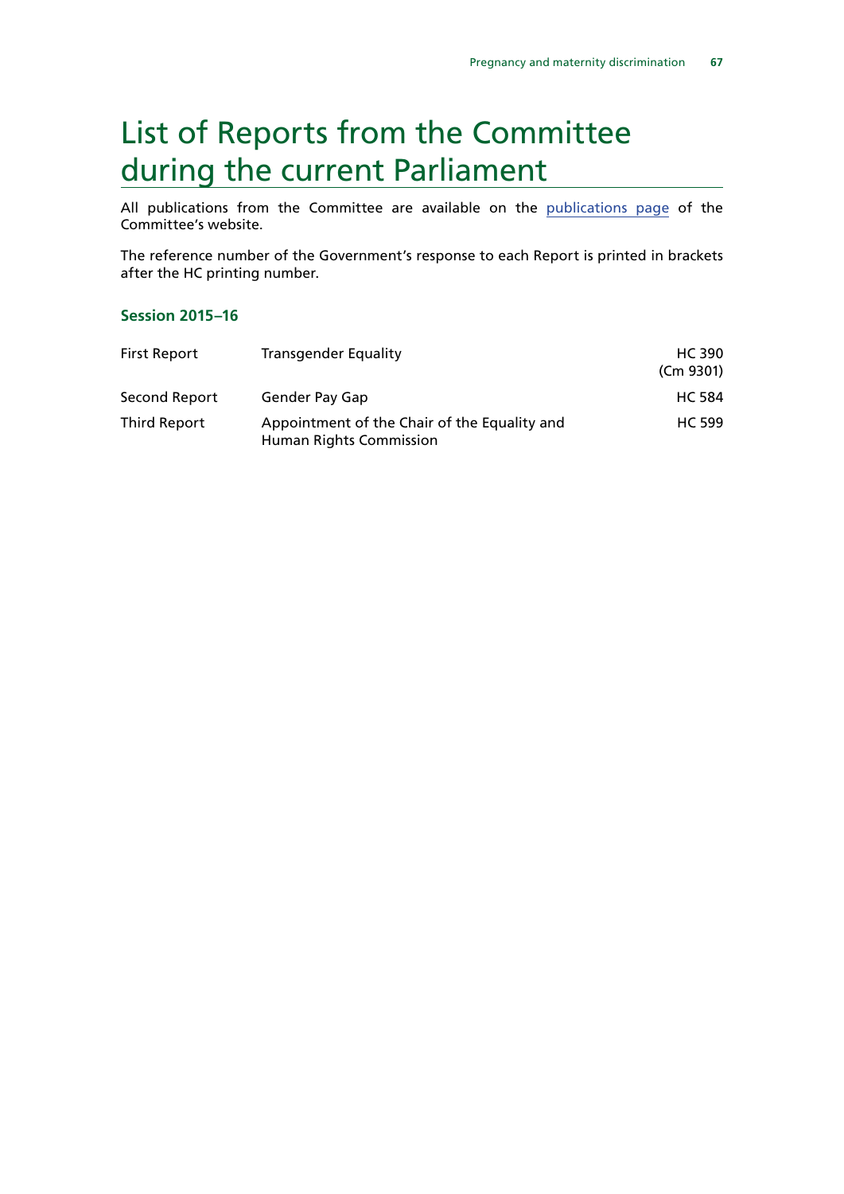# List of Reports from the Committee during the current Parliament

All publications from the Committee are available on the publications page of the Committee's website.

The reference number of the Government's response to each Report is printed in brackets after the HC printing number.

### Session 2015–16

| | | |
|---|---|---|
| First Report | Transgender Equality | HC 390 (Cm 9301) |
| Second Report | Gender Pay Gap | HC 584 |
| Third Report | Appointment of the Chair of the Equality and Human Rights Commission | HC 599 |